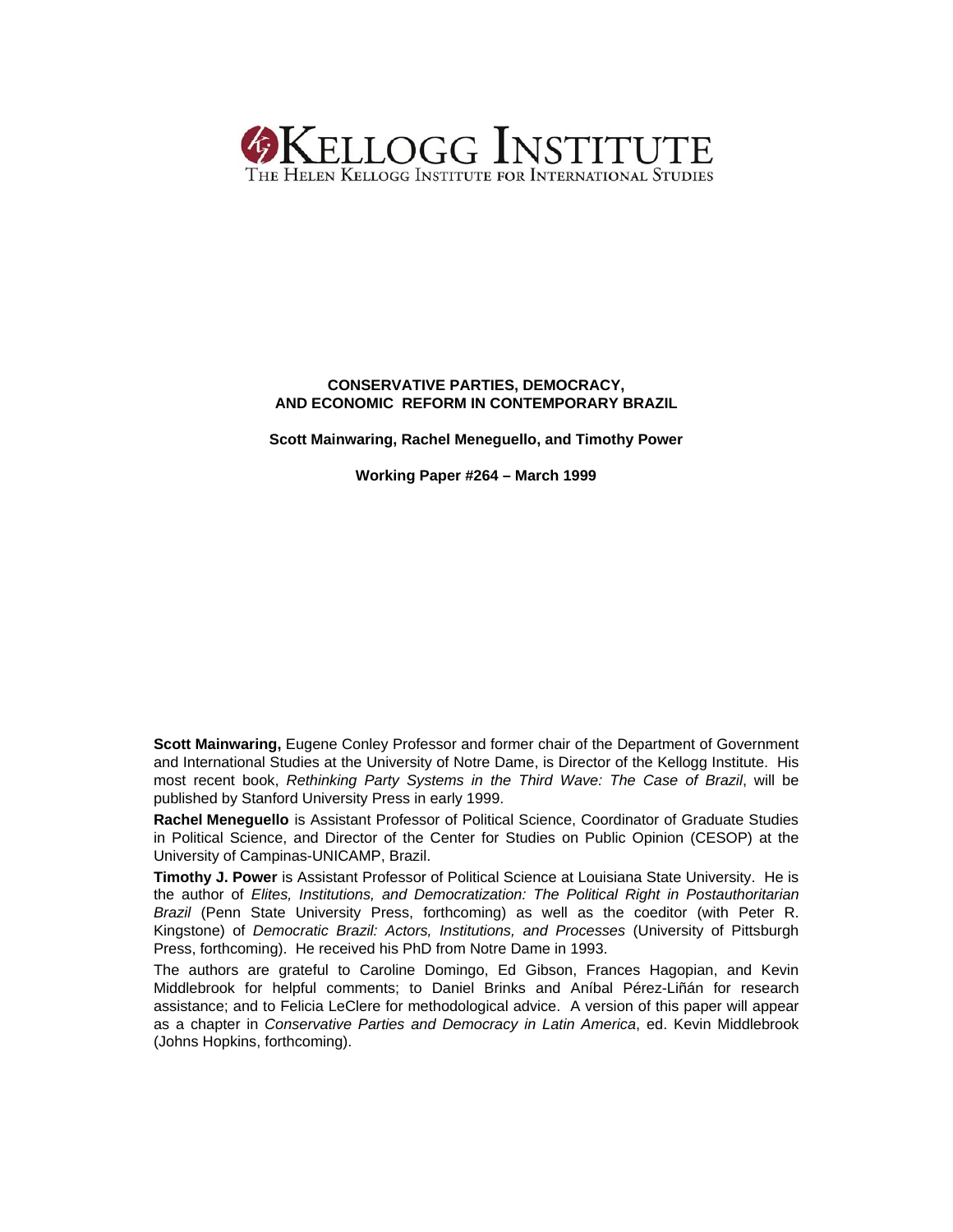**KELLOGG INSTITUTE**
THE HELEN KELLOGG INSTITUTE FOR INTERNATIONAL STUDIES

# CONSERVATIVE PARTIES, DEMOCRACY, AND ECONOMIC REFORM IN CONTEMPORARY BRAZIL

**Scott Mainwaring, Rachel Meneguello, and Timothy Power**

**Working Paper #264 – March 1999**

**Scott Mainwaring,** Eugene Conley Professor and former chair of the Department of Government and International Studies at the University of Notre Dame, is Director of the Kellogg Institute. His most recent book, *Rethinking Party Systems in the Third Wave: The Case of Brazil*, will be published by Stanford University Press in early 1999.

**Rachel Meneguello** is Assistant Professor of Political Science, Coordinator of Graduate Studies in Political Science, and Director of the Center for Studies on Public Opinion (CESOP) at the University of Campinas-UNICAMP, Brazil.

**Timothy J. Power** is Assistant Professor of Political Science at Louisiana State University. He is the author of *Elites, Institutions, and Democratization: The Political Right in Postauthoritarian Brazil* (Penn State University Press, forthcoming) as well as the coeditor (with Peter R. Kingstone) of *Democratic Brazil: Actors, Institutions, and Processes* (University of Pittsburgh Press, forthcoming). He received his PhD from Notre Dame in 1993.

The authors are grateful to Caroline Domingo, Ed Gibson, Frances Hagopian, and Kevin Middlebrook for helpful comments; to Daniel Brinks and Aníbal Pérez-Liñán for research assistance; and to Felicia LeClere for methodological advice. A version of this paper will appear as a chapter in *Conservative Parties and Democracy in Latin America*, ed. Kevin Middlebrook (Johns Hopkins, forthcoming).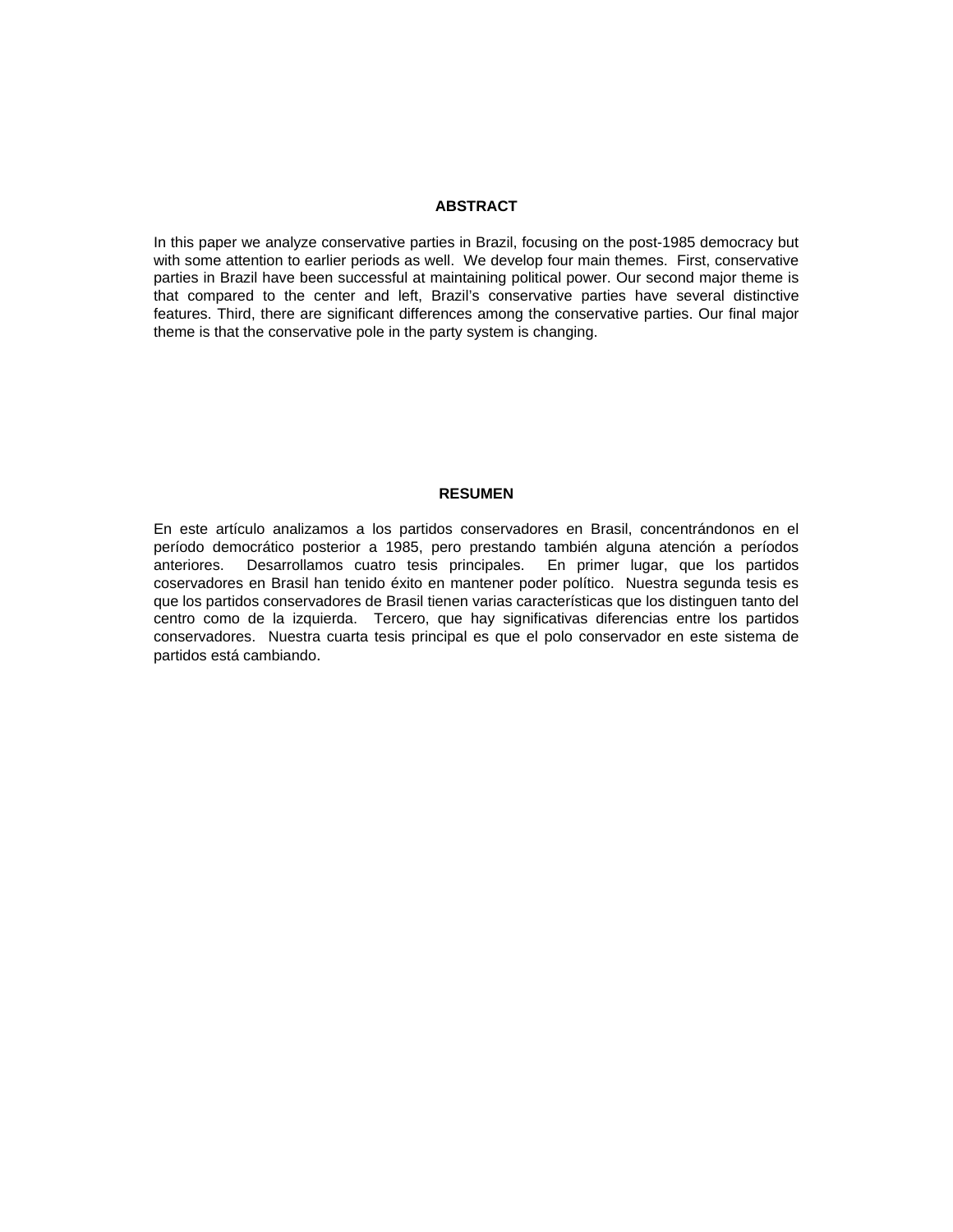## ABSTRACT

In this paper we analyze conservative parties in Brazil, focusing on the post-1985 democracy but with some attention to earlier periods as well. We develop four main themes. First, conservative parties in Brazil have been successful at maintaining political power. Our second major theme is that compared to the center and left, Brazil's conservative parties have several distinctive features. Third, there are significant differences among the conservative parties. Our final major theme is that the conservative pole in the party system is changing.

## RESUMEN

En este artículo analizamos a los partidos conservadores en Brasil, concentrándonos en el período democrático posterior a 1985, pero prestando también alguna atención a períodos anteriores. Desarrollamos cuatro tesis principales. En primer lugar, que los partidos coservadores en Brasil han tenido éxito en mantener poder político. Nuestra segunda tesis es que los partidos conservadores de Brasil tienen varias características que los distinguen tanto del centro como de la izquierda. Tercero, que hay significativas diferencias entre los partidos conservadores. Nuestra cuarta tesis principal es que el polo conservador en este sistema de partidos está cambiando.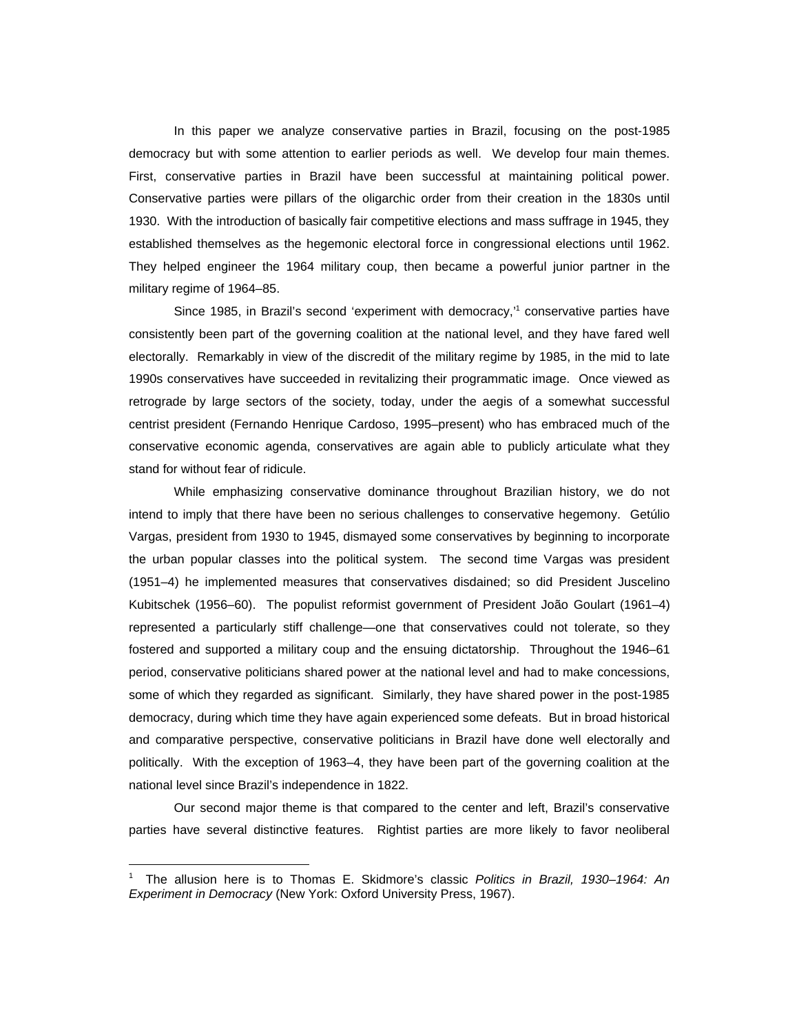In this paper we analyze conservative parties in Brazil, focusing on the post-1985 democracy but with some attention to earlier periods as well. We develop four main themes. First, conservative parties in Brazil have been successful at maintaining political power. Conservative parties were pillars of the oligarchic order from their creation in the 1830s until 1930. With the introduction of basically fair competitive elections and mass suffrage in 1945, they established themselves as the hegemonic electoral force in congressional elections until 1962. They helped engineer the 1964 military coup, then became a powerful junior partner in the military regime of 1964–85.

Since 1985, in Brazil's second 'experiment with democracy,'[1] conservative parties have consistently been part of the governing coalition at the national level, and they have fared well electorally. Remarkably in view of the discredit of the military regime by 1985, in the mid to late 1990s conservatives have succeeded in revitalizing their programmatic image. Once viewed as retrograde by large sectors of the society, today, under the aegis of a somewhat successful centrist president (Fernando Henrique Cardoso, 1995–present) who has embraced much of the conservative economic agenda, conservatives are again able to publicly articulate what they stand for without fear of ridicule.

While emphasizing conservative dominance throughout Brazilian history, we do not intend to imply that there have been no serious challenges to conservative hegemony. Getúlio Vargas, president from 1930 to 1945, dismayed some conservatives by beginning to incorporate the urban popular classes into the political system. The second time Vargas was president (1951–4) he implemented measures that conservatives disdained; so did President Juscelino Kubitschek (1956–60). The populist reformist government of President João Goulart (1961–4) represented a particularly stiff challenge—one that conservatives could not tolerate, so they fostered and supported a military coup and the ensuing dictatorship. Throughout the 1946–61 period, conservative politicians shared power at the national level and had to make concessions, some of which they regarded as significant. Similarly, they have shared power in the post-1985 democracy, during which time they have again experienced some defeats. But in broad historical and comparative perspective, conservative politicians in Brazil have done well electorally and politically. With the exception of 1963–4, they have been part of the governing coalition at the national level since Brazil's independence in 1822.

Our second major theme is that compared to the center and left, Brazil's conservative parties have several distinctive features. Rightist parties are more likely to favor neoliberal

---

[1] The allusion here is to Thomas E. Skidmore's classic *Politics in Brazil, 1930–1964: An Experiment in Democracy* (New York: Oxford University Press, 1967).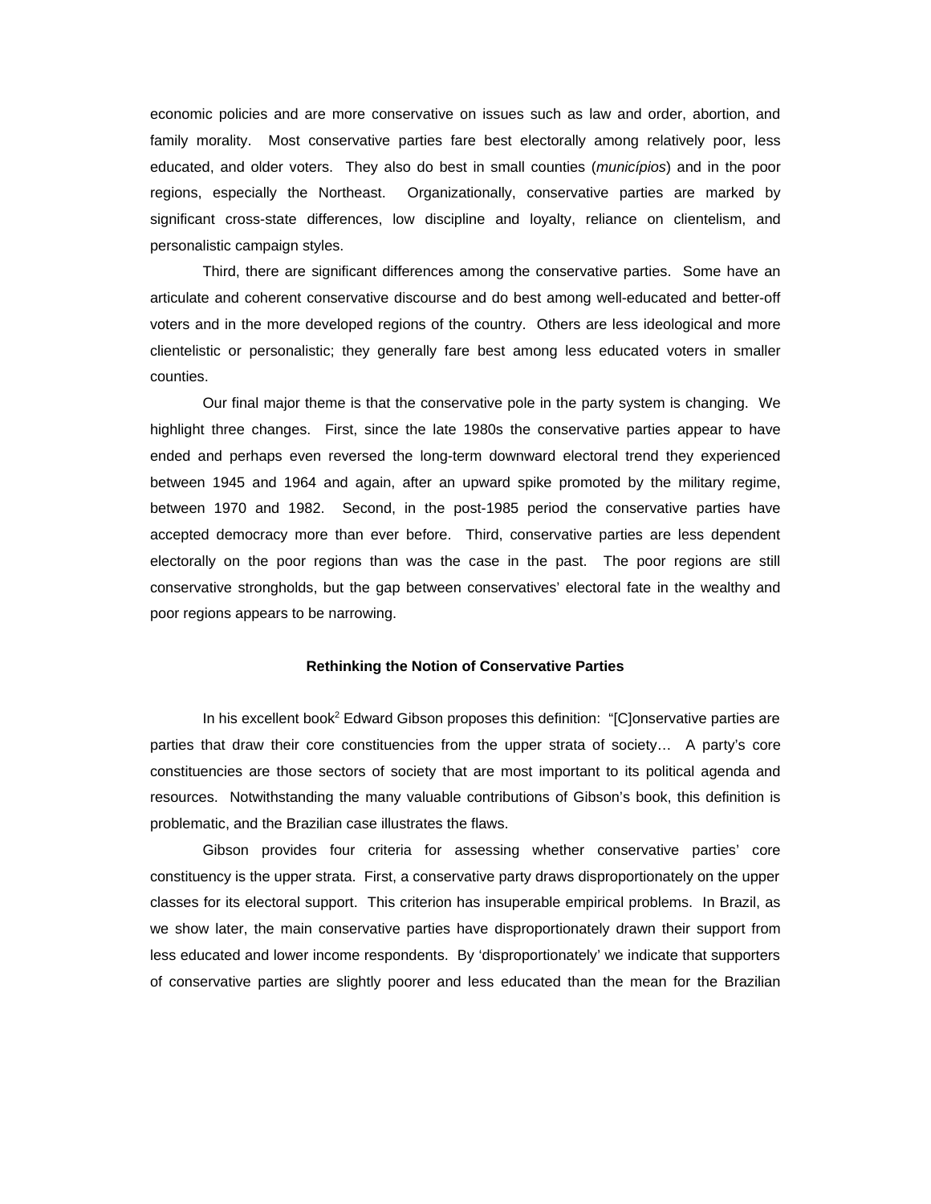economic policies and are more conservative on issues such as law and order, abortion, and family morality. Most conservative parties fare best electorally among relatively poor, less educated, and older voters. They also do best in small counties (*municípios*) and in the poor regions, especially the Northeast. Organizationally, conservative parties are marked by significant cross-state differences, low discipline and loyalty, reliance on clientelism, and personalistic campaign styles.

Third, there are significant differences among the conservative parties. Some have an articulate and coherent conservative discourse and do best among well-educated and better-off voters and in the more developed regions of the country. Others are less ideological and more clientelistic or personalistic; they generally fare best among less educated voters in smaller counties.

Our final major theme is that the conservative pole in the party system is changing. We highlight three changes. First, since the late 1980s the conservative parties appear to have ended and perhaps even reversed the long-term downward electoral trend they experienced between 1945 and 1964 and again, after an upward spike promoted by the military regime, between 1970 and 1982. Second, in the post-1985 period the conservative parties have accepted democracy more than ever before. Third, conservative parties are less dependent electorally on the poor regions than was the case in the past. The poor regions are still conservative strongholds, but the gap between conservatives' electoral fate in the wealthy and poor regions appears to be narrowing.

### Rethinking the Notion of Conservative Parties

In his excellent book[2] Edward Gibson proposes this definition: "[C]onservative parties are parties that draw their core constituencies from the upper strata of society… A party's core constituencies are those sectors of society that are most important to its political agenda and resources. Notwithstanding the many valuable contributions of Gibson's book, this definition is problematic, and the Brazilian case illustrates the flaws.

Gibson provides four criteria for assessing whether conservative parties' core constituency is the upper strata. First, a conservative party draws disproportionately on the upper classes for its electoral support. This criterion has insuperable empirical problems. In Brazil, as we show later, the main conservative parties have disproportionately drawn their support from less educated and lower income respondents. By 'disproportionately' we indicate that supporters of conservative parties are slightly poorer and less educated than the mean for the Brazilian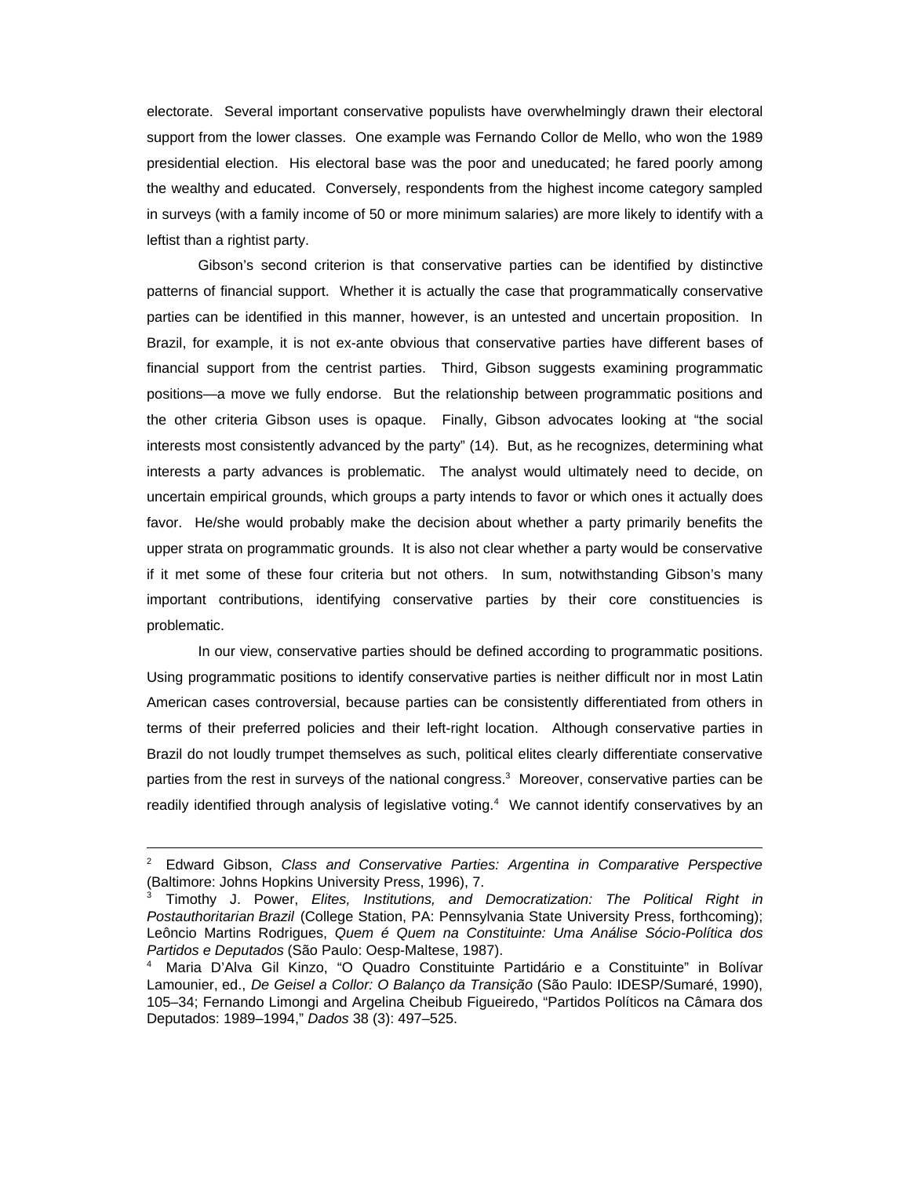electorate. Several important conservative populists have overwhelmingly drawn their electoral support from the lower classes. One example was Fernando Collor de Mello, who won the 1989 presidential election. His electoral base was the poor and uneducated; he fared poorly among the wealthy and educated. Conversely, respondents from the highest income category sampled in surveys (with a family income of 50 or more minimum salaries) are more likely to identify with a leftist than a rightist party.

Gibson's second criterion is that conservative parties can be identified by distinctive patterns of financial support. Whether it is actually the case that programmatically conservative parties can be identified in this manner, however, is an untested and uncertain proposition. In Brazil, for example, it is not ex-ante obvious that conservative parties have different bases of financial support from the centrist parties. Third, Gibson suggests examining programmatic positions—a move we fully endorse. But the relationship between programmatic positions and the other criteria Gibson uses is opaque. Finally, Gibson advocates looking at "the social interests most consistently advanced by the party" (14). But, as he recognizes, determining what interests a party advances is problematic. The analyst would ultimately need to decide, on uncertain empirical grounds, which groups a party intends to favor or which ones it actually does favor. He/she would probably make the decision about whether a party primarily benefits the upper strata on programmatic grounds. It is also not clear whether a party would be conservative if it met some of these four criteria but not others. In sum, notwithstanding Gibson's many important contributions, identifying conservative parties by their core constituencies is problematic.

In our view, conservative parties should be defined according to programmatic positions. Using programmatic positions to identify conservative parties is neither difficult nor in most Latin American cases controversial, because parties can be consistently differentiated from others in terms of their preferred policies and their left-right location. Although conservative parties in Brazil do not loudly trumpet themselves as such, political elites clearly differentiate conservative parties from the rest in surveys of the national congress.[3] Moreover, conservative parties can be readily identified through analysis of legislative voting.[4] We cannot identify conservatives by an

---

[2] Edward Gibson, *Class and Conservative Parties: Argentina in Comparative Perspective* (Baltimore: Johns Hopkins University Press, 1996), 7.

[3] Timothy J. Power, *Elites, Institutions, and Democratization: The Political Right in Postauthoritarian Brazil* (College Station, PA: Pennsylvania State University Press, forthcoming); Leôncio Martins Rodrigues, *Quem é Quem na Constituinte: Uma Análise Sócio-Política dos Partidos e Deputados* (São Paulo: Oesp-Maltese, 1987).

[4] Maria D'Alva Gil Kinzo, "O Quadro Constituinte Partidário e a Constituinte" in Bolívar Lamounier, ed., *De Geisel a Collor: O Balanço da Transição* (São Paulo: IDESP/Sumaré, 1990), 105–34; Fernando Limongi and Argelina Cheibub Figueiredo, "Partidos Políticos na Câmara dos Deputados: 1989–1994," *Dados* 38 (3): 497–525.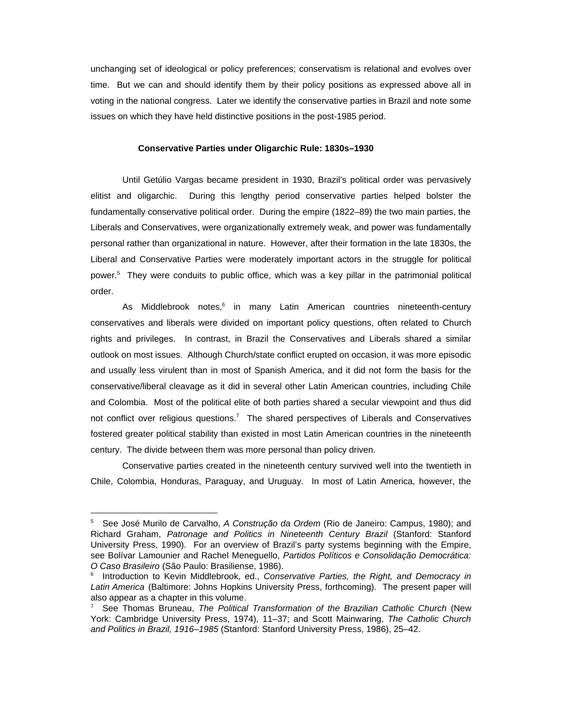unchanging set of ideological or policy preferences; conservatism is relational and evolves over time. But we can and should identify them by their policy positions as expressed above all in voting in the national congress. Later we identify the conservative parties in Brazil and note some issues on which they have held distinctive positions in the post-1985 period.

### Conservative Parties under Oligarchic Rule: 1830s–1930

Until Getúlio Vargas became president in 1930, Brazil's political order was pervasively elitist and oligarchic. During this lengthy period conservative parties helped bolster the fundamentally conservative political order. During the empire (1822–89) the two main parties, the Liberals and Conservatives, were organizationally extremely weak, and power was fundamentally personal rather than organizational in nature. However, after their formation in the late 1830s, the Liberal and Conservative Parties were moderately important actors in the struggle for political power.[5] They were conduits to public office, which was a key pillar in the patrimonial political order.

As Middlebrook notes,[6] in many Latin American countries nineteenth-century conservatives and liberals were divided on important policy questions, often related to Church rights and privileges. In contrast, in Brazil the Conservatives and Liberals shared a similar outlook on most issues. Although Church/state conflict erupted on occasion, it was more episodic and usually less virulent than in most of Spanish America, and it did not form the basis for the conservative/liberal cleavage as it did in several other Latin American countries, including Chile and Colombia. Most of the political elite of both parties shared a secular viewpoint and thus did not conflict over religious questions.[7] The shared perspectives of Liberals and Conservatives fostered greater political stability than existed in most Latin American countries in the nineteenth century. The divide between them was more personal than policy driven.

Conservative parties created in the nineteenth century survived well into the twentieth in Chile, Colombia, Honduras, Paraguay, and Uruguay. In most of Latin America, however, the

---

[5] See José Murilo de Carvalho, *A Construção da Ordem* (Rio de Janeiro: Campus, 1980); and Richard Graham, *Patronage and Politics in Nineteenth Century Brazil* (Stanford: Stanford University Press, 1990). For an overview of Brazil's party systems beginning with the Empire, see Bolívar Lamounier and Rachel Meneguello, *Partidos Políticos e Consolidação Democrática: O Caso Brasileiro* (São Paulo: Brasiliense, 1986).

[6] Introduction to Kevin Middlebrook, ed., *Conservative Parties, the Right, and Democracy in Latin America* (Baltimore: Johns Hopkins University Press, forthcoming). The present paper will also appear as a chapter in this volume.

[7] See Thomas Bruneau, *The Political Transformation of the Brazilian Catholic Church* (New York: Cambridge University Press, 1974), 11–37; and Scott Mainwaring, *The Catholic Church and Politics in Brazil, 1916–1985* (Stanford: Stanford University Press, 1986), 25–42.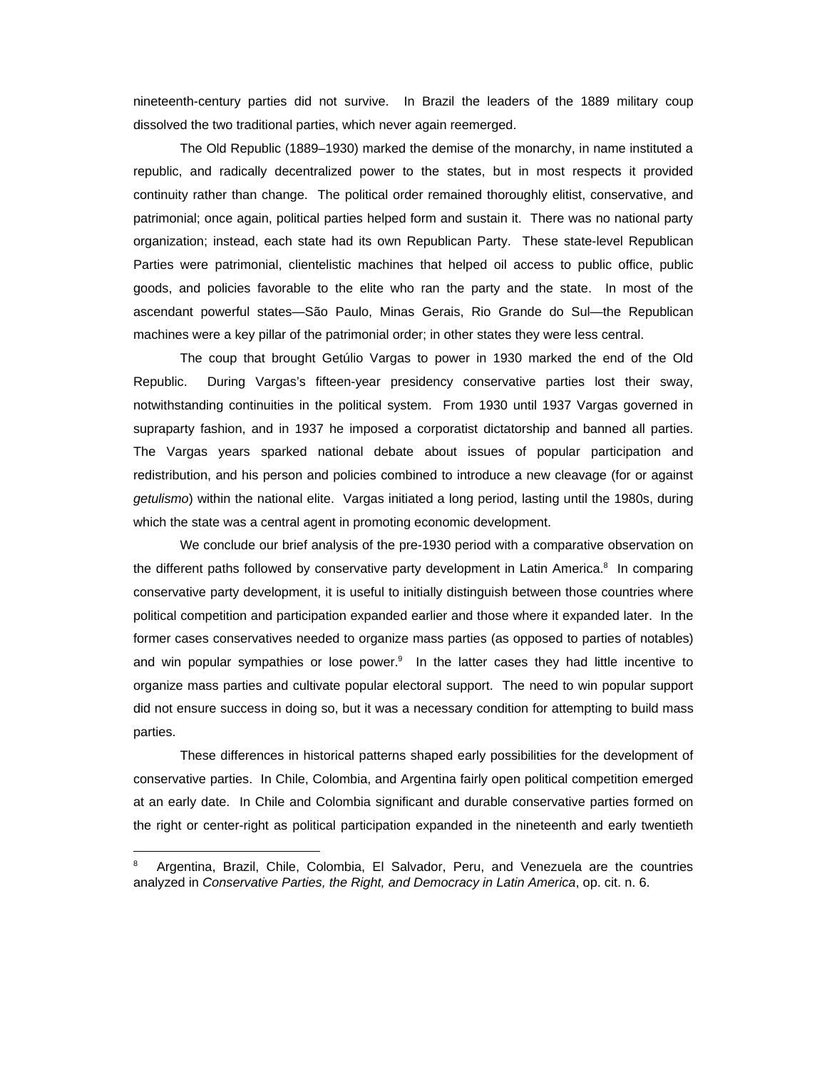nineteenth-century parties did not survive. In Brazil the leaders of the 1889 military coup dissolved the two traditional parties, which never again reemerged.

The Old Republic (1889–1930) marked the demise of the monarchy, in name instituted a republic, and radically decentralized power to the states, but in most respects it provided continuity rather than change. The political order remained thoroughly elitist, conservative, and patrimonial; once again, political parties helped form and sustain it. There was no national party organization; instead, each state had its own Republican Party. These state-level Republican Parties were patrimonial, clientelistic machines that helped oil access to public office, public goods, and policies favorable to the elite who ran the party and the state. In most of the ascendant powerful states—São Paulo, Minas Gerais, Rio Grande do Sul—the Republican machines were a key pillar of the patrimonial order; in other states they were less central.

The coup that brought Getúlio Vargas to power in 1930 marked the end of the Old Republic. During Vargas's fifteen-year presidency conservative parties lost their sway, notwithstanding continuities in the political system. From 1930 until 1937 Vargas governed in supraparty fashion, and in 1937 he imposed a corporatist dictatorship and banned all parties. The Vargas years sparked national debate about issues of popular participation and redistribution, and his person and policies combined to introduce a new cleavage (for or against *getulismo*) within the national elite. Vargas initiated a long period, lasting until the 1980s, during which the state was a central agent in promoting economic development.

We conclude our brief analysis of the pre-1930 period with a comparative observation on the different paths followed by conservative party development in Latin America.[8] In comparing conservative party development, it is useful to initially distinguish between those countries where political competition and participation expanded earlier and those where it expanded later. In the former cases conservatives needed to organize mass parties (as opposed to parties of notables) and win popular sympathies or lose power.[9] In the latter cases they had little incentive to organize mass parties and cultivate popular electoral support. The need to win popular support did not ensure success in doing so, but it was a necessary condition for attempting to build mass parties.

These differences in historical patterns shaped early possibilities for the development of conservative parties. In Chile, Colombia, and Argentina fairly open political competition emerged at an early date. In Chile and Colombia significant and durable conservative parties formed on the right or center-right as political participation expanded in the nineteenth and early twentieth

[8] Argentina, Brazil, Chile, Colombia, El Salvador, Peru, and Venezuela are the countries analyzed in *Conservative Parties, the Right, and Democracy in Latin America*, op. cit. n. 6.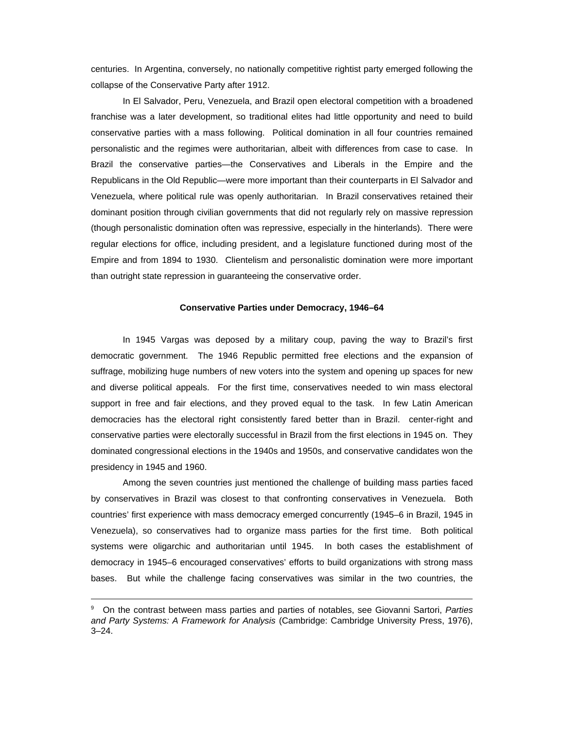centuries. In Argentina, conversely, no nationally competitive rightist party emerged following the collapse of the Conservative Party after 1912.

In El Salvador, Peru, Venezuela, and Brazil open electoral competition with a broadened franchise was a later development, so traditional elites had little opportunity and need to build conservative parties with a mass following. Political domination in all four countries remained personalistic and the regimes were authoritarian, albeit with differences from case to case. In Brazil the conservative parties—the Conservatives and Liberals in the Empire and the Republicans in the Old Republic—were more important than their counterparts in El Salvador and Venezuela, where political rule was openly authoritarian. In Brazil conservatives retained their dominant position through civilian governments that did not regularly rely on massive repression (though personalistic domination often was repressive, especially in the hinterlands). There were regular elections for office, including president, and a legislature functioned during most of the Empire and from 1894 to 1930. Clientelism and personalistic domination were more important than outright state repression in guaranteeing the conservative order.

### Conservative Parties under Democracy, 1946–64

In 1945 Vargas was deposed by a military coup, paving the way to Brazil's first democratic government. The 1946 Republic permitted free elections and the expansion of suffrage, mobilizing huge numbers of new voters into the system and opening up spaces for new and diverse political appeals. For the first time, conservatives needed to win mass electoral support in free and fair elections, and they proved equal to the task. In few Latin American democracies has the electoral right consistently fared better than in Brazil. center-right and conservative parties were electorally successful in Brazil from the first elections in 1945 on. They dominated congressional elections in the 1940s and 1950s, and conservative candidates won the presidency in 1945 and 1960.

Among the seven countries just mentioned the challenge of building mass parties faced by conservatives in Brazil was closest to that confronting conservatives in Venezuela. Both countries' first experience with mass democracy emerged concurrently (1945–6 in Brazil, 1945 in Venezuela), so conservatives had to organize mass parties for the first time. Both political systems were oligarchic and authoritarian until 1945. In both cases the establishment of democracy in 1945–6 encouraged conservatives' efforts to build organizations with strong mass bases. But while the challenge facing conservatives was similar in the two countries, the

---

[9] On the contrast between mass parties and parties of notables, see Giovanni Sartori, *Parties and Party Systems: A Framework for Analysis* (Cambridge: Cambridge University Press, 1976), 3–24.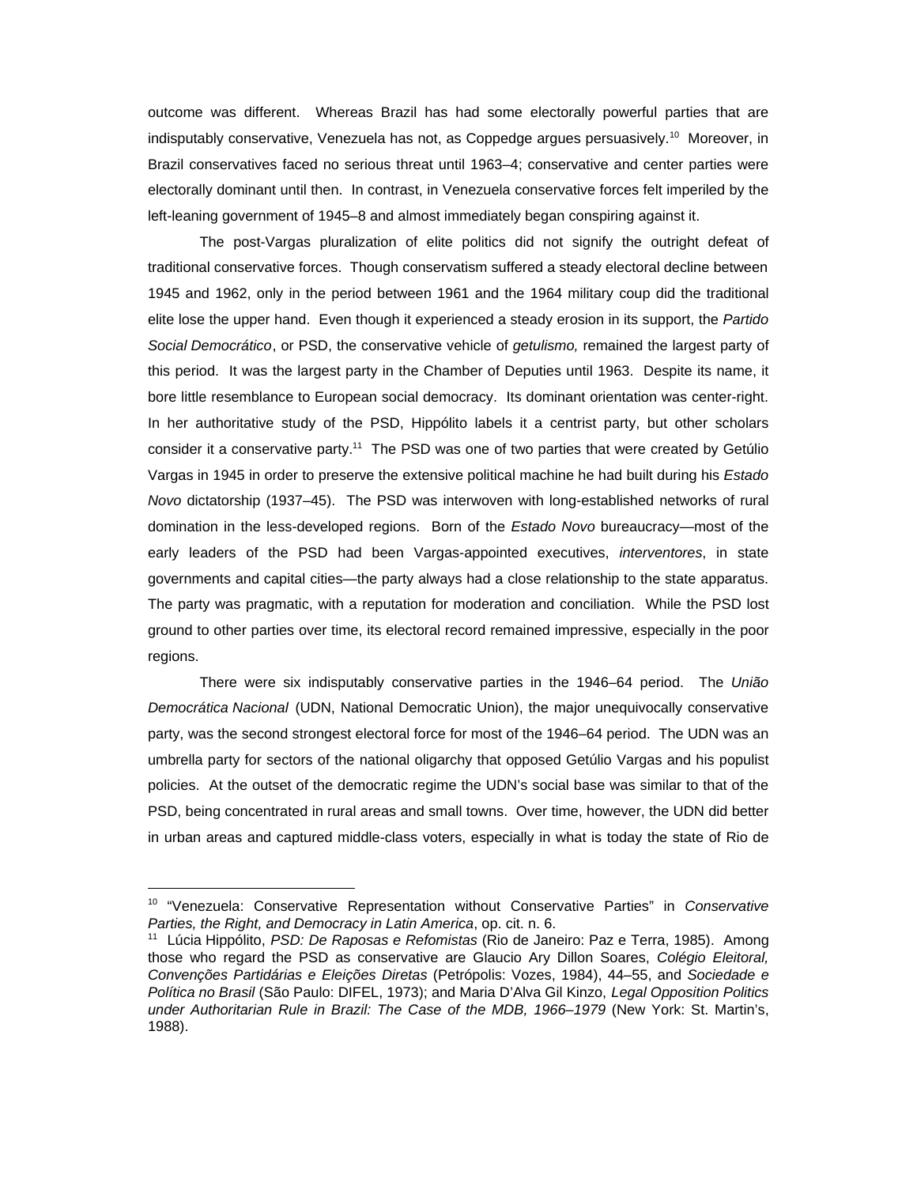outcome was different. Whereas Brazil has had some electorally powerful parties that are indisputably conservative, Venezuela has not, as Coppedge argues persuasively.[10] Moreover, in Brazil conservatives faced no serious threat until 1963–4; conservative and center parties were electorally dominant until then. In contrast, in Venezuela conservative forces felt imperiled by the left-leaning government of 1945–8 and almost immediately began conspiring against it.

The post-Vargas pluralization of elite politics did not signify the outright defeat of traditional conservative forces. Though conservatism suffered a steady electoral decline between 1945 and 1962, only in the period between 1961 and the 1964 military coup did the traditional elite lose the upper hand. Even though it experienced a steady erosion in its support, the *Partido Social Democrático*, or PSD, the conservative vehicle of *getulismo,* remained the largest party of this period. It was the largest party in the Chamber of Deputies until 1963. Despite its name, it bore little resemblance to European social democracy. Its dominant orientation was center-right. In her authoritative study of the PSD, Hippólito labels it a centrist party, but other scholars consider it a conservative party.[11] The PSD was one of two parties that were created by Getúlio Vargas in 1945 in order to preserve the extensive political machine he had built during his *Estado Novo* dictatorship (1937–45). The PSD was interwoven with long-established networks of rural domination in the less-developed regions. Born of the *Estado Novo* bureaucracy—most of the early leaders of the PSD had been Vargas-appointed executives, *interventores*, in state governments and capital cities—the party always had a close relationship to the state apparatus. The party was pragmatic, with a reputation for moderation and conciliation. While the PSD lost ground to other parties over time, its electoral record remained impressive, especially in the poor regions.

There were six indisputably conservative parties in the 1946–64 period. The *União Democrática Nacional* (UDN, National Democratic Union), the major unequivocally conservative party, was the second strongest electoral force for most of the 1946–64 period. The UDN was an umbrella party for sectors of the national oligarchy that opposed Getúlio Vargas and his populist policies. At the outset of the democratic regime the UDN's social base was similar to that of the PSD, being concentrated in rural areas and small towns. Over time, however, the UDN did better in urban areas and captured middle-class voters, especially in what is today the state of Rio de

---

[10] "Venezuela: Conservative Representation without Conservative Parties" in *Conservative Parties, the Right, and Democracy in Latin America*, op. cit. n. 6.

[11] Lúcia Hippólito, *PSD: De Raposas e Refomistas* (Rio de Janeiro: Paz e Terra, 1985). Among those who regard the PSD as conservative are Glaucio Ary Dillon Soares, *Colégio Eleitoral, Convenções Partidárias e Eleições Diretas* (Petrópolis: Vozes, 1984), 44–55, and *Sociedade e Política no Brasil* (São Paulo: DIFEL, 1973); and Maria D'Alva Gil Kinzo, *Legal Opposition Politics under Authoritarian Rule in Brazil: The Case of the MDB, 1966–1979* (New York: St. Martin's, 1988).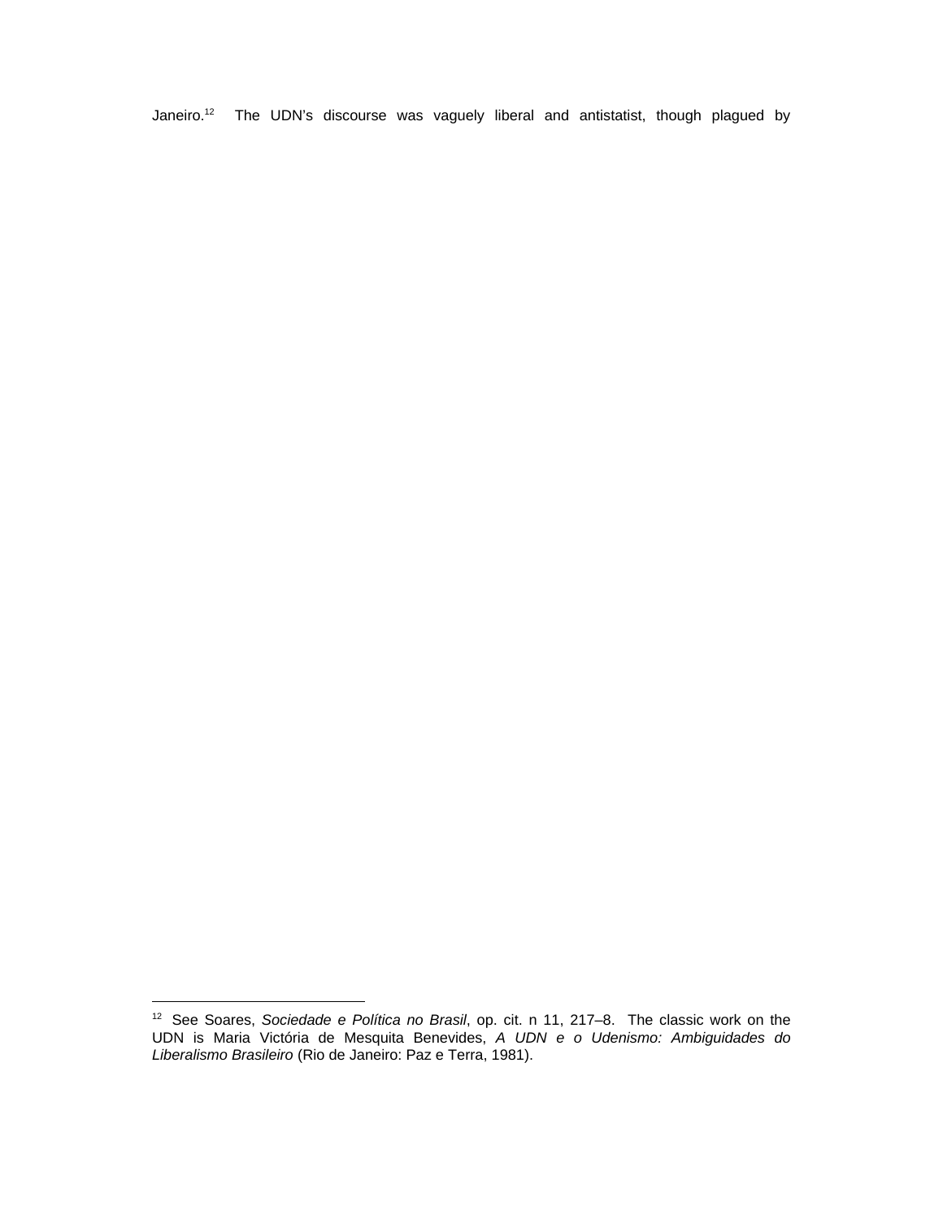Janeiro.[12] The UDN's discourse was vaguely liberal and antistatist, though plagued by

---

[12] See Soares, *Sociedade e Política no Brasil*, op. cit. n 11, 217–8. The classic work on the UDN is Maria Victória de Mesquita Benevides, *A UDN e o Udenismo: Ambiguidades do Liberalismo Brasileiro* (Rio de Janeiro: Paz e Terra, 1981).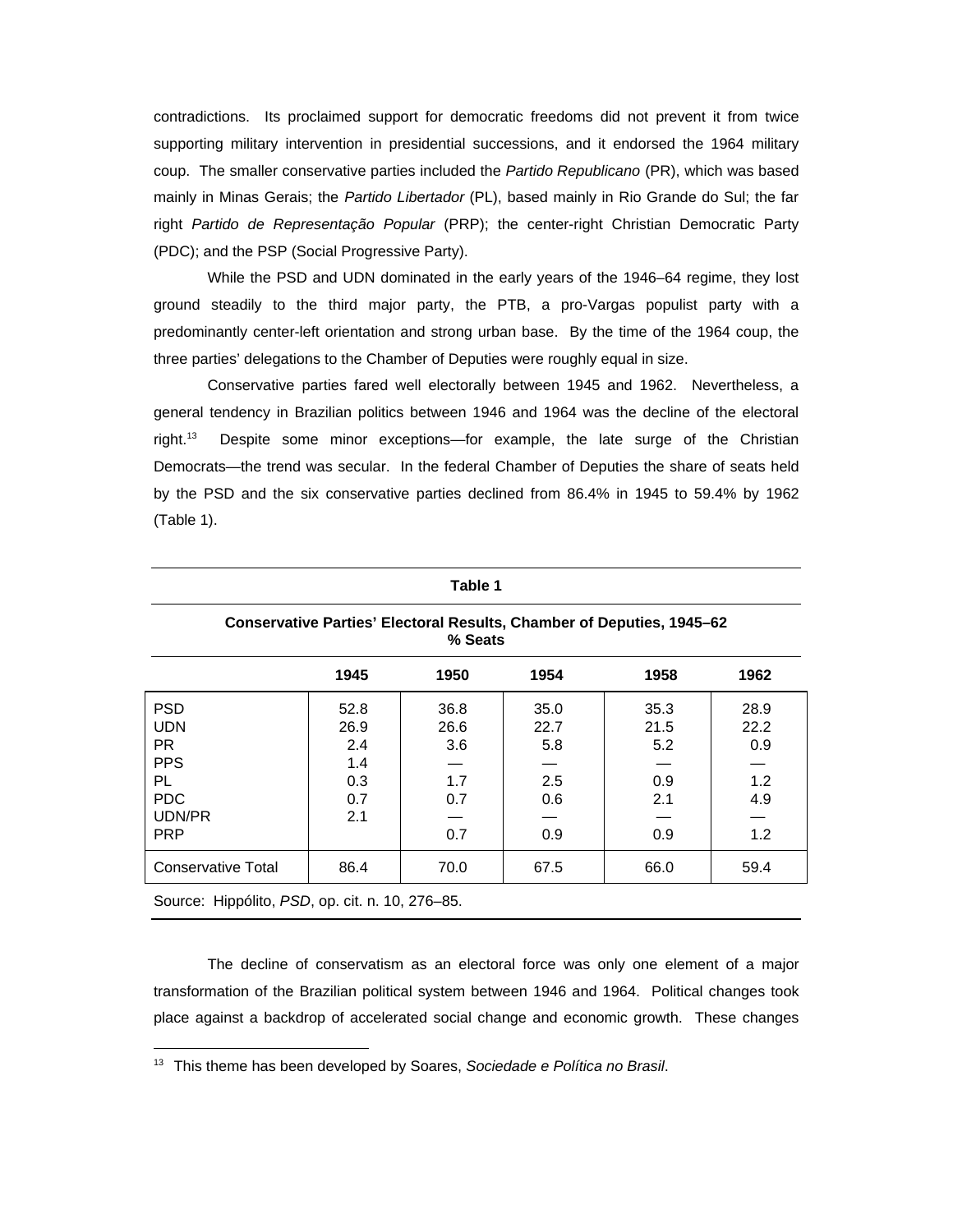contradictions. Its proclaimed support for democratic freedoms did not prevent it from twice supporting military intervention in presidential successions, and it endorsed the 1964 military coup. The smaller conservative parties included the *Partido Republicano* (PR), which was based mainly in Minas Gerais; the *Partido Libertador* (PL), based mainly in Rio Grande do Sul; the far right *Partido de Representação Popular* (PRP); the center-right Christian Democratic Party (PDC); and the PSP (Social Progressive Party).

While the PSD and UDN dominated in the early years of the 1946–64 regime, they lost ground steadily to the third major party, the PTB, a pro-Vargas populist party with a predominantly center-left orientation and strong urban base. By the time of the 1964 coup, the three parties' delegations to the Chamber of Deputies were roughly equal in size.

Conservative parties fared well electorally between 1945 and 1962. Nevertheless, a general tendency in Brazilian politics between 1946 and 1964 was the decline of the electoral right.[13] Despite some minor exceptions—for example, the late surge of the Christian Democrats—the trend was secular. In the federal Chamber of Deputies the share of seats held by the PSD and the six conservative parties declined from 86.4% in 1945 to 59.4% by 1962 (Table 1).

**Table 1**

**Conservative Parties' Electoral Results, Chamber of Deputies, 1945–62**
**% Seats**

| | 1945 | 1950 | 1954 | 1958 | 1962 |
|---|---|---|---|---|---|
| PSD | 52.8 | 36.8 | 35.0 | 35.3 | 28.9 |
| UDN | 26.9 | 26.6 | 22.7 | 21.5 | 22.2 |
| PR | 2.4 | 3.6 | 5.8 | 5.2 | 0.9 |
| PPS | 1.4 | — | — | — | — |
| PL | 0.3 | 1.7 | 2.5 | 0.9 | 1.2 |
| PDC | 0.7 | 0.7 | 0.6 | 2.1 | 4.9 |
| UDN/PR | 2.1 | — | — | — | — |
| PRP | | 0.7 | 0.9 | 0.9 | 1.2 |
| Conservative Total | 86.4 | 70.0 | 67.5 | 66.0 | 59.4 |

Source: Hippólito, *PSD*, op. cit. n. 10, 276–85.

The decline of conservatism as an electoral force was only one element of a major transformation of the Brazilian political system between 1946 and 1964. Political changes took place against a backdrop of accelerated social change and economic growth. These changes

[13] This theme has been developed by Soares, *Sociedade e Política no Brasil*.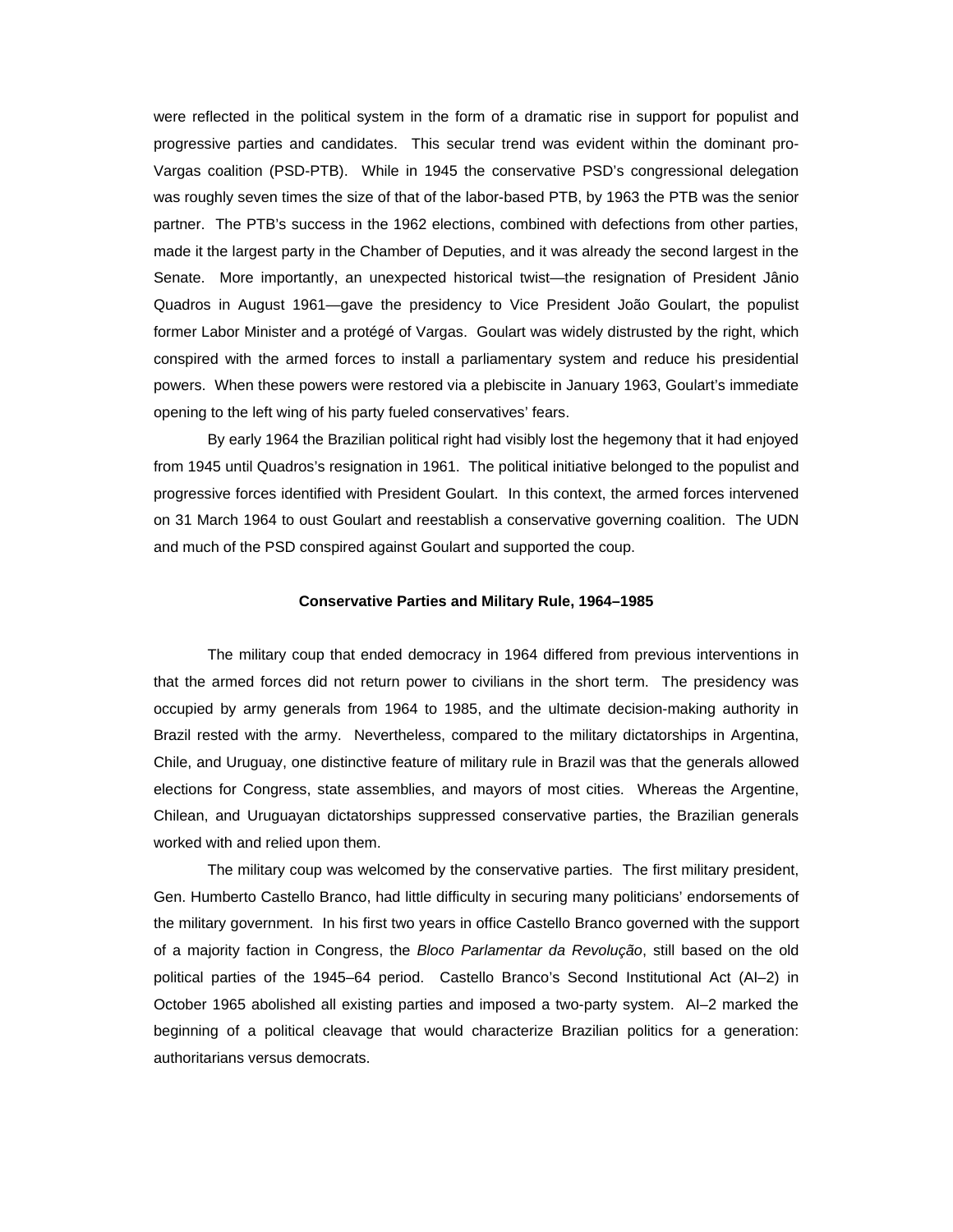were reflected in the political system in the form of a dramatic rise in support for populist and progressive parties and candidates. This secular trend was evident within the dominant pro-Vargas coalition (PSD-PTB). While in 1945 the conservative PSD's congressional delegation was roughly seven times the size of that of the labor-based PTB, by 1963 the PTB was the senior partner. The PTB's success in the 1962 elections, combined with defections from other parties, made it the largest party in the Chamber of Deputies, and it was already the second largest in the Senate. More importantly, an unexpected historical twist—the resignation of President Jânio Quadros in August 1961—gave the presidency to Vice President João Goulart, the populist former Labor Minister and a protégé of Vargas. Goulart was widely distrusted by the right, which conspired with the armed forces to install a parliamentary system and reduce his presidential powers. When these powers were restored via a plebiscite in January 1963, Goulart's immediate opening to the left wing of his party fueled conservatives' fears.

By early 1964 the Brazilian political right had visibly lost the hegemony that it had enjoyed from 1945 until Quadros's resignation in 1961. The political initiative belonged to the populist and progressive forces identified with President Goulart. In this context, the armed forces intervened on 31 March 1964 to oust Goulart and reestablish a conservative governing coalition. The UDN and much of the PSD conspired against Goulart and supported the coup.

### Conservative Parties and Military Rule, 1964–1985

The military coup that ended democracy in 1964 differed from previous interventions in that the armed forces did not return power to civilians in the short term. The presidency was occupied by army generals from 1964 to 1985, and the ultimate decision-making authority in Brazil rested with the army. Nevertheless, compared to the military dictatorships in Argentina, Chile, and Uruguay, one distinctive feature of military rule in Brazil was that the generals allowed elections for Congress, state assemblies, and mayors of most cities. Whereas the Argentine, Chilean, and Uruguayan dictatorships suppressed conservative parties, the Brazilian generals worked with and relied upon them.

The military coup was welcomed by the conservative parties. The first military president, Gen. Humberto Castello Branco, had little difficulty in securing many politicians' endorsements of the military government. In his first two years in office Castello Branco governed with the support of a majority faction in Congress, the *Bloco Parlamentar da Revolução*, still based on the old political parties of the 1945–64 period. Castello Branco's Second Institutional Act (AI–2) in October 1965 abolished all existing parties and imposed a two-party system. AI–2 marked the beginning of a political cleavage that would characterize Brazilian politics for a generation: authoritarians versus democrats.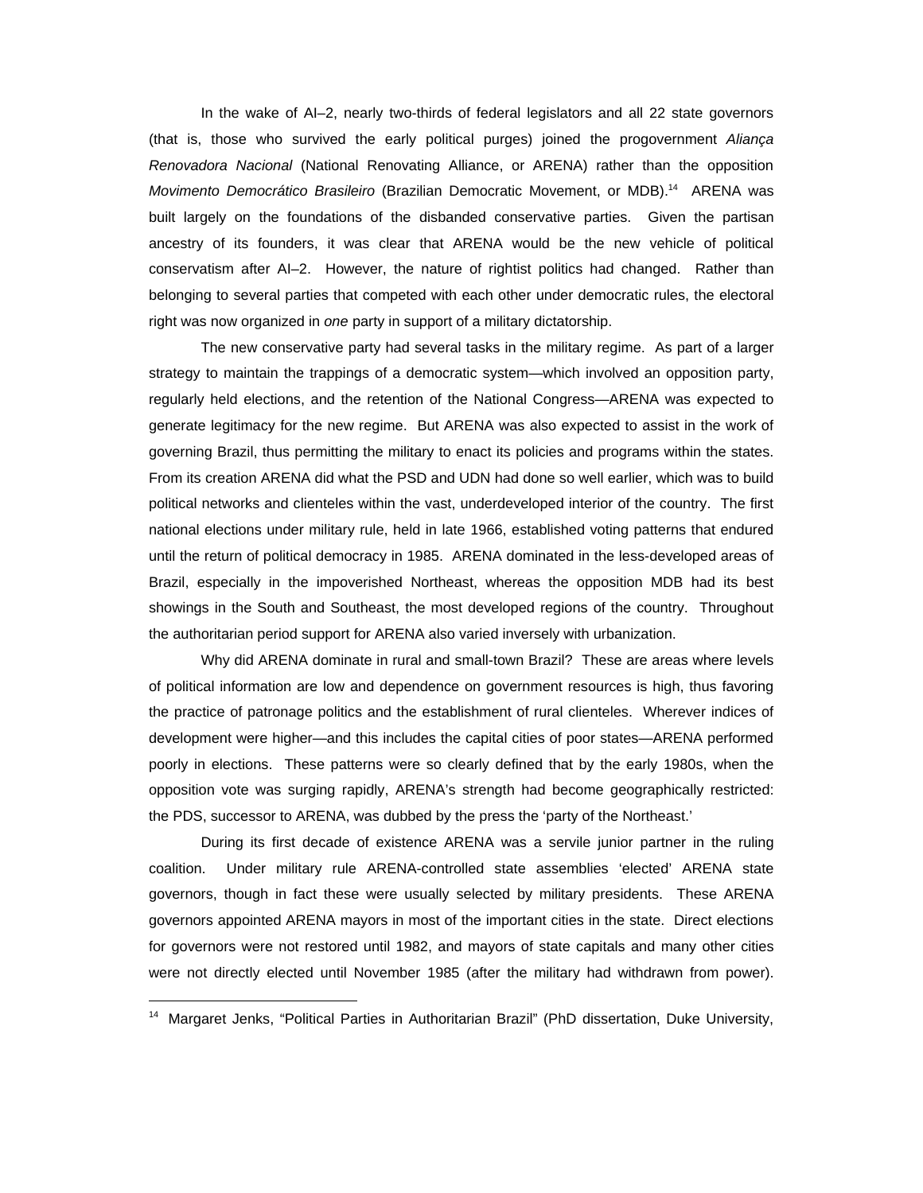In the wake of AI–2, nearly two-thirds of federal legislators and all 22 state governors (that is, those who survived the early political purges) joined the progovernment *Aliança Renovadora Nacional* (National Renovating Alliance, or ARENA) rather than the opposition *Movimento Democrático Brasileiro* (Brazilian Democratic Movement, or MDB).[14] ARENA was built largely on the foundations of the disbanded conservative parties. Given the partisan ancestry of its founders, it was clear that ARENA would be the new vehicle of political conservatism after AI–2. However, the nature of rightist politics had changed. Rather than belonging to several parties that competed with each other under democratic rules, the electoral right was now organized in *one* party in support of a military dictatorship.

The new conservative party had several tasks in the military regime. As part of a larger strategy to maintain the trappings of a democratic system—which involved an opposition party, regularly held elections, and the retention of the National Congress—ARENA was expected to generate legitimacy for the new regime. But ARENA was also expected to assist in the work of governing Brazil, thus permitting the military to enact its policies and programs within the states. From its creation ARENA did what the PSD and UDN had done so well earlier, which was to build political networks and clienteles within the vast, underdeveloped interior of the country. The first national elections under military rule, held in late 1966, established voting patterns that endured until the return of political democracy in 1985. ARENA dominated in the less-developed areas of Brazil, especially in the impoverished Northeast, whereas the opposition MDB had its best showings in the South and Southeast, the most developed regions of the country. Throughout the authoritarian period support for ARENA also varied inversely with urbanization.

Why did ARENA dominate in rural and small-town Brazil? These are areas where levels of political information are low and dependence on government resources is high, thus favoring the practice of patronage politics and the establishment of rural clienteles. Wherever indices of development were higher—and this includes the capital cities of poor states—ARENA performed poorly in elections. These patterns were so clearly defined that by the early 1980s, when the opposition vote was surging rapidly, ARENA's strength had become geographically restricted: the PDS, successor to ARENA, was dubbed by the press the 'party of the Northeast.'

During its first decade of existence ARENA was a servile junior partner in the ruling coalition. Under military rule ARENA-controlled state assemblies 'elected' ARENA state governors, though in fact these were usually selected by military presidents. These ARENA governors appointed ARENA mayors in most of the important cities in the state. Direct elections for governors were not restored until 1982, and mayors of state capitals and many other cities were not directly elected until November 1985 (after the military had withdrawn from power).

[14] Margaret Jenks, "Political Parties in Authoritarian Brazil" (PhD dissertation, Duke University,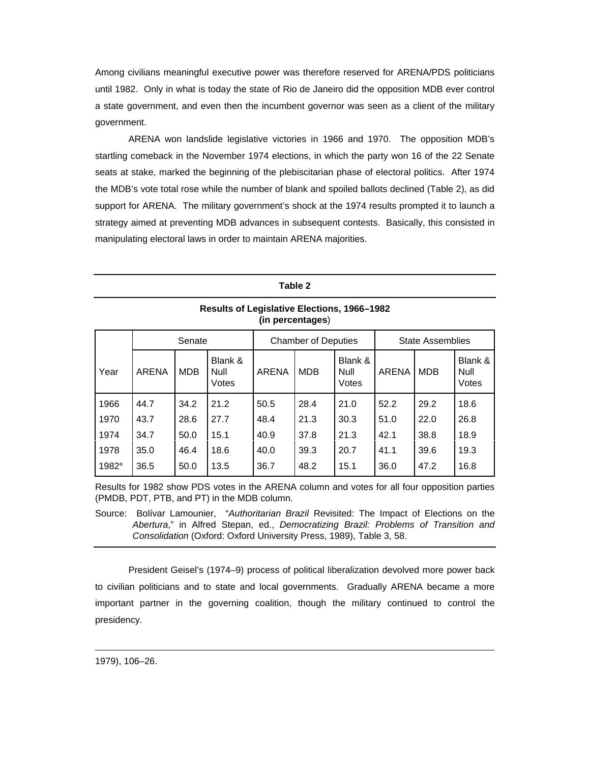Among civilians meaningful executive power was therefore reserved for ARENA/PDS politicians until 1982. Only in what is today the state of Rio de Janeiro did the opposition MDB ever control a state government, and even then the incumbent governor was seen as a client of the military government.

ARENA won landslide legislative victories in 1966 and 1970. The opposition MDB's startling comeback in the November 1974 elections, in which the party won 16 of the 22 Senate seats at stake, marked the beginning of the plebiscitarian phase of electoral politics. After 1974 the MDB's vote total rose while the number of blank and spoiled ballots declined (Table 2), as did support for ARENA. The military government's shock at the 1974 results prompted it to launch a strategy aimed at preventing MDB advances in subsequent contests. Basically, this consisted in manipulating electoral laws in order to maintain ARENA majorities.

**Table 2**

**Results of Legislative Elections, 1966–1982 (in percentages)**

| Year | Senate | | | Chamber of Deputies | | | State Assemblies | | |
|---|---|---|---|---|---|---|---|---|---|
| | ARENA | MDB | Blank & Null Votes | ARENA | MDB | Blank & Null Votes | ARENA | MDB | Blank & Null Votes |
| 1966 | 44.7 | 34.2 | 21.2 | 50.5 | 28.4 | 21.0 | 52.2 | 29.2 | 18.6 |
| 1970 | 43.7 | 28.6 | 27.7 | 48.4 | 21.3 | 30.3 | 51.0 | 22.0 | 26.8 |
| 1974 | 34.7 | 50.0 | 15.1 | 40.9 | 37.8 | 21.3 | 42.1 | 38.8 | 18.9 |
| 1978 | 35.0 | 46.4 | 18.6 | 40.0 | 39.3 | 20.7 | 41.1 | 39.6 | 19.3 |
| 1982[a] | 36.5 | 50.0 | 13.5 | 36.7 | 48.2 | 15.1 | 36.0 | 47.2 | 16.8 |

Results for 1982 show PDS votes in the ARENA column and votes for all four opposition parties (PMDB, PDT, PTB, and PT) in the MDB column.

Source: Bolívar Lamounier, "*Authoritarian Brazil* Revisited: The Impact of Elections on the *Abertura*," in Alfred Stepan, ed., *Democratizing Brazil: Problems of Transition and Consolidation* (Oxford: Oxford University Press, 1989), Table 3, 58.

President Geisel's (1974–9) process of political liberalization devolved more power back to civilian politicians and to state and local governments. Gradually ARENA became a more important partner in the governing coalition, though the military continued to control the presidency.

1979), 106–26.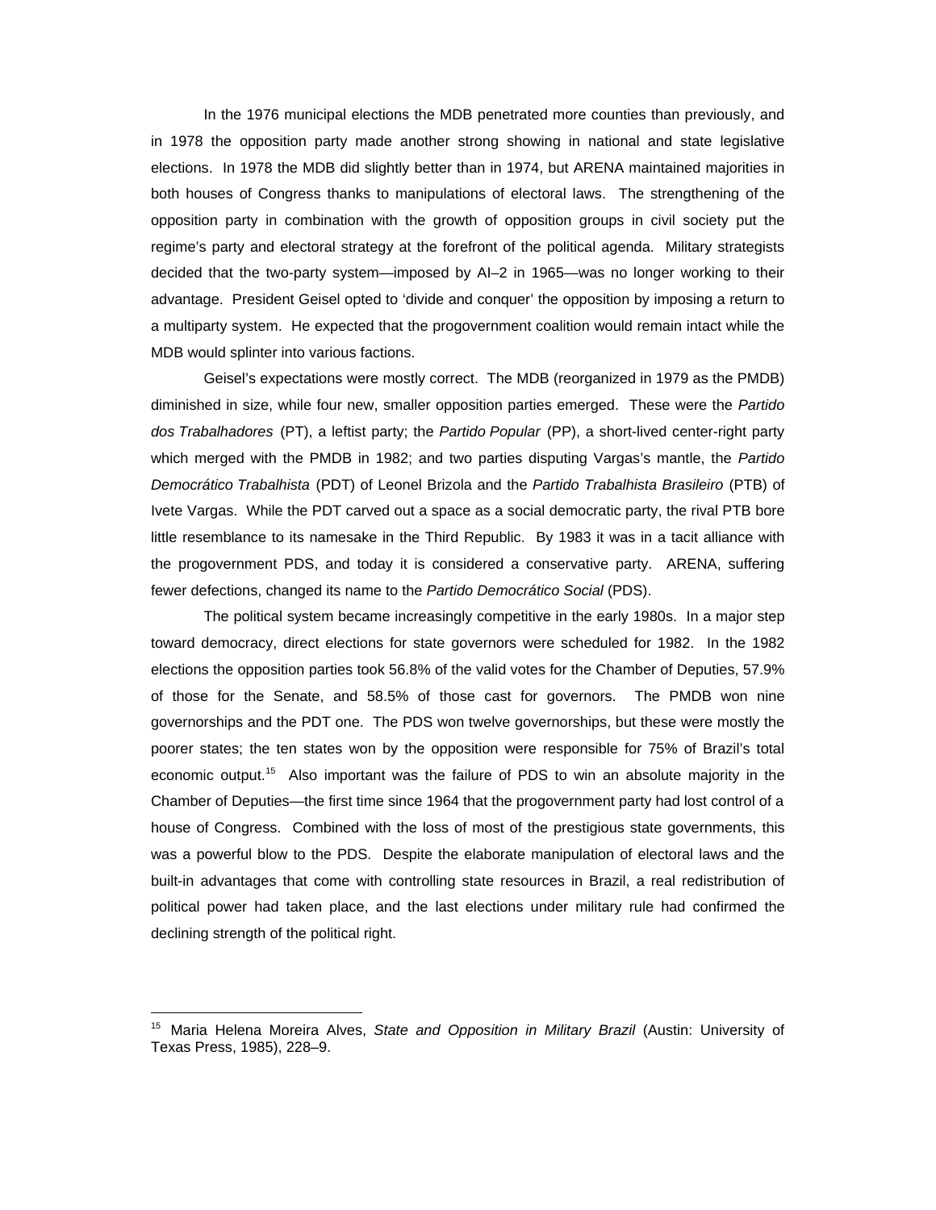In the 1976 municipal elections the MDB penetrated more counties than previously, and in 1978 the opposition party made another strong showing in national and state legislative elections. In 1978 the MDB did slightly better than in 1974, but ARENA maintained majorities in both houses of Congress thanks to manipulations of electoral laws. The strengthening of the opposition party in combination with the growth of opposition groups in civil society put the regime's party and electoral strategy at the forefront of the political agenda. Military strategists decided that the two-party system—imposed by AI–2 in 1965—was no longer working to their advantage. President Geisel opted to 'divide and conquer' the opposition by imposing a return to a multiparty system. He expected that the progovernment coalition would remain intact while the MDB would splinter into various factions.

Geisel's expectations were mostly correct. The MDB (reorganized in 1979 as the PMDB) diminished in size, while four new, smaller opposition parties emerged. These were the *Partido dos Trabalhadores* (PT), a leftist party; the *Partido Popular* (PP), a short-lived center-right party which merged with the PMDB in 1982; and two parties disputing Vargas's mantle, the *Partido Democrático Trabalhista* (PDT) of Leonel Brizola and the *Partido Trabalhista Brasileiro* (PTB) of Ivete Vargas. While the PDT carved out a space as a social democratic party, the rival PTB bore little resemblance to its namesake in the Third Republic. By 1983 it was in a tacit alliance with the progovernment PDS, and today it is considered a conservative party. ARENA, suffering fewer defections, changed its name to the *Partido Democrático Social* (PDS).

The political system became increasingly competitive in the early 1980s. In a major step toward democracy, direct elections for state governors were scheduled for 1982. In the 1982 elections the opposition parties took 56.8% of the valid votes for the Chamber of Deputies, 57.9% of those for the Senate, and 58.5% of those cast for governors. The PMDB won nine governorships and the PDT one. The PDS won twelve governorships, but these were mostly the poorer states; the ten states won by the opposition were responsible for 75% of Brazil's total economic output.[15] Also important was the failure of PDS to win an absolute majority in the Chamber of Deputies—the first time since 1964 that the progovernment party had lost control of a house of Congress. Combined with the loss of most of the prestigious state governments, this was a powerful blow to the PDS. Despite the elaborate manipulation of electoral laws and the built-in advantages that come with controlling state resources in Brazil, a real redistribution of political power had taken place, and the last elections under military rule had confirmed the declining strength of the political right.

---

[15] Maria Helena Moreira Alves, *State and Opposition in Military Brazil* (Austin: University of Texas Press, 1985), 228–9.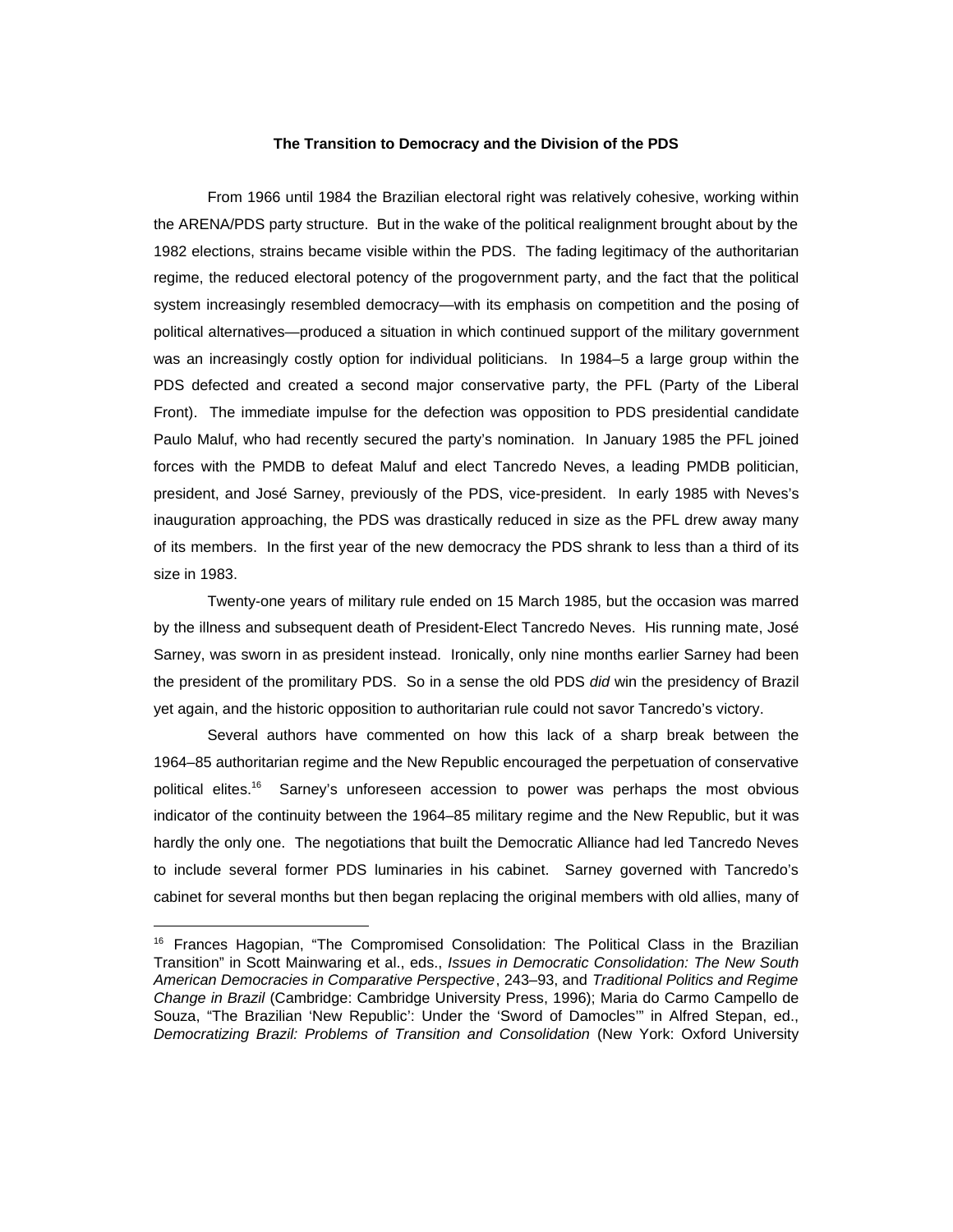### The Transition to Democracy and the Division of the PDS

From 1966 until 1984 the Brazilian electoral right was relatively cohesive, working within the ARENA/PDS party structure. But in the wake of the political realignment brought about by the 1982 elections, strains became visible within the PDS. The fading legitimacy of the authoritarian regime, the reduced electoral potency of the progovernment party, and the fact that the political system increasingly resembled democracy—with its emphasis on competition and the posing of political alternatives—produced a situation in which continued support of the military government was an increasingly costly option for individual politicians. In 1984–5 a large group within the PDS defected and created a second major conservative party, the PFL (Party of the Liberal Front). The immediate impulse for the defection was opposition to PDS presidential candidate Paulo Maluf, who had recently secured the party's nomination. In January 1985 the PFL joined forces with the PMDB to defeat Maluf and elect Tancredo Neves, a leading PMDB politician, president, and José Sarney, previously of the PDS, vice-president. In early 1985 with Neves's inauguration approaching, the PDS was drastically reduced in size as the PFL drew away many of its members. In the first year of the new democracy the PDS shrank to less than a third of its size in 1983.

Twenty-one years of military rule ended on 15 March 1985, but the occasion was marred by the illness and subsequent death of President-Elect Tancredo Neves. His running mate, José Sarney, was sworn in as president instead. Ironically, only nine months earlier Sarney had been the president of the promilitary PDS. So in a sense the old PDS *did* win the presidency of Brazil yet again, and the historic opposition to authoritarian rule could not savor Tancredo's victory.

Several authors have commented on how this lack of a sharp break between the 1964–85 authoritarian regime and the New Republic encouraged the perpetuation of conservative political elites.[16] Sarney's unforeseen accession to power was perhaps the most obvious indicator of the continuity between the 1964–85 military regime and the New Republic, but it was hardly the only one. The negotiations that built the Democratic Alliance had led Tancredo Neves to include several former PDS luminaries in his cabinet. Sarney governed with Tancredo's cabinet for several months but then began replacing the original members with old allies, many of

---

[16] Frances Hagopian, "The Compromised Consolidation: The Political Class in the Brazilian Transition" in Scott Mainwaring et al., eds., *Issues in Democratic Consolidation: The New South American Democracies in Comparative Perspective*, 243–93, and *Traditional Politics and Regime Change in Brazil* (Cambridge: Cambridge University Press, 1996); Maria do Carmo Campello de Souza, "The Brazilian 'New Republic': Under the 'Sword of Damocles'" in Alfred Stepan, ed., *Democratizing Brazil: Problems of Transition and Consolidation* (New York: Oxford University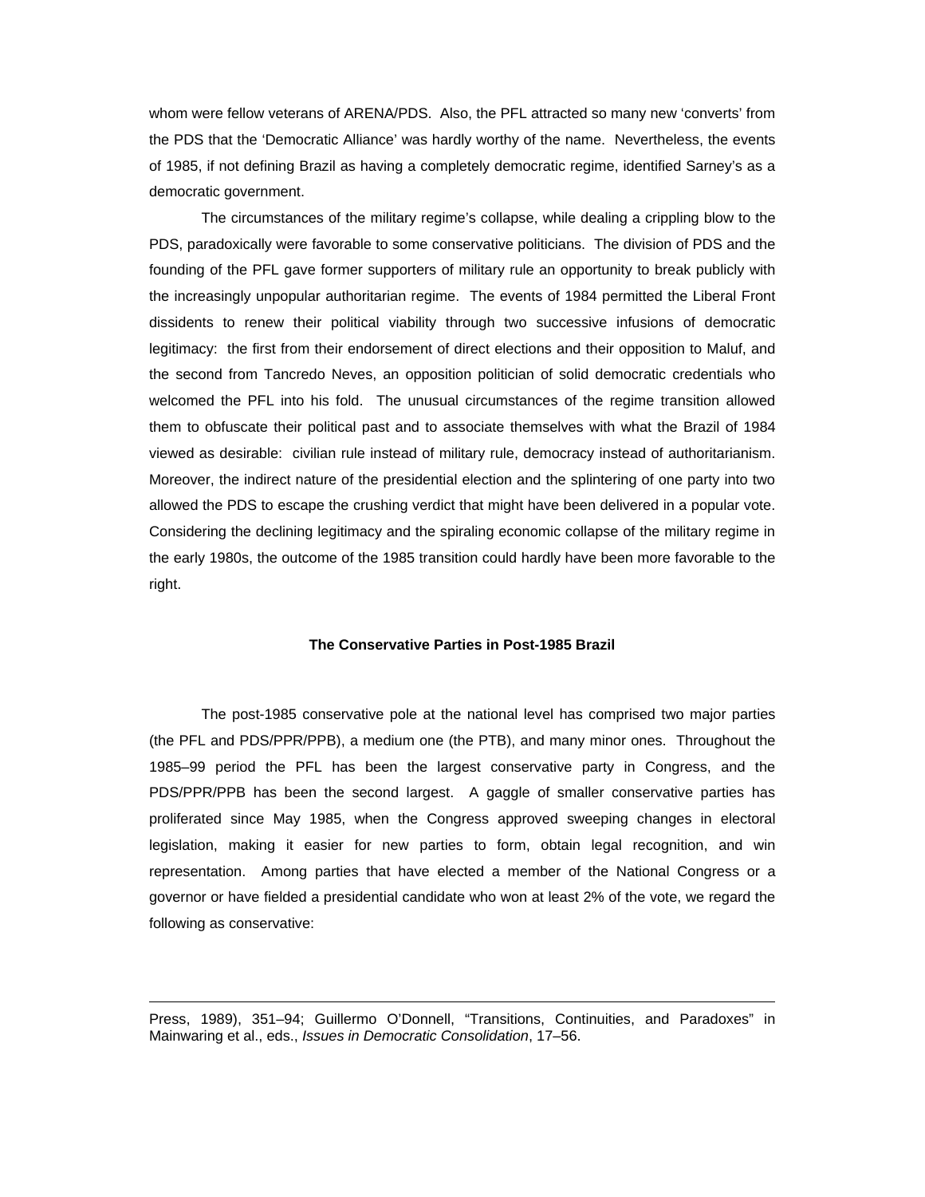whom were fellow veterans of ARENA/PDS. Also, the PFL attracted so many new 'converts' from the PDS that the 'Democratic Alliance' was hardly worthy of the name. Nevertheless, the events of 1985, if not defining Brazil as having a completely democratic regime, identified Sarney's as a democratic government.

The circumstances of the military regime's collapse, while dealing a crippling blow to the PDS, paradoxically were favorable to some conservative politicians. The division of PDS and the founding of the PFL gave former supporters of military rule an opportunity to break publicly with the increasingly unpopular authoritarian regime. The events of 1984 permitted the Liberal Front dissidents to renew their political viability through two successive infusions of democratic legitimacy: the first from their endorsement of direct elections and their opposition to Maluf, and the second from Tancredo Neves, an opposition politician of solid democratic credentials who welcomed the PFL into his fold. The unusual circumstances of the regime transition allowed them to obfuscate their political past and to associate themselves with what the Brazil of 1984 viewed as desirable: civilian rule instead of military rule, democracy instead of authoritarianism. Moreover, the indirect nature of the presidential election and the splintering of one party into two allowed the PDS to escape the crushing verdict that might have been delivered in a popular vote. Considering the declining legitimacy and the spiraling economic collapse of the military regime in the early 1980s, the outcome of the 1985 transition could hardly have been more favorable to the right.

### The Conservative Parties in Post-1985 Brazil

The post-1985 conservative pole at the national level has comprised two major parties (the PFL and PDS/PPR/PPB), a medium one (the PTB), and many minor ones. Throughout the 1985–99 period the PFL has been the largest conservative party in Congress, and the PDS/PPR/PPB has been the second largest. A gaggle of smaller conservative parties has proliferated since May 1985, when the Congress approved sweeping changes in electoral legislation, making it easier for new parties to form, obtain legal recognition, and win representation. Among parties that have elected a member of the National Congress or a governor or have fielded a presidential candidate who won at least 2% of the vote, we regard the following as conservative:

---

Press, 1989), 351–94; Guillermo O'Donnell, "Transitions, Continuities, and Paradoxes" in Mainwaring et al., eds., *Issues in Democratic Consolidation*, 17–56.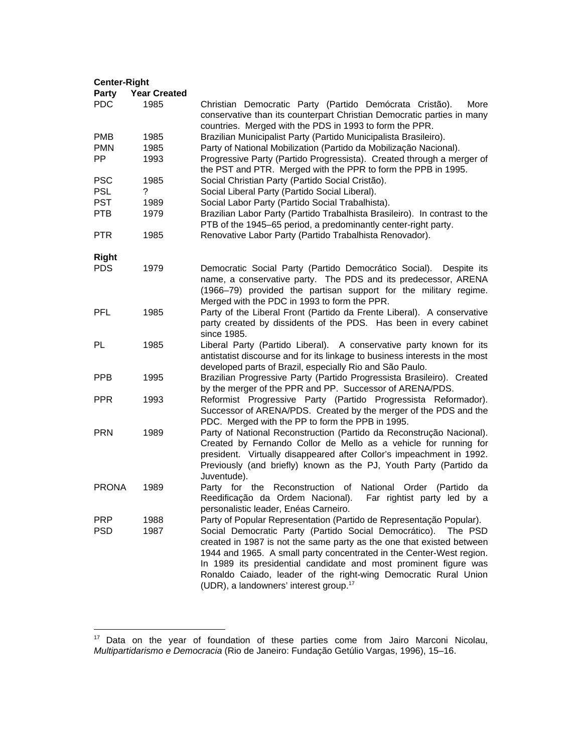**Center-Right**

| Party | Year Created | |
|---|---|---|
| PDC | 1985 | Christian Democratic Party (Partido Demócrata Cristão). More conservative than its counterpart Christian Democratic parties in many countries. Merged with the PDS in 1993 to form the PPR. |
| PMB | 1985 | Brazilian Municipalist Party (Partido Municipalista Brasileiro). |
| PMN | 1985 | Party of National Mobilization (Partido da Mobilização Nacional). |
| PP | 1993 | Progressive Party (Partido Progressista). Created through a merger of the PST and PTR. Merged with the PPR to form the PPB in 1995. |
| PSC | 1985 | Social Christian Party (Partido Social Cristão). |
| PSL | ? | Social Liberal Party (Partido Social Liberal). |
| PST | 1989 | Social Labor Party (Partido Social Trabalhista). |
| PTB | 1979 | Brazilian Labor Party (Partido Trabalhista Brasileiro). In contrast to the PTB of the 1945–65 period, a predominantly center-right party. |
| PTR | 1985 | Renovative Labor Party (Partido Trabalhista Renovador). |

**Right**

| Party | Year Created | |
|---|---|---|
| PDS | 1979 | Democratic Social Party (Partido Democrático Social). Despite its name, a conservative party. The PDS and its predecessor, ARENA (1966–79) provided the partisan support for the military regime. Merged with the PDC in 1993 to form the PPR. |
| PFL | 1985 | Party of the Liberal Front (Partido da Frente Liberal). A conservative party created by dissidents of the PDS. Has been in every cabinet since 1985. |
| PL | 1985 | Liberal Party (Partido Liberal). A conservative party known for its antistatist discourse and for its linkage to business interests in the most developed parts of Brazil, especially Rio and São Paulo. |
| PPB | 1995 | Brazilian Progressive Party (Partido Progressista Brasileiro). Created by the merger of the PPR and PP. Successor of ARENA/PDS. |
| PPR | 1993 | Reformist Progressive Party (Partido Progressista Reformador). Successor of ARENA/PDS. Created by the merger of the PDS and the PDC. Merged with the PP to form the PPB in 1995. |
| PRN | 1989 | Party of National Reconstruction (Partido da Reconstrução Nacional). Created by Fernando Collor de Mello as a vehicle for running for president. Virtually disappeared after Collor's impeachment in 1992. Previously (and briefly) known as the PJ, Youth Party (Partido da Juventude). |
| PRONA | 1989 | Party for the Reconstruction of National Order (Partido da Reedificação da Ordem Nacional). Far rightist party led by a personalistic leader, Enéas Carneiro. |
| PRP | 1988 | Party of Popular Representation (Partido de Representação Popular). |
| PSD | 1987 | Social Democratic Party (Partido Social Democrático). The PSD created in 1987 is not the same party as the one that existed between 1944 and 1965. A small party concentrated in the Center-West region. In 1989 its presidential candidate and most prominent figure was Ronaldo Caiado, leader of the right-wing Democratic Rural Union (UDR), a landowners' interest group.[17] |

[17] Data on the year of foundation of these parties come from Jairo Marconi Nicolau, *Multipartidarismo e Democracia* (Rio de Janeiro: Fundação Getúlio Vargas, 1996), 15–16.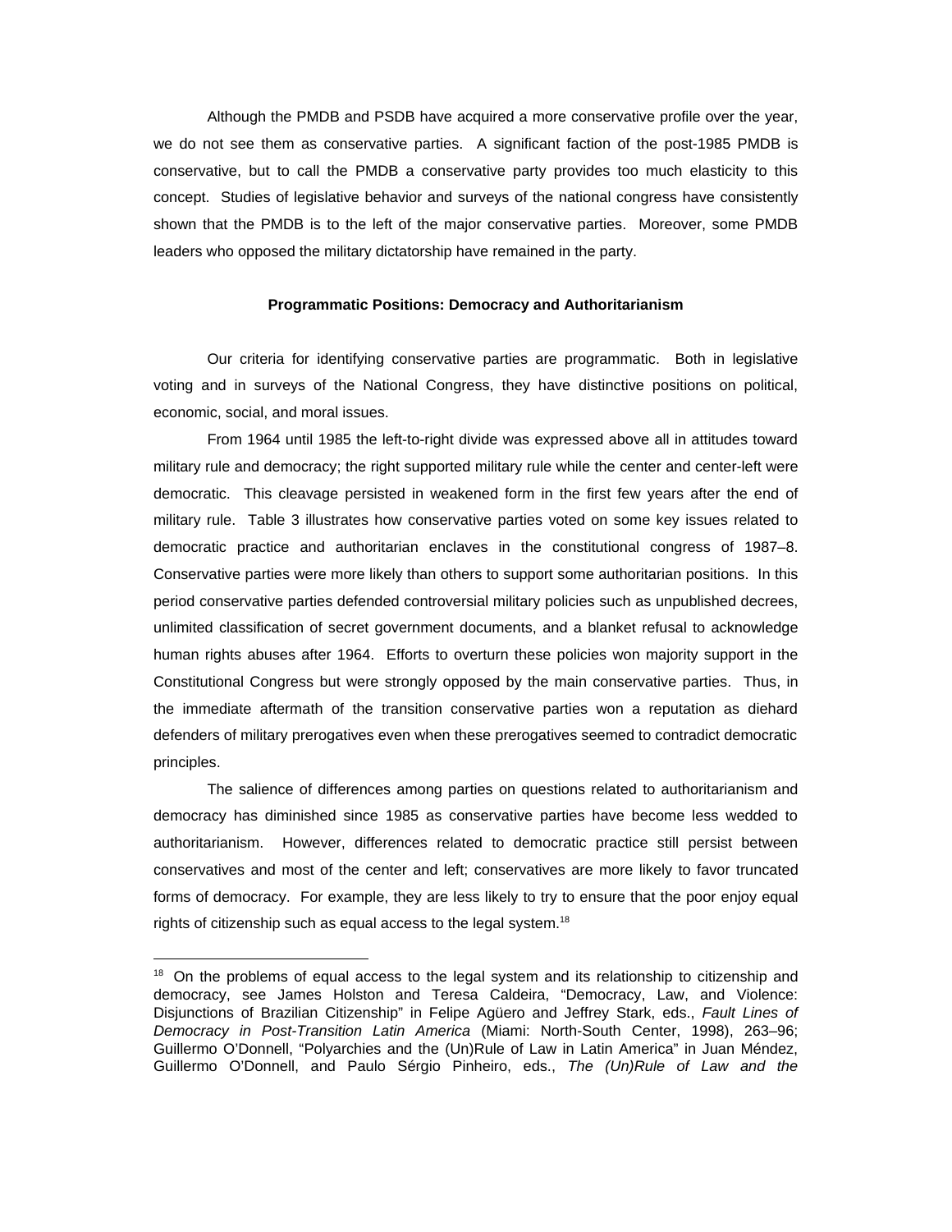Although the PMDB and PSDB have acquired a more conservative profile over the year, we do not see them as conservative parties. A significant faction of the post-1985 PMDB is conservative, but to call the PMDB a conservative party provides too much elasticity to this concept. Studies of legislative behavior and surveys of the national congress have consistently shown that the PMDB is to the left of the major conservative parties. Moreover, some PMDB leaders who opposed the military dictatorship have remained in the party.

### Programmatic Positions: Democracy and Authoritarianism

Our criteria for identifying conservative parties are programmatic. Both in legislative voting and in surveys of the National Congress, they have distinctive positions on political, economic, social, and moral issues.

From 1964 until 1985 the left-to-right divide was expressed above all in attitudes toward military rule and democracy; the right supported military rule while the center and center-left were democratic. This cleavage persisted in weakened form in the first few years after the end of military rule. Table 3 illustrates how conservative parties voted on some key issues related to democratic practice and authoritarian enclaves in the constitutional congress of 1987–8. Conservative parties were more likely than others to support some authoritarian positions. In this period conservative parties defended controversial military policies such as unpublished decrees, unlimited classification of secret government documents, and a blanket refusal to acknowledge human rights abuses after 1964. Efforts to overturn these policies won majority support in the Constitutional Congress but were strongly opposed by the main conservative parties. Thus, in the immediate aftermath of the transition conservative parties won a reputation as diehard defenders of military prerogatives even when these prerogatives seemed to contradict democratic principles.

The salience of differences among parties on questions related to authoritarianism and democracy has diminished since 1985 as conservative parties have become less wedded to authoritarianism. However, differences related to democratic practice still persist between conservatives and most of the center and left; conservatives are more likely to favor truncated forms of democracy. For example, they are less likely to try to ensure that the poor enjoy equal rights of citizenship such as equal access to the legal system.[18]

---

[18] On the problems of equal access to the legal system and its relationship to citizenship and democracy, see James Holston and Teresa Caldeira, "Democracy, Law, and Violence: Disjunctions of Brazilian Citizenship" in Felipe Agüero and Jeffrey Stark, eds., *Fault Lines of Democracy in Post-Transition Latin America* (Miami: North-South Center, 1998), 263–96; Guillermo O'Donnell, "Polyarchies and the (Un)Rule of Law in Latin America" in Juan Méndez, Guillermo O'Donnell, and Paulo Sérgio Pinheiro, eds., *The (Un)Rule of Law and the*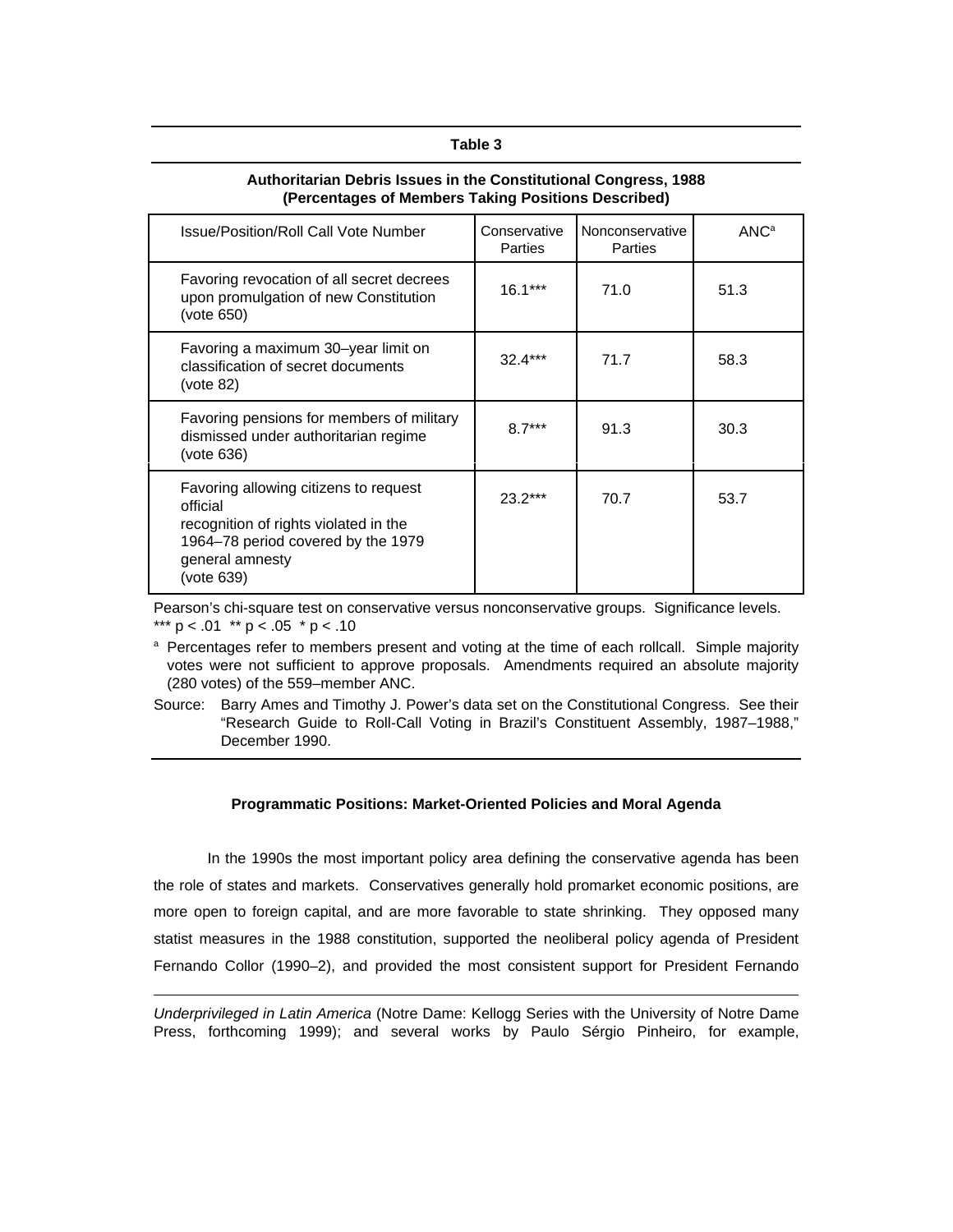**Table 3**

**Authoritarian Debris Issues in the Constitutional Congress, 1988 (Percentages of Members Taking Positions Described)**

| Issue/Position/Roll Call Vote Number | Conservative Parties | Nonconservative Parties | ANC[a] |
|---|---|---|---|
| Favoring revocation of all secret decrees upon promulgation of new Constitution (vote 650) | 16.1*** | 71.0 | 51.3 |
| Favoring a maximum 30–year limit on classification of secret documents (vote 82) | 32.4*** | 71.7 | 58.3 |
| Favoring pensions for members of military dismissed under authoritarian regime (vote 636) | 8.7*** | 91.3 | 30.3 |
| Favoring allowing citizens to request official recognition of rights violated in the 1964–78 period covered by the 1979 general amnesty (vote 639) | 23.2*** | 70.7 | 53.7 |

Pearson's chi-square test on conservative versus nonconservative groups. Significance levels.
*** $p < .01$ ** $p < .05$ * $p < .10$

[a] Percentages refer to members present and voting at the time of each rollcall. Simple majority votes were not sufficient to approve proposals. Amendments required an absolute majority (280 votes) of the 559–member ANC.

Source: Barry Ames and Timothy J. Power's data set on the Constitutional Congress. See their "Research Guide to Roll-Call Voting in Brazil's Constituent Assembly, 1987–1988," December 1990.

### Programmatic Positions: Market-Oriented Policies and Moral Agenda

In the 1990s the most important policy area defining the conservative agenda has been the role of states and markets. Conservatives generally hold promarket economic positions, are more open to foreign capital, and are more favorable to state shrinking. They opposed many statist measures in the 1988 constitution, supported the neoliberal policy agenda of President Fernando Collor (1990–2), and provided the most consistent support for President Fernando

*Underprivileged in Latin America* (Notre Dame: Kellogg Series with the University of Notre Dame Press, forthcoming 1999); and several works by Paulo Sérgio Pinheiro, for example,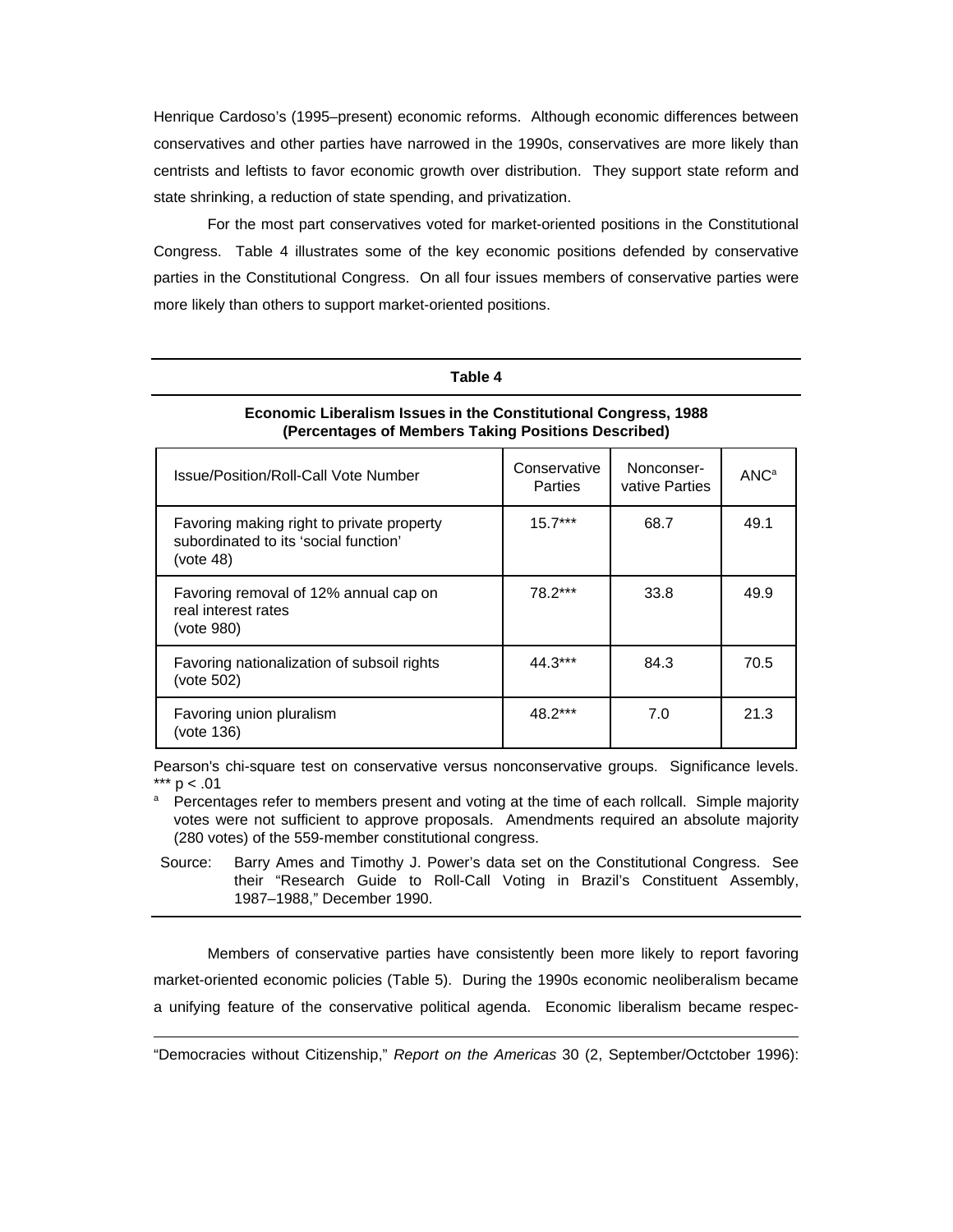Henrique Cardoso's (1995–present) economic reforms. Although economic differences between conservatives and other parties have narrowed in the 1990s, conservatives are more likely than centrists and leftists to favor economic growth over distribution. They support state reform and state shrinking, a reduction of state spending, and privatization.

For the most part conservatives voted for market-oriented positions in the Constitutional Congress. Table 4 illustrates some of the key economic positions defended by conservative parties in the Constitutional Congress. On all four issues members of conservative parties were more likely than others to support market-oriented positions.

**Table 4**

**Economic Liberalism Issues in the Constitutional Congress, 1988 (Percentages of Members Taking Positions Described)**

| Issue/Position/Roll-Call Vote Number | Conservative Parties | Nonconservative Parties | ANC[a] |
|---|---|---|---|
| Favoring making right to private property subordinated to its 'social function' (vote 48) | 15.7*** | 68.7 | 49.1 |
| Favoring removal of 12% annual cap on real interest rates (vote 980) | 78.2*** | 33.8 | 49.9 |
| Favoring nationalization of subsoil rights (vote 502) | 44.3*** | 84.3 | 70.5 |
| Favoring union pluralism (vote 136) | 48.2*** | 7.0 | 21.3 |

Pearson's chi-square test on conservative versus nonconservative groups. Significance levels. *** $p < .01$

[a] Percentages refer to members present and voting at the time of each rollcall. Simple majority votes were not sufficient to approve proposals. Amendments required an absolute majority (280 votes) of the 559-member constitutional congress.

Source: Barry Ames and Timothy J. Power's data set on the Constitutional Congress. See their "Research Guide to Roll-Call Voting in Brazil's Constituent Assembly, 1987–1988," December 1990.

Members of conservative parties have consistently been more likely to report favoring market-oriented economic policies (Table 5). During the 1990s economic neoliberalism became a unifying feature of the conservative political agenda. Economic liberalism became respec-

"Democracies without Citizenship," *Report on the Americas* 30 (2, September/Octctober 1996):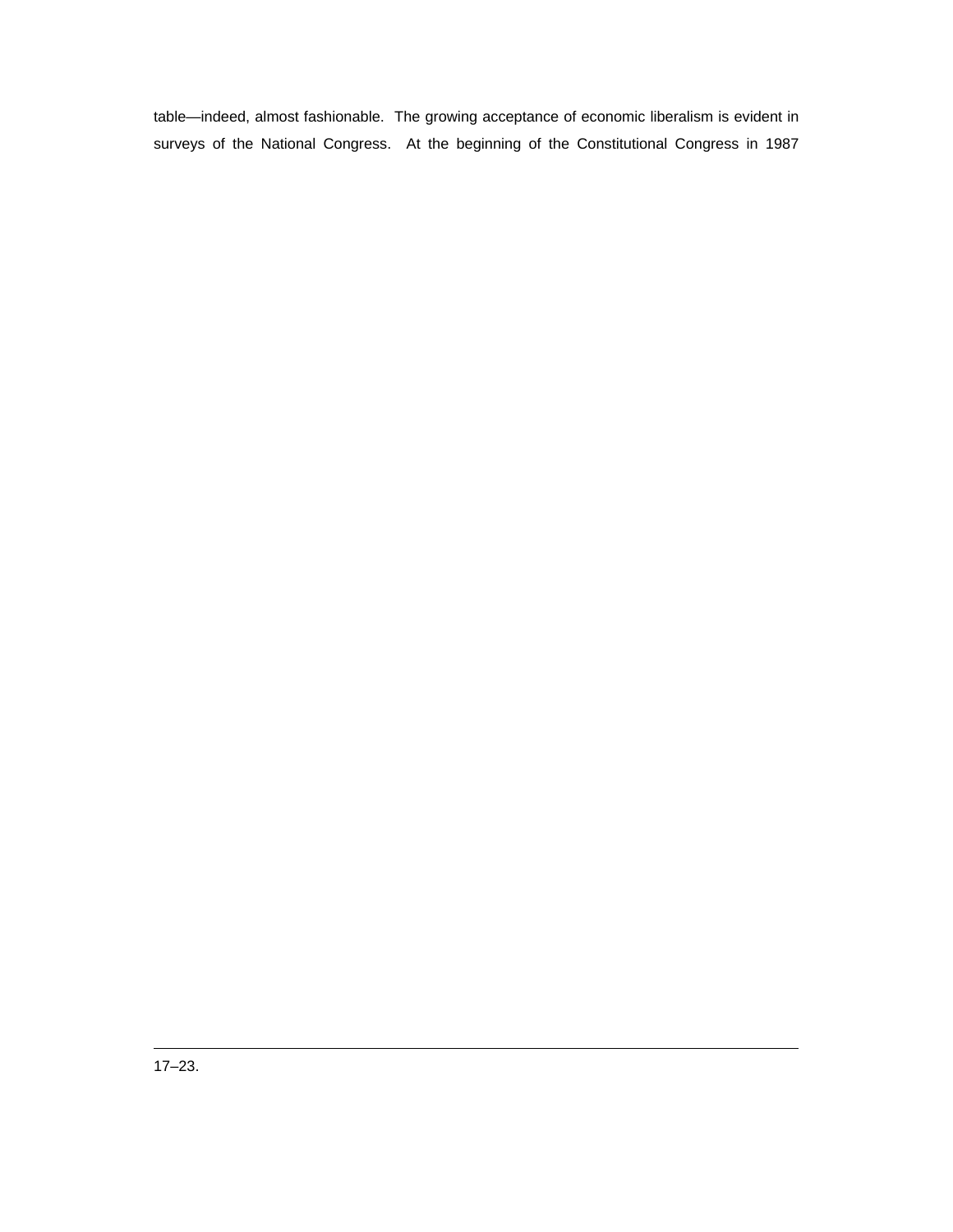table—indeed, almost fashionable. The growing acceptance of economic liberalism is evident in surveys of the National Congress. At the beginning of the Constitutional Congress in 1987

---

17–23.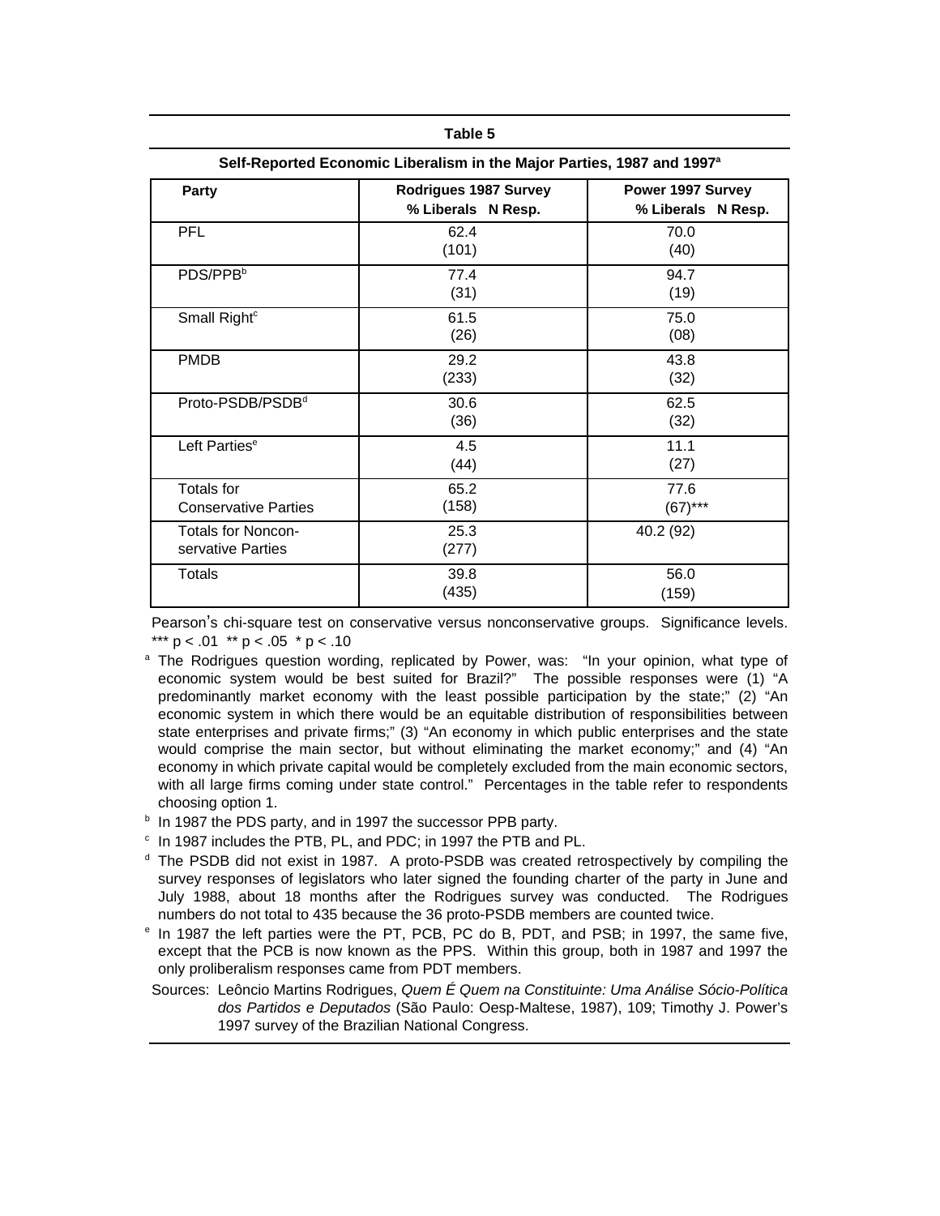**Table 5**

**Self-Reported Economic Liberalism in the Major Parties, 1987 and 1997[a]**

| Party | Rodrigues 1987 Survey % Liberals N Resp. | Power 1997 Survey % Liberals N Resp. |
|---|---|---|
| PFL | 62.4 (101) | 70.0 (40) |
| PDS/PPB[b] | 77.4 (31) | 94.7 (19) |
| Small Right[c] | 61.5 (26) | 75.0 (08) |
| PMDB | 29.2 (233) | 43.8 (32) |
| Proto-PSDB/PSDB[d] | 30.6 (36) | 62.5 (32) |
| Left Parties[e] | 4.5 (44) | 11.1 (27) |
| Totals for Conservative Parties | 65.2 (158) | 77.6 (67)*** |
| Totals for Noncon-servative Parties | 25.3 (277) | 40.2 (92) |
| Totals | 39.8 (435) | 56.0 (159) |

Pearson's chi-square test on conservative versus nonconservative groups. Significance levels. *** $p < .01$ ** $p < .05$ * $p < .10$

[a] The Rodrigues question wording, replicated by Power, was: "In your opinion, what type of economic system would be best suited for Brazil?" The possible responses were (1) "A predominantly market economy with the least possible participation by the state;" (2) "An economic system in which there would be an equitable distribution of responsibilities between state enterprises and private firms;" (3) "An economy in which public enterprises and the state would comprise the main sector, but without eliminating the market economy;" and (4) "An economy in which private capital would be completely excluded from the main economic sectors, with all large firms coming under state control." Percentages in the table refer to respondents choosing option 1.

[b] In 1987 the PDS party, and in 1997 the successor PPB party.

[c] In 1987 includes the PTB, PL, and PDC; in 1997 the PTB and PL.

[d] The PSDB did not exist in 1987. A proto-PSDB was created retrospectively by compiling the survey responses of legislators who later signed the founding charter of the party in June and July 1988, about 18 months after the Rodrigues survey was conducted. The Rodrigues numbers do not total to 435 because the 36 proto-PSDB members are counted twice.

[e] In 1987 the left parties were the PT, PCB, PC do B, PDT, and PSB; in 1997, the same five, except that the PCB is now known as the PPS. Within this group, both in 1987 and 1997 the only proliberalism responses came from PDT members.

Sources: Leôncio Martins Rodrigues, *Quem É Quem na Constituinte: Uma Análise Sócio-Política dos Partidos e Deputados* (São Paulo: Oesp-Maltese, 1987), 109; Timothy J. Power's 1997 survey of the Brazilian National Congress.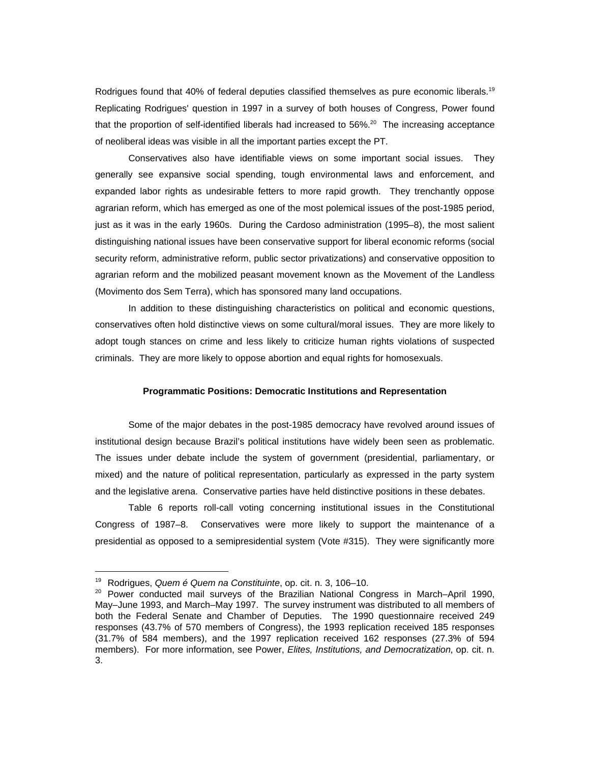Rodrigues found that 40% of federal deputies classified themselves as pure economic liberals.[19] Replicating Rodrigues' question in 1997 in a survey of both houses of Congress, Power found that the proportion of self-identified liberals had increased to 56%.[20] The increasing acceptance of neoliberal ideas was visible in all the important parties except the PT.

Conservatives also have identifiable views on some important social issues. They generally see expansive social spending, tough environmental laws and enforcement, and expanded labor rights as undesirable fetters to more rapid growth. They trenchantly oppose agrarian reform, which has emerged as one of the most polemical issues of the post-1985 period, just as it was in the early 1960s. During the Cardoso administration (1995–8), the most salient distinguishing national issues have been conservative support for liberal economic reforms (social security reform, administrative reform, public sector privatizations) and conservative opposition to agrarian reform and the mobilized peasant movement known as the Movement of the Landless (Movimento dos Sem Terra), which has sponsored many land occupations.

In addition to these distinguishing characteristics on political and economic questions, conservatives often hold distinctive views on some cultural/moral issues. They are more likely to adopt tough stances on crime and less likely to criticize human rights violations of suspected criminals. They are more likely to oppose abortion and equal rights for homosexuals.

### Programmatic Positions: Democratic Institutions and Representation

Some of the major debates in the post-1985 democracy have revolved around issues of institutional design because Brazil's political institutions have widely been seen as problematic. The issues under debate include the system of government (presidential, parliamentary, or mixed) and the nature of political representation, particularly as expressed in the party system and the legislative arena. Conservative parties have held distinctive positions in these debates.

Table 6 reports roll-call voting concerning institutional issues in the Constitutional Congress of 1987–8. Conservatives were more likely to support the maintenance of a presidential as opposed to a semipresidential system (Vote #315). They were significantly more

---

[19] Rodrigues, *Quem é Quem na Constituinte*, op. cit. n. 3, 106–10.

[20] Power conducted mail surveys of the Brazilian National Congress in March–April 1990, May–June 1993, and March–May 1997. The survey instrument was distributed to all members of both the Federal Senate and Chamber of Deputies. The 1990 questionnaire received 249 responses (43.7% of 570 members of Congress), the 1993 replication received 185 responses (31.7% of 584 members), and the 1997 replication received 162 responses (27.3% of 594 members). For more information, see Power, *Elites, Institutions, and Democratization*, op. cit. n. 3.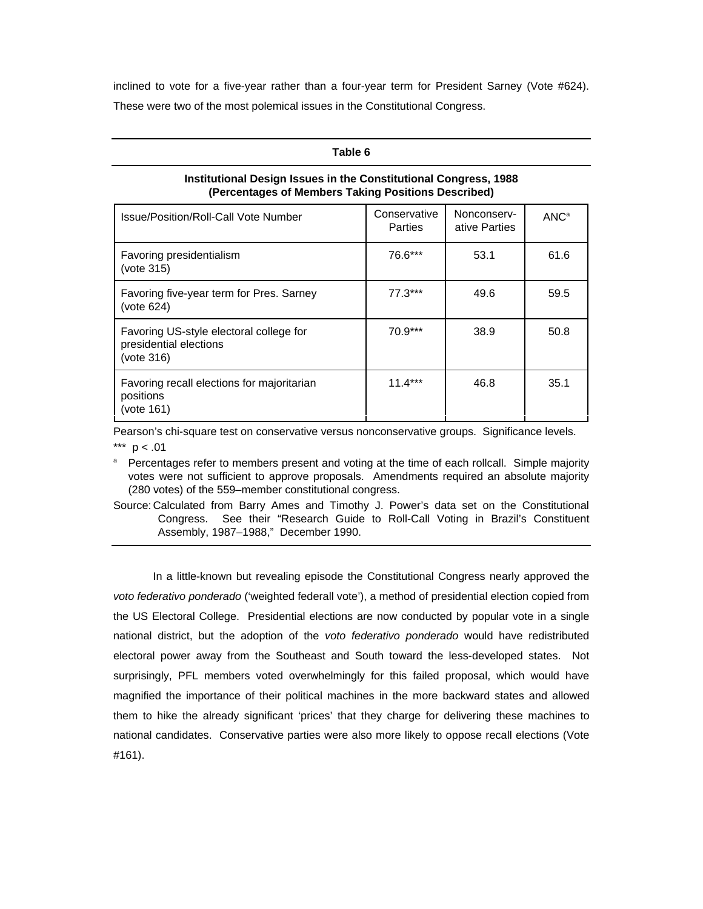inclined to vote for a five-year rather than a four-year term for President Sarney (Vote #624). These were two of the most polemical issues in the Constitutional Congress.

**Table 6**

**Institutional Design Issues in the Constitutional Congress, 1988 (Percentages of Members Taking Positions Described)**

| Issue/Position/Roll-Call Vote Number | Conservative Parties | Nonconservative Parties | ANC[a] |
|---|---|---|---|
| Favoring presidentialism (vote 315) | 76.6*** | 53.1 | 61.6 |
| Favoring five-year term for Pres. Sarney (vote 624) | 77.3*** | 49.6 | 59.5 |
| Favoring US-style electoral college for presidential elections (vote 316) | 70.9*** | 38.9 | 50.8 |
| Favoring recall elections for majoritarian positions (vote 161) | 11.4*** | 46.8 | 35.1 |

Pearson's chi-square test on conservative versus nonconservative groups. Significance levels.
*** $p < .01$

[a] Percentages refer to members present and voting at the time of each rollcall. Simple majority votes were not sufficient to approve proposals. Amendments required an absolute majority (280 votes) of the 559–member constitutional congress.

Source: Calculated from Barry Ames and Timothy J. Power's data set on the Constitutional Congress. See their "Research Guide to Roll-Call Voting in Brazil's Constituent Assembly, 1987–1988," December 1990.

In a little-known but revealing episode the Constitutional Congress nearly approved the *voto federativo ponderado* ('weighted federall vote'), a method of presidential election copied from the US Electoral College. Presidential elections are now conducted by popular vote in a single national district, but the adoption of the *voto federativo ponderado* would have redistributed electoral power away from the Southeast and South toward the less-developed states. Not surprisingly, PFL members voted overwhelmingly for this failed proposal, which would have magnified the importance of their political machines in the more backward states and allowed them to hike the already significant 'prices' that they charge for delivering these machines to national candidates. Conservative parties were also more likely to oppose recall elections (Vote #161).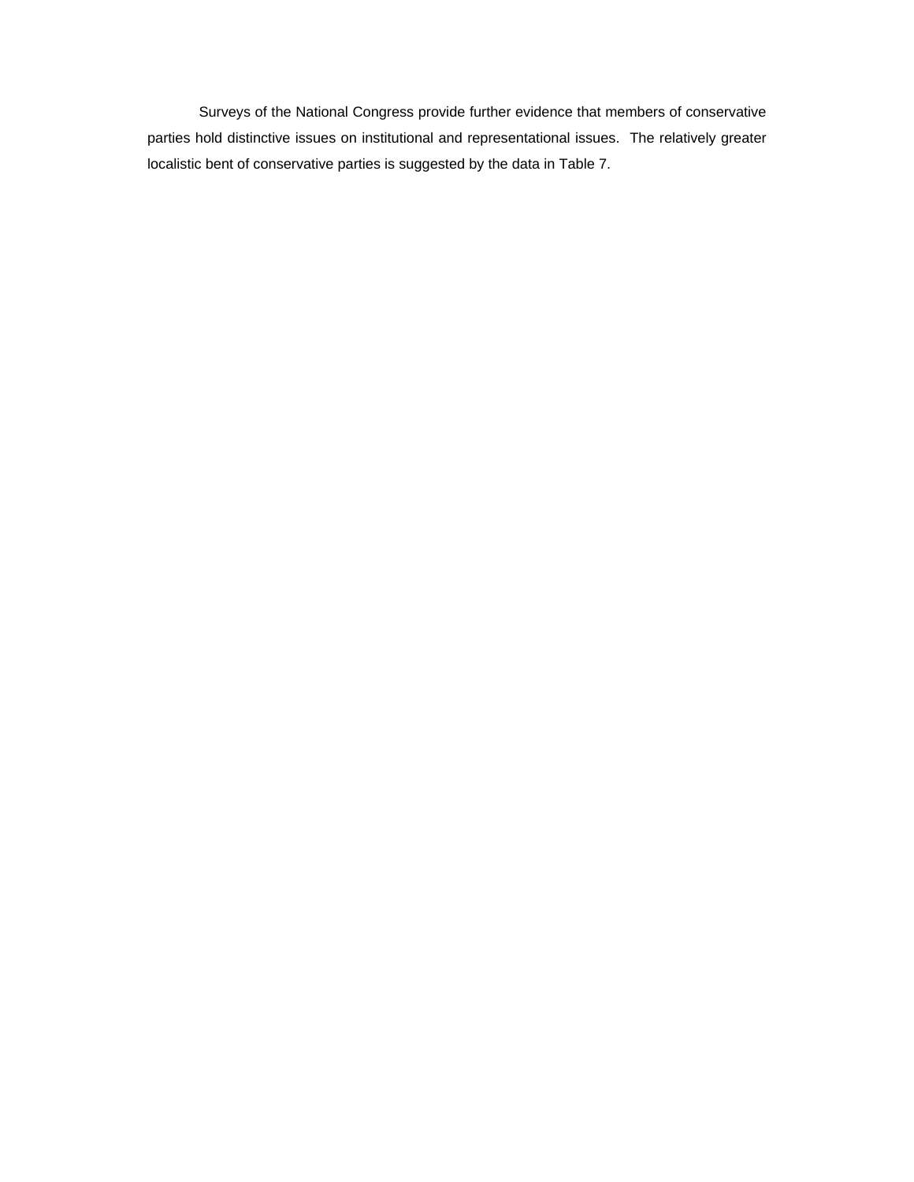Surveys of the National Congress provide further evidence that members of conservative parties hold distinctive issues on institutional and representational issues. The relatively greater localistic bent of conservative parties is suggested by the data in Table 7.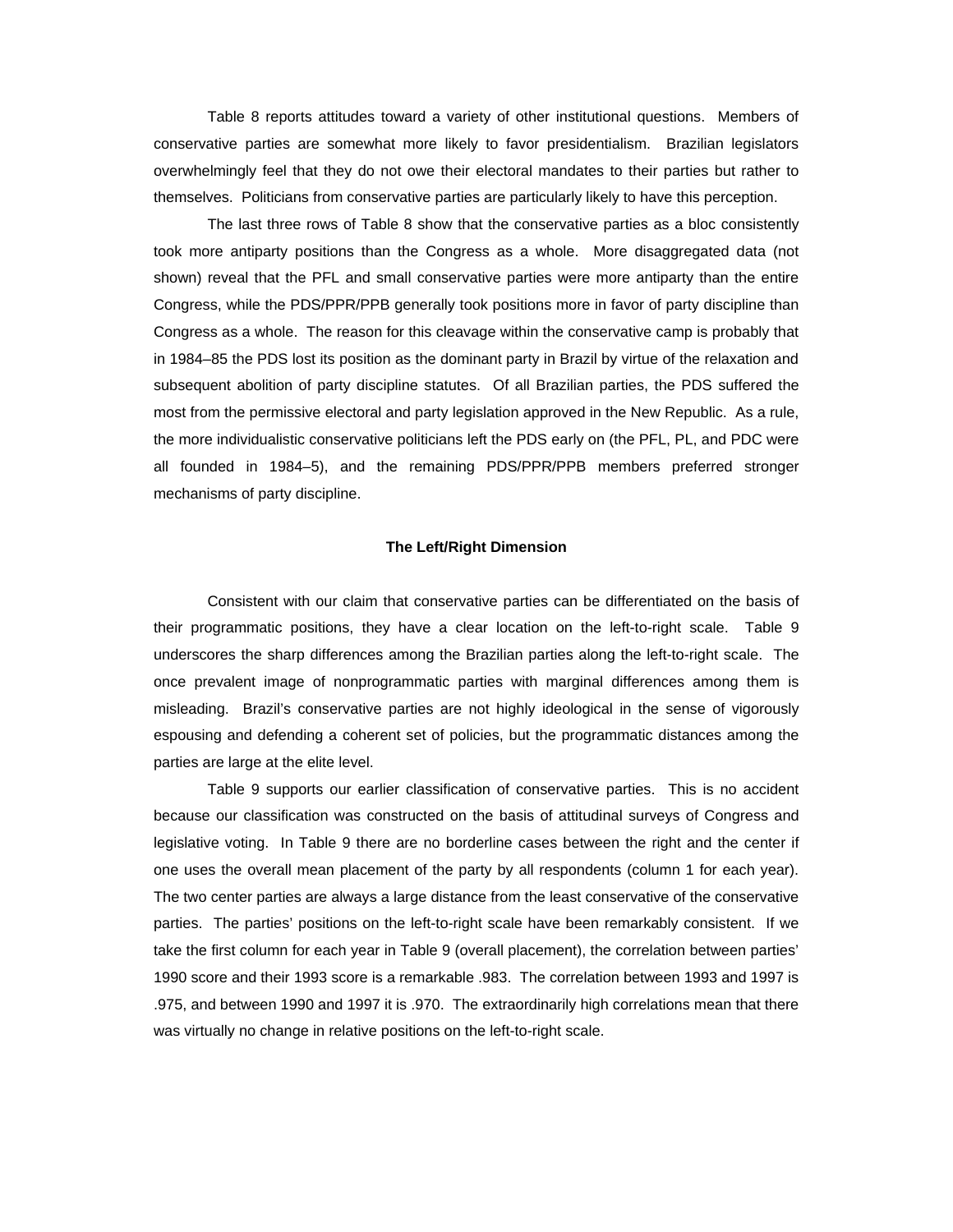Table 8 reports attitudes toward a variety of other institutional questions. Members of conservative parties are somewhat more likely to favor presidentialism. Brazilian legislators overwhelmingly feel that they do not owe their electoral mandates to their parties but rather to themselves. Politicians from conservative parties are particularly likely to have this perception.

The last three rows of Table 8 show that the conservative parties as a bloc consistently took more antiparty positions than the Congress as a whole. More disaggregated data (not shown) reveal that the PFL and small conservative parties were more antiparty than the entire Congress, while the PDS/PPR/PPB generally took positions more in favor of party discipline than Congress as a whole. The reason for this cleavage within the conservative camp is probably that in 1984–85 the PDS lost its position as the dominant party in Brazil by virtue of the relaxation and subsequent abolition of party discipline statutes. Of all Brazilian parties, the PDS suffered the most from the permissive electoral and party legislation approved in the New Republic. As a rule, the more individualistic conservative politicians left the PDS early on (the PFL, PL, and PDC were all founded in 1984–5), and the remaining PDS/PPR/PPB members preferred stronger mechanisms of party discipline.

### The Left/Right Dimension

Consistent with our claim that conservative parties can be differentiated on the basis of their programmatic positions, they have a clear location on the left-to-right scale. Table 9 underscores the sharp differences among the Brazilian parties along the left-to-right scale. The once prevalent image of nonprogrammatic parties with marginal differences among them is misleading. Brazil's conservative parties are not highly ideological in the sense of vigorously espousing and defending a coherent set of policies, but the programmatic distances among the parties are large at the elite level.

Table 9 supports our earlier classification of conservative parties. This is no accident because our classification was constructed on the basis of attitudinal surveys of Congress and legislative voting. In Table 9 there are no borderline cases between the right and the center if one uses the overall mean placement of the party by all respondents (column 1 for each year). The two center parties are always a large distance from the least conservative of the conservative parties. The parties' positions on the left-to-right scale have been remarkably consistent. If we take the first column for each year in Table 9 (overall placement), the correlation between parties' 1990 score and their 1993 score is a remarkable .983. The correlation between 1993 and 1997 is .975, and between 1990 and 1997 it is .970. The extraordinarily high correlations mean that there was virtually no change in relative positions on the left-to-right scale.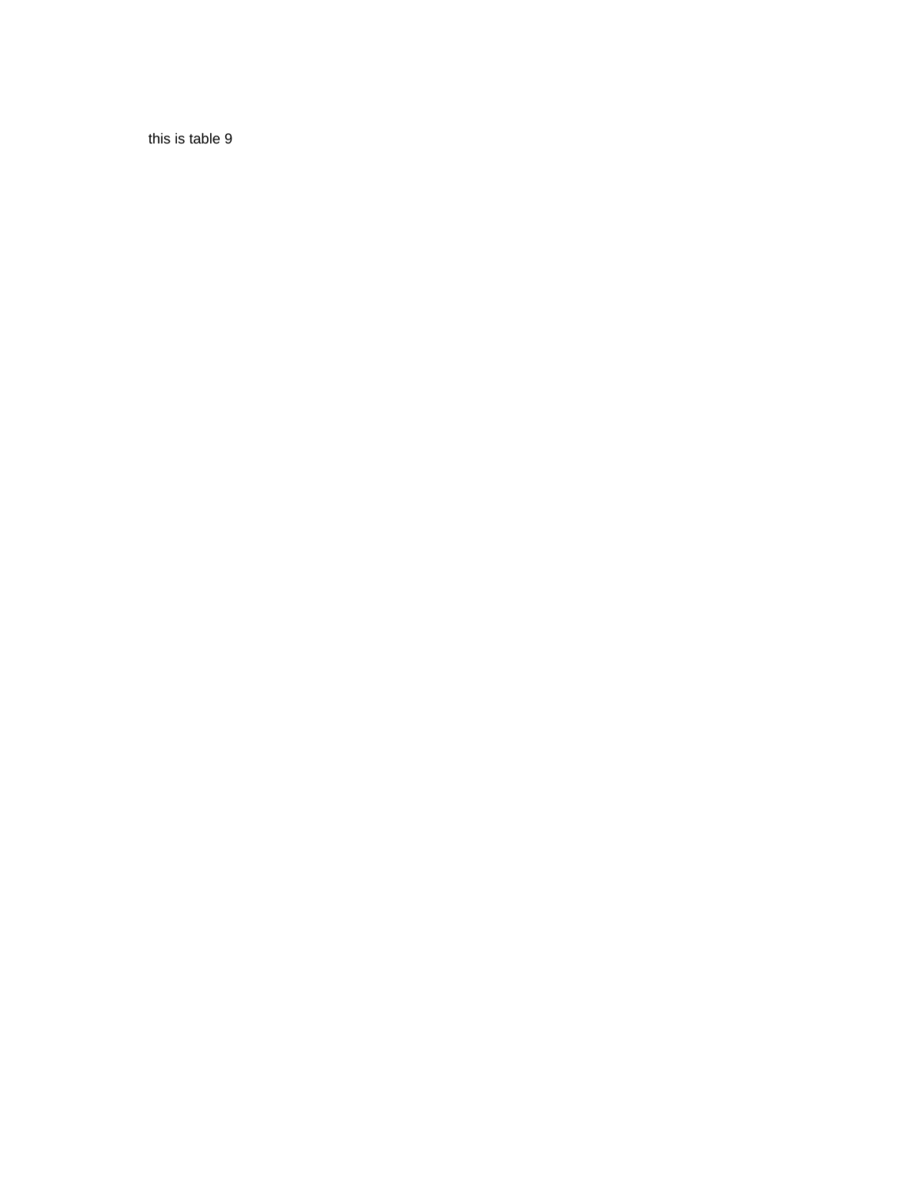this is table 9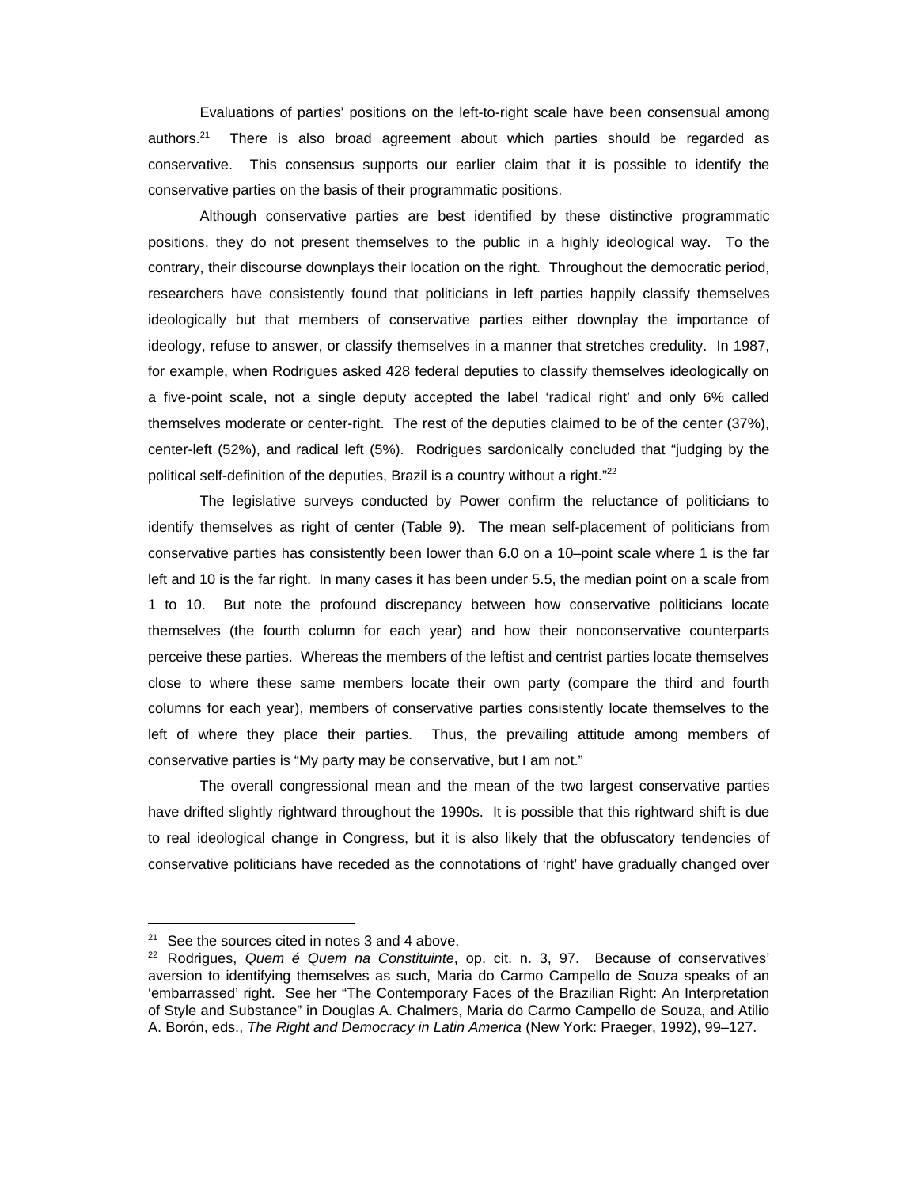Evaluations of parties' positions on the left-to-right scale have been consensual among authors.[21] There is also broad agreement about which parties should be regarded as conservative. This consensus supports our earlier claim that it is possible to identify the conservative parties on the basis of their programmatic positions.

Although conservative parties are best identified by these distinctive programmatic positions, they do not present themselves to the public in a highly ideological way. To the contrary, their discourse downplays their location on the right. Throughout the democratic period, researchers have consistently found that politicians in left parties happily classify themselves ideologically but that members of conservative parties either downplay the importance of ideology, refuse to answer, or classify themselves in a manner that stretches credulity. In 1987, for example, when Rodrigues asked 428 federal deputies to classify themselves ideologically on a five-point scale, not a single deputy accepted the label 'radical right' and only 6% called themselves moderate or center-right. The rest of the deputies claimed to be of the center (37%), center-left (52%), and radical left (5%). Rodrigues sardonically concluded that "judging by the political self-definition of the deputies, Brazil is a country without a right."[22]

The legislative surveys conducted by Power confirm the reluctance of politicians to identify themselves as right of center (Table 9). The mean self-placement of politicians from conservative parties has consistently been lower than 6.0 on a 10–point scale where 1 is the far left and 10 is the far right. In many cases it has been under 5.5, the median point on a scale from 1 to 10. But note the profound discrepancy between how conservative politicians locate themselves (the fourth column for each year) and how their nonconservative counterparts perceive these parties. Whereas the members of the leftist and centrist parties locate themselves close to where these same members locate their own party (compare the third and fourth columns for each year), members of conservative parties consistently locate themselves to the left of where they place their parties. Thus, the prevailing attitude among members of conservative parties is "My party may be conservative, but I am not."

The overall congressional mean and the mean of the two largest conservative parties have drifted slightly rightward throughout the 1990s. It is possible that this rightward shift is due to real ideological change in Congress, but it is also likely that the obfuscatory tendencies of conservative politicians have receded as the connotations of 'right' have gradually changed over

---

[21] See the sources cited in notes 3 and 4 above.

[22] Rodrigues, *Quem é Quem na Constituinte*, op. cit. n. 3, 97. Because of conservatives' aversion to identifying themselves as such, Maria do Carmo Campello de Souza speaks of an 'embarrassed' right. See her "The Contemporary Faces of the Brazilian Right: An Interpretation of Style and Substance" in Douglas A. Chalmers, Maria do Carmo Campello de Souza, and Atilio A. Borón, eds., *The Right and Democracy in Latin America* (New York: Praeger, 1992), 99–127.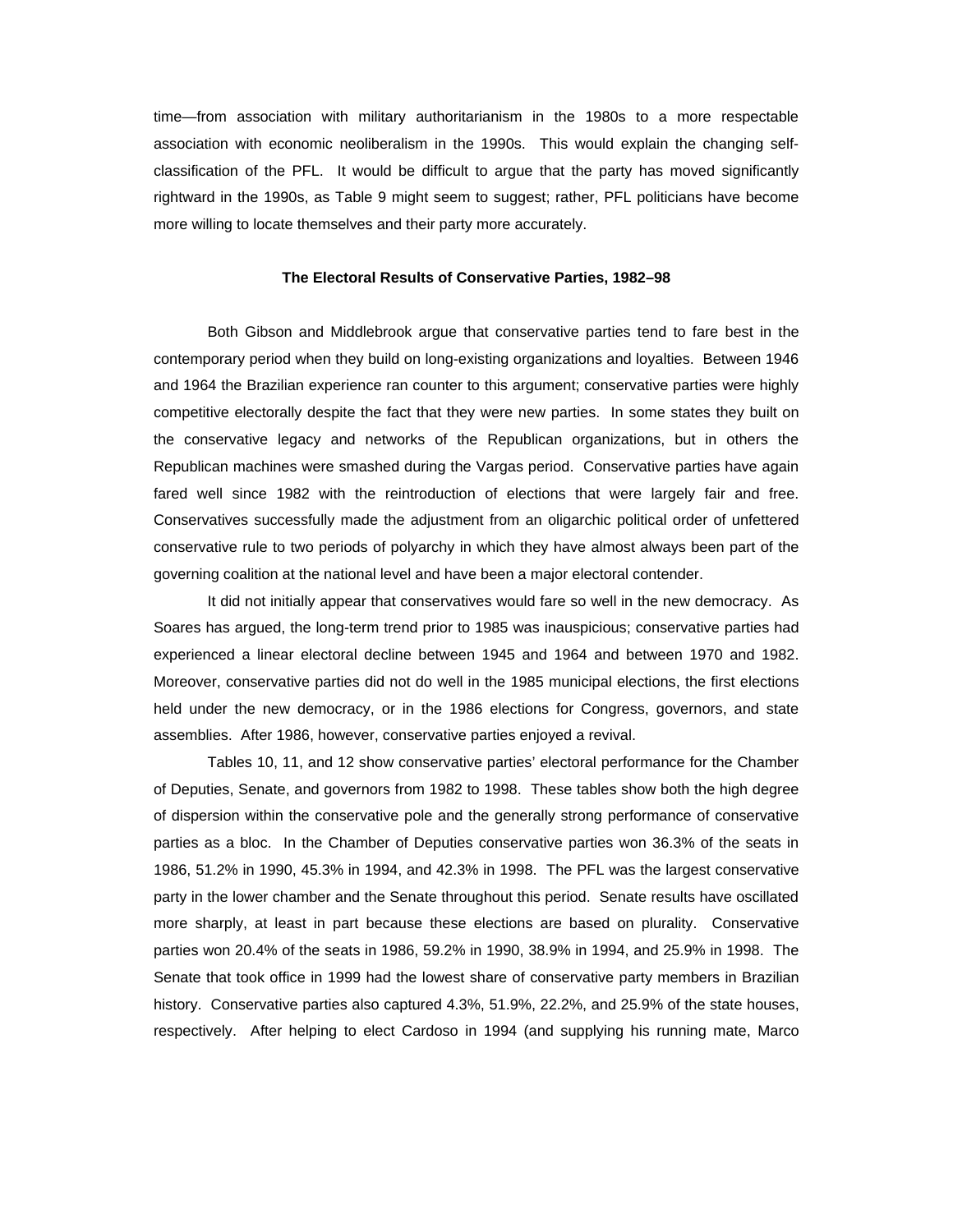time—from association with military authoritarianism in the 1980s to a more respectable association with economic neoliberalism in the 1990s. This would explain the changing self-classification of the PFL. It would be difficult to argue that the party has moved significantly rightward in the 1990s, as Table 9 might seem to suggest; rather, PFL politicians have become more willing to locate themselves and their party more accurately.

### The Electoral Results of Conservative Parties, 1982–98

Both Gibson and Middlebrook argue that conservative parties tend to fare best in the contemporary period when they build on long-existing organizations and loyalties. Between 1946 and 1964 the Brazilian experience ran counter to this argument; conservative parties were highly competitive electorally despite the fact that they were new parties. In some states they built on the conservative legacy and networks of the Republican organizations, but in others the Republican machines were smashed during the Vargas period. Conservative parties have again fared well since 1982 with the reintroduction of elections that were largely fair and free. Conservatives successfully made the adjustment from an oligarchic political order of unfettered conservative rule to two periods of polyarchy in which they have almost always been part of the governing coalition at the national level and have been a major electoral contender.

It did not initially appear that conservatives would fare so well in the new democracy. As Soares has argued, the long-term trend prior to 1985 was inauspicious; conservative parties had experienced a linear electoral decline between 1945 and 1964 and between 1970 and 1982. Moreover, conservative parties did not do well in the 1985 municipal elections, the first elections held under the new democracy, or in the 1986 elections for Congress, governors, and state assemblies. After 1986, however, conservative parties enjoyed a revival.

Tables 10, 11, and 12 show conservative parties' electoral performance for the Chamber of Deputies, Senate, and governors from 1982 to 1998. These tables show both the high degree of dispersion within the conservative pole and the generally strong performance of conservative parties as a bloc. In the Chamber of Deputies conservative parties won 36.3% of the seats in 1986, 51.2% in 1990, 45.3% in 1994, and 42.3% in 1998. The PFL was the largest conservative party in the lower chamber and the Senate throughout this period. Senate results have oscillated more sharply, at least in part because these elections are based on plurality. Conservative parties won 20.4% of the seats in 1986, 59.2% in 1990, 38.9% in 1994, and 25.9% in 1998. The Senate that took office in 1999 had the lowest share of conservative party members in Brazilian history. Conservative parties also captured 4.3%, 51.9%, 22.2%, and 25.9% of the state houses, respectively. After helping to elect Cardoso in 1994 (and supplying his running mate, Marco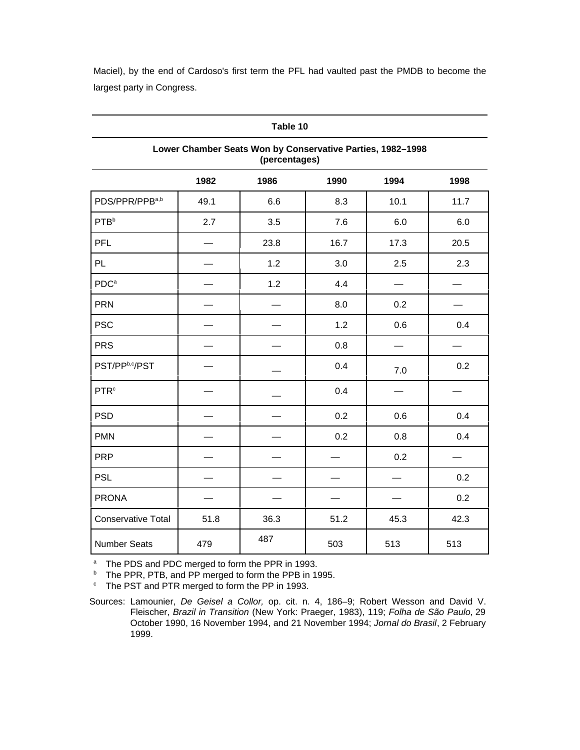Maciel), by the end of Cardoso's first term the PFL had vaulted past the PMDB to become the largest party in Congress.

**Table 10**

**Lower Chamber Seats Won by Conservative Parties, 1982–1998 (percentages)**

| | 1982 | 1986 | 1990 | 1994 | 1998 |
|---|---|---|---|---|---|
| PDS/PPR/PPB[a,b] | 49.1 | 6.6 | 8.3 | 10.1 | 11.7 |
| PTB[b] | 2.7 | 3.5 | 7.6 | 6.0 | 6.0 |
| PFL | — | 23.8 | 16.7 | 17.3 | 20.5 |
| PL | — | 1.2 | 3.0 | 2.5 | 2.3 |
| PDC[a] | — | 1.2 | 4.4 | — | — |
| PRN | — | — | 8.0 | 0.2 | — |
| PSC | — | — | 1.2 | 0.6 | 0.4 |
| PRS | — | — | 0.8 | — | — |
| PST/PP[b,c]/PST | — | — | 0.4 | 7.0 | 0.2 |
| PTR[c] | — | — | 0.4 | — | — |
| PSD | — | — | 0.2 | 0.6 | 0.4 |
| PMN | — | — | 0.2 | 0.8 | 0.4 |
| PRP | — | — | — | 0.2 | — |
| PSL | — | — | — | — | 0.2 |
| PRONA | — | — | — | — | 0.2 |
| Conservative Total | 51.8 | 36.3 | 51.2 | 45.3 | 42.3 |
| Number Seats | 479 | 487 | 503 | 513 | 513 |

[a] The PDS and PDC merged to form the PPR in 1993.
[b] The PPR, PTB, and PP merged to form the PPB in 1995.
[c] The PST and PTR merged to form the PP in 1993.

Sources: Lamounier, *De Geisel a Collor,* op. cit. n. 4, 186–9; Robert Wesson and David V. Fleischer, *Brazil in Transition* (New York: Praeger, 1983), 119; *Folha de São Paulo*, 29 October 1990, 16 November 1994, and 21 November 1994; *Jornal do Brasil*, 2 February 1999.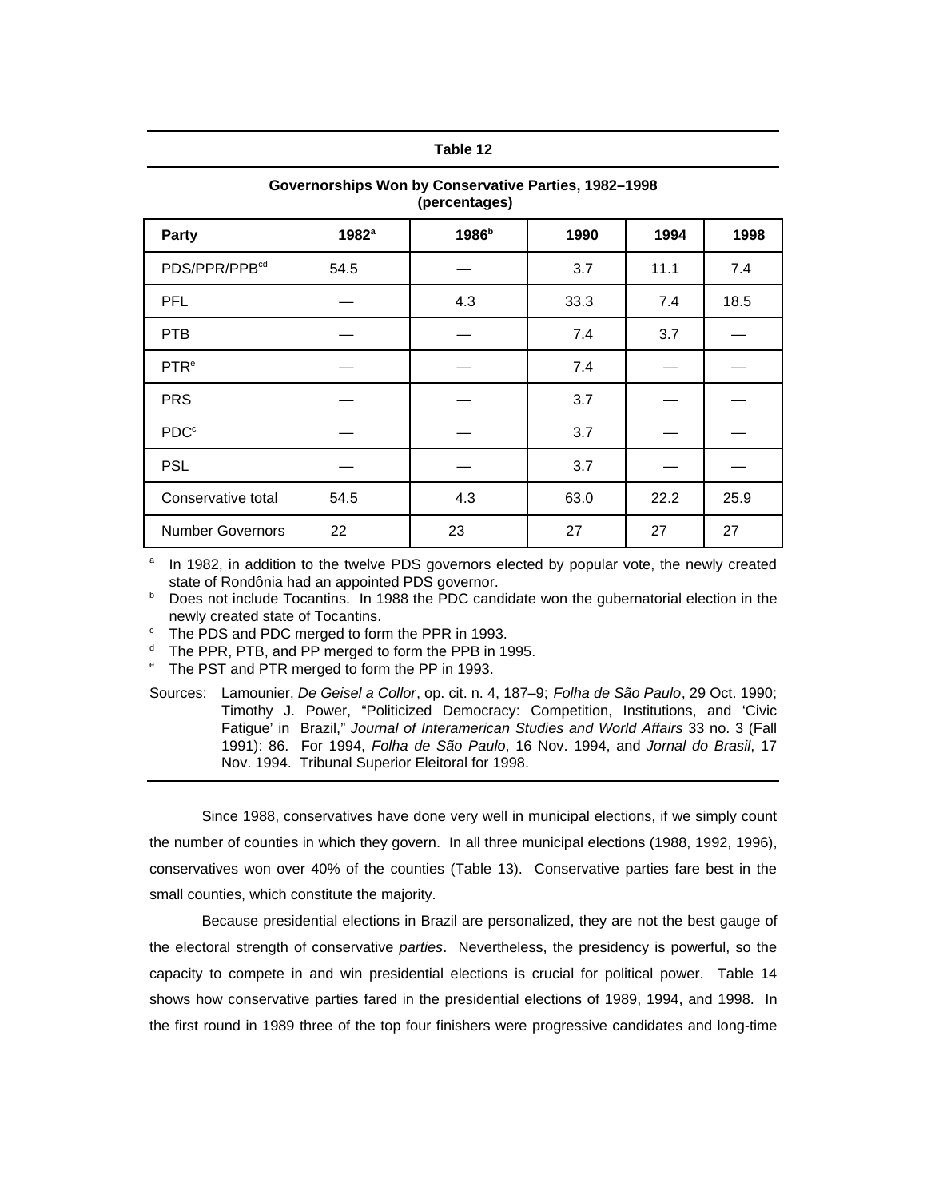**Table 12**

**Governorships Won by Conservative Parties, 1982–1998 (percentages)**

| Party | 1982[a] | 1986[b] | 1990 | 1994 | 1998 |
|---|---|---|---|---|---|
| PDS/PPR/PPB[cd] | 54.5 | — | 3.7 | 11.1 | 7.4 |
| PFL | — | 4.3 | 33.3 | 7.4 | 18.5 |
| PTB | — | — | 7.4 | 3.7 | — |
| PTR[e] | — | — | 7.4 | — | — |
| PRS | — | — | 3.7 | — | — |
| PDC[c] | — | — | 3.7 | — | — |
| PSL | — | — | 3.7 | — | — |
| Conservative total | 54.5 | 4.3 | 63.0 | 22.2 | 25.9 |
| Number Governors | 22 | 23 | 27 | 27 | 27 |

[a] In 1982, in addition to the twelve PDS governors elected by popular vote, the newly created state of Rondônia had an appointed PDS governor.

[b] Does not include Tocantins. In 1988 the PDC candidate won the gubernatorial election in the newly created state of Tocantins.

[c] The PDS and PDC merged to form the PPR in 1993.

[d] The PPR, PTB, and PP merged to form the PPB in 1995.

[e] The PST and PTR merged to form the PP in 1993.

Sources: Lamounier, *De Geisel a Collor*, op. cit. n. 4, 187–9; *Folha de São Paulo*, 29 Oct. 1990; Timothy J. Power, "Politicized Democracy: Competition, Institutions, and 'Civic Fatigue' in Brazil," *Journal of Interamerican Studies and World Affairs* 33 no. 3 (Fall 1991): 86. For 1994, *Folha de São Paulo*, 16 Nov. 1994, and *Jornal do Brasil*, 17 Nov. 1994. Tribunal Superior Eleitoral for 1998.

Since 1988, conservatives have done very well in municipal elections, if we simply count the number of counties in which they govern. In all three municipal elections (1988, 1992, 1996), conservatives won over 40% of the counties (Table 13). Conservative parties fare best in the small counties, which constitute the majority.

Because presidential elections in Brazil are personalized, they are not the best gauge of the electoral strength of conservative *parties*. Nevertheless, the presidency is powerful, so the capacity to compete in and win presidential elections is crucial for political power. Table 14 shows how conservative parties fared in the presidential elections of 1989, 1994, and 1998. In the first round in 1989 three of the top four finishers were progressive candidates and long-time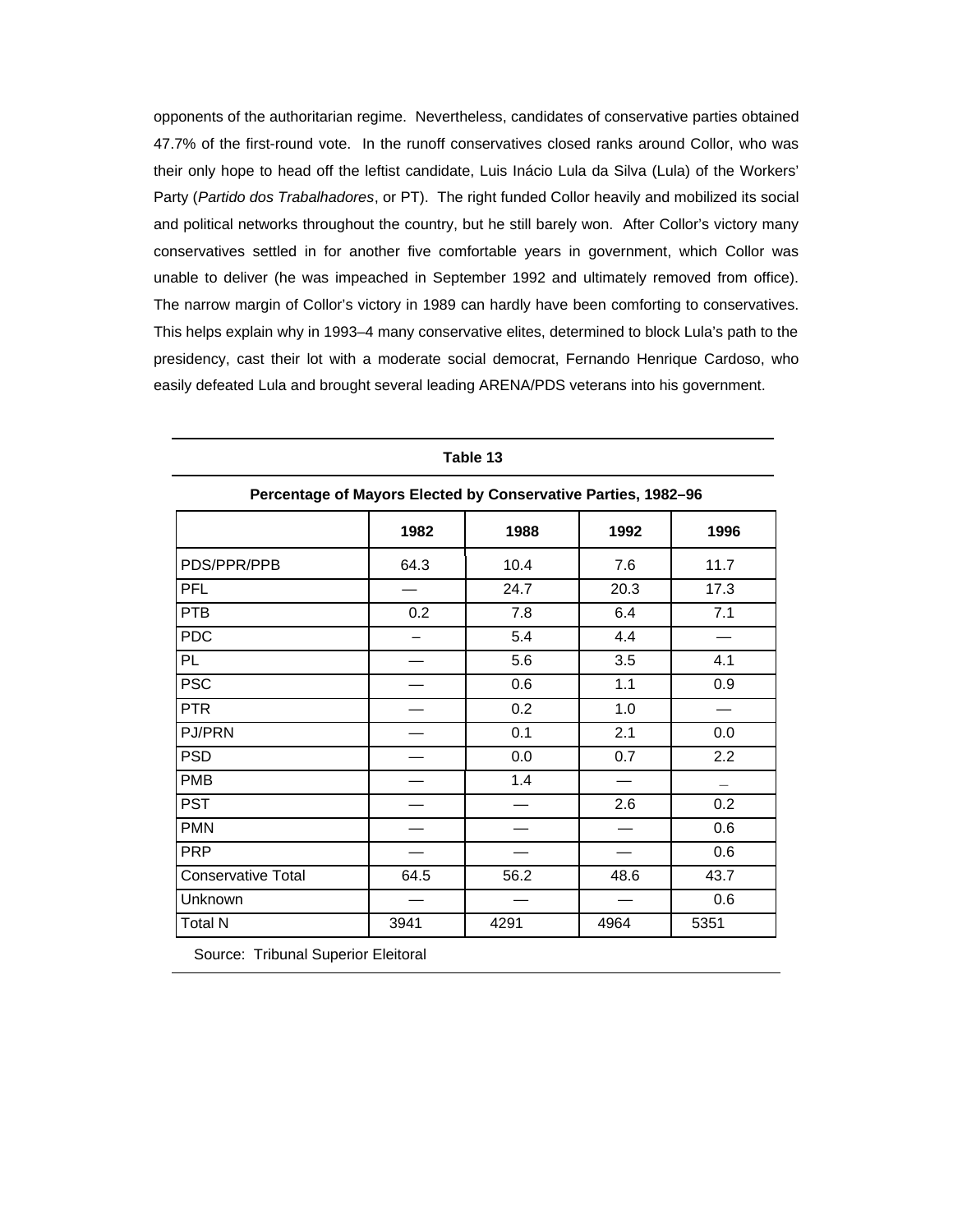opponents of the authoritarian regime. Nevertheless, candidates of conservative parties obtained 47.7% of the first-round vote. In the runoff conservatives closed ranks around Collor, who was their only hope to head off the leftist candidate, Luis Inácio Lula da Silva (Lula) of the Workers' Party (*Partido dos Trabalhadores*, or PT). The right funded Collor heavily and mobilized its social and political networks throughout the country, but he still barely won. After Collor's victory many conservatives settled in for another five comfortable years in government, which Collor was unable to deliver (he was impeached in September 1992 and ultimately removed from office). The narrow margin of Collor's victory in 1989 can hardly have been comforting to conservatives. This helps explain why in 1993–4 many conservative elites, determined to block Lula's path to the presidency, cast their lot with a moderate social democrat, Fernando Henrique Cardoso, who easily defeated Lula and brought several leading ARENA/PDS veterans into his government.

**Table 13**

**Percentage of Mayors Elected by Conservative Parties, 1982–96**

| | 1982 | 1988 | 1992 | 1996 |
|---|---|---|---|---|
| PDS/PPR/PPB | 64.3 | 10.4 | 7.6 | 11.7 |
| PFL | — | 24.7 | 20.3 | 17.3 |
| PTB | 0.2 | 7.8 | 6.4 | 7.1 |
| PDC | – | 5.4 | 4.4 | — |
| PL | — | 5.6 | 3.5 | 4.1 |
| PSC | — | 0.6 | 1.1 | 0.9 |
| PTR | — | 0.2 | 1.0 | — |
| PJ/PRN | — | 0.1 | 2.1 | 0.0 |
| PSD | — | 0.0 | 0.7 | 2.2 |
| PMB | — | 1.4 | — | _ |
| PST | — | — | 2.6 | 0.2 |
| PMN | — | — | — | 0.6 |
| PRP | — | — | — | 0.6 |
| Conservative Total | 64.5 | 56.2 | 48.6 | 43.7 |
| Unknown | — | — | — | 0.6 |
| Total N | 3941 | 4291 | 4964 | 5351 |

Source: Tribunal Superior Eleitoral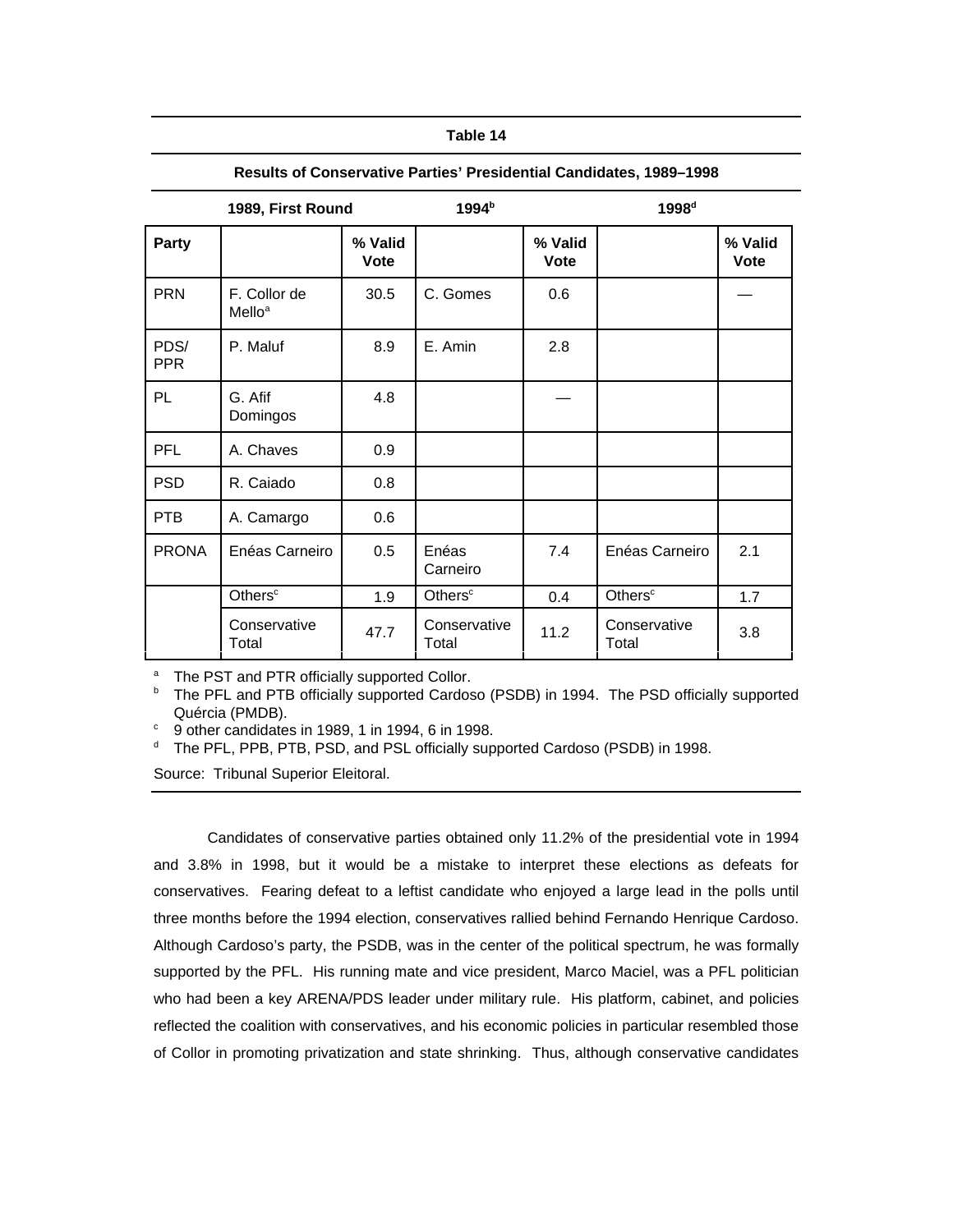**Table 14**

**Results of Conservative Parties' Presidential Candidates, 1989–1998**

| | 1989, First Round | | 1994[b] | | 1998[d] | |
|---|---|---|---|---|---|---|
| **Party** | | **% Valid Vote** | | **% Valid Vote** | | **% Valid Vote** |
| PRN | F. Collor de Mello[a] | 30.5 | C. Gomes | 0.6 | | — |
| PDS/ PPR | P. Maluf | 8.9 | E. Amin | 2.8 | | |
| PL | G. Afif Domingos | 4.8 | | — | | |
| PFL | A. Chaves | 0.9 | | | | |
| PSD | R. Caiado | 0.8 | | | | |
| PTB | A. Camargo | 0.6 | | | | |
| PRONA | Enéas Carneiro | 0.5 | Enéas Carneiro | 7.4 | Enéas Carneiro | 2.1 |
| | Others[c] | 1.9 | Others[c] | 0.4 | Others[c] | 1.7 |
| | Conservative Total | 47.7 | Conservative Total | 11.2 | Conservative Total | 3.8 |

[a] The PST and PTR officially supported Collor.
[b] The PFL and PTB officially supported Cardoso (PSDB) in 1994. The PSD officially supported Quércia (PMDB).
[c] 9 other candidates in 1989, 1 in 1994, 6 in 1998.
[d] The PFL, PPB, PTB, PSD, and PSL officially supported Cardoso (PSDB) in 1998.

Source: Tribunal Superior Eleitoral.

Candidates of conservative parties obtained only 11.2% of the presidential vote in 1994 and 3.8% in 1998, but it would be a mistake to interpret these elections as defeats for conservatives. Fearing defeat to a leftist candidate who enjoyed a large lead in the polls until three months before the 1994 election, conservatives rallied behind Fernando Henrique Cardoso. Although Cardoso's party, the PSDB, was in the center of the political spectrum, he was formally supported by the PFL. His running mate and vice president, Marco Maciel, was a PFL politician who had been a key ARENA/PDS leader under military rule. His platform, cabinet, and policies reflected the coalition with conservatives, and his economic policies in particular resembled those of Collor in promoting privatization and state shrinking. Thus, although conservative candidates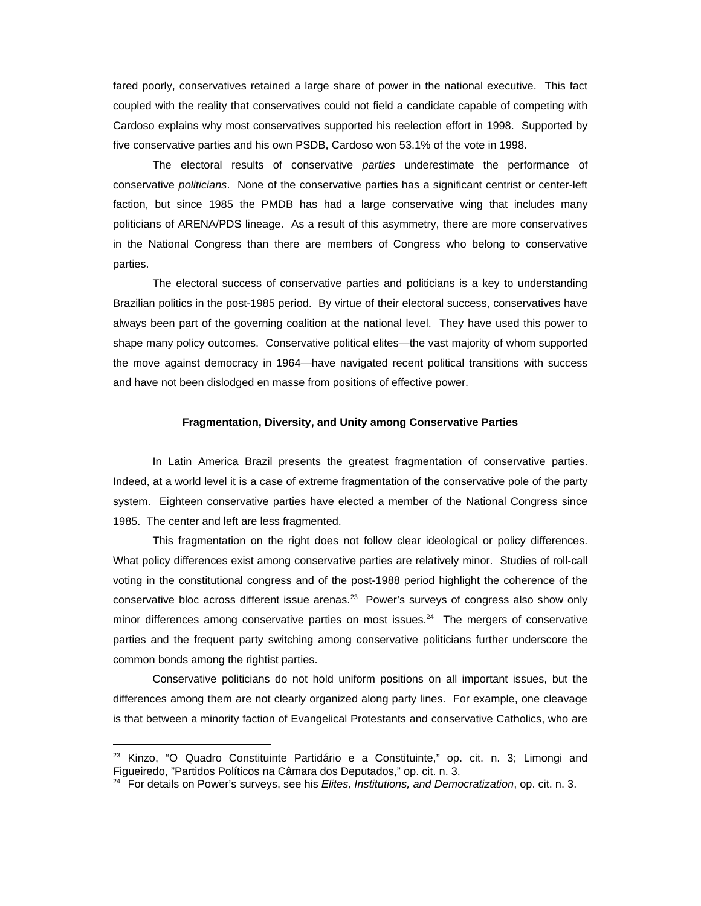fared poorly, conservatives retained a large share of power in the national executive. This fact coupled with the reality that conservatives could not field a candidate capable of competing with Cardoso explains why most conservatives supported his reelection effort in 1998. Supported by five conservative parties and his own PSDB, Cardoso won 53.1% of the vote in 1998.

The electoral results of conservative *parties* underestimate the performance of conservative *politicians*. None of the conservative parties has a significant centrist or center-left faction, but since 1985 the PMDB has had a large conservative wing that includes many politicians of ARENA/PDS lineage. As a result of this asymmetry, there are more conservatives in the National Congress than there are members of Congress who belong to conservative parties.

The electoral success of conservative parties and politicians is a key to understanding Brazilian politics in the post-1985 period. By virtue of their electoral success, conservatives have always been part of the governing coalition at the national level. They have used this power to shape many policy outcomes. Conservative political elites—the vast majority of whom supported the move against democracy in 1964—have navigated recent political transitions with success and have not been dislodged en masse from positions of effective power.

### Fragmentation, Diversity, and Unity among Conservative Parties

In Latin America Brazil presents the greatest fragmentation of conservative parties. Indeed, at a world level it is a case of extreme fragmentation of the conservative pole of the party system. Eighteen conservative parties have elected a member of the National Congress since 1985. The center and left are less fragmented.

This fragmentation on the right does not follow clear ideological or policy differences. What policy differences exist among conservative parties are relatively minor. Studies of roll-call voting in the constitutional congress and of the post-1988 period highlight the coherence of the conservative bloc across different issue arenas.[23] Power's surveys of congress also show only minor differences among conservative parties on most issues.[24] The mergers of conservative parties and the frequent party switching among conservative politicians further underscore the common bonds among the rightist parties.

Conservative politicians do not hold uniform positions on all important issues, but the differences among them are not clearly organized along party lines. For example, one cleavage is that between a minority faction of Evangelical Protestants and conservative Catholics, who are

---

[23] Kinzo, "O Quadro Constituinte Partidário e a Constituinte," op. cit. n. 3; Limongi and Figueiredo, "Partidos Políticos na Câmara dos Deputados," op. cit. n. 3.

[24] For details on Power's surveys, see his *Elites, Institutions, and Democratization*, op. cit. n. 3.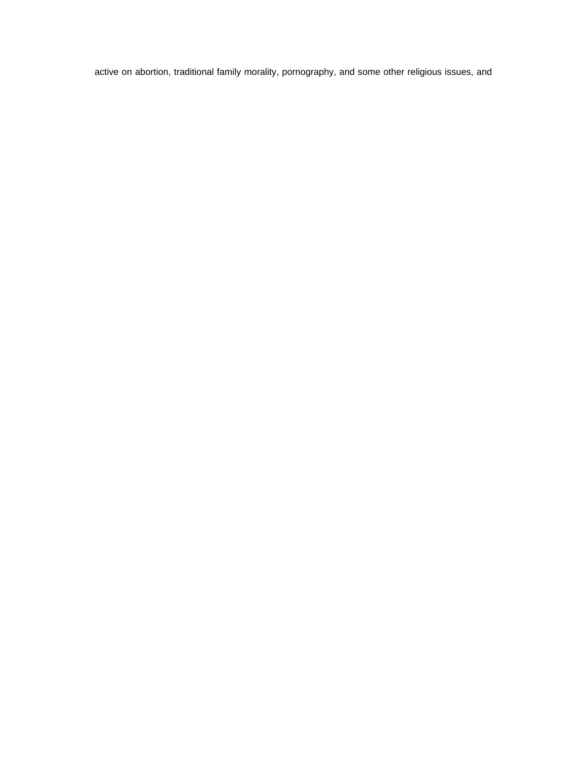active on abortion, traditional family morality, pornography, and some other religious issues, and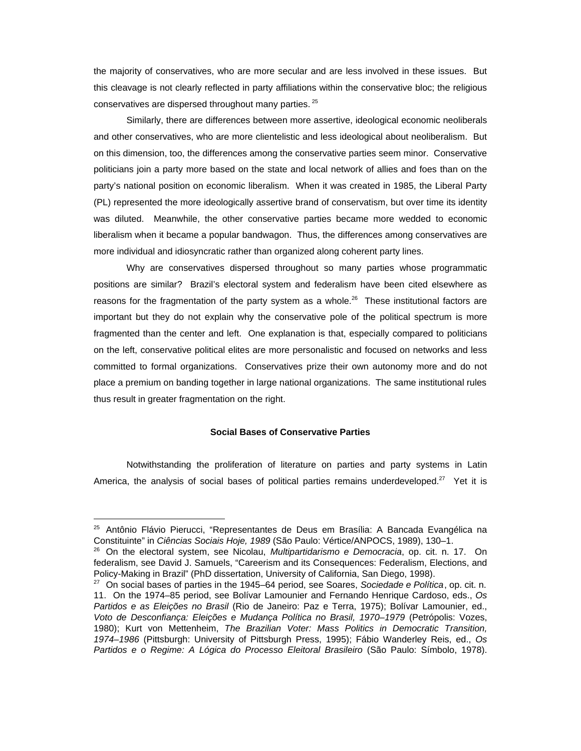the majority of conservatives, who are more secular and are less involved in these issues. But this cleavage is not clearly reflected in party affiliations within the conservative bloc; the religious conservatives are dispersed throughout many parties.[25]

Similarly, there are differences between more assertive, ideological economic neoliberals and other conservatives, who are more clientelistic and less ideological about neoliberalism. But on this dimension, too, the differences among the conservative parties seem minor. Conservative politicians join a party more based on the state and local network of allies and foes than on the party's national position on economic liberalism. When it was created in 1985, the Liberal Party (PL) represented the more ideologically assertive brand of conservatism, but over time its identity was diluted. Meanwhile, the other conservative parties became more wedded to economic liberalism when it became a popular bandwagon. Thus, the differences among conservatives are more individual and idiosyncratic rather than organized along coherent party lines.

Why are conservatives dispersed throughout so many parties whose programmatic positions are similar? Brazil's electoral system and federalism have been cited elsewhere as reasons for the fragmentation of the party system as a whole.[26] These institutional factors are important but they do not explain why the conservative pole of the political spectrum is more fragmented than the center and left. One explanation is that, especially compared to politicians on the left, conservative political elites are more personalistic and focused on networks and less committed to formal organizations. Conservatives prize their own autonomy more and do not place a premium on banding together in large national organizations. The same institutional rules thus result in greater fragmentation on the right.

### Social Bases of Conservative Parties

Notwithstanding the proliferation of literature on parties and party systems in Latin America, the analysis of social bases of political parties remains underdeveloped.[27] Yet it is

---

[25] Antônio Flávio Pierucci, "Representantes de Deus em Brasília: A Bancada Evangélica na Constituinte" in *Ciências Sociais Hoje, 1989* (São Paulo: Vértice/ANPOCS, 1989), 130–1.

[26] On the electoral system, see Nicolau, *Multipartidarismo e Democracia*, op. cit. n. 17. On federalism, see David J. Samuels, "Careerism and its Consequences: Federalism, Elections, and Policy-Making in Brazil" (PhD dissertation, University of California, San Diego, 1998).

[27] On social bases of parties in the 1945–64 period, see Soares, *Sociedade e Política*, op. cit. n. 11. On the 1974–85 period, see Bolívar Lamounier and Fernando Henrique Cardoso, eds., *Os Partidos e as Eleições no Brasil* (Rio de Janeiro: Paz e Terra, 1975); Bolívar Lamounier, ed., *Voto de Desconfiança: Eleições e Mudança Política no Brasil, 1970–1979* (Petrópolis: Vozes, 1980); Kurt von Mettenheim, *The Brazilian Voter: Mass Politics in Democratic Transition, 1974–1986* (Pittsburgh: University of Pittsburgh Press, 1995); Fábio Wanderley Reis, ed., *Os Partidos e o Regime: A Lógica do Processo Eleitoral Brasileiro* (São Paulo: Símbolo, 1978).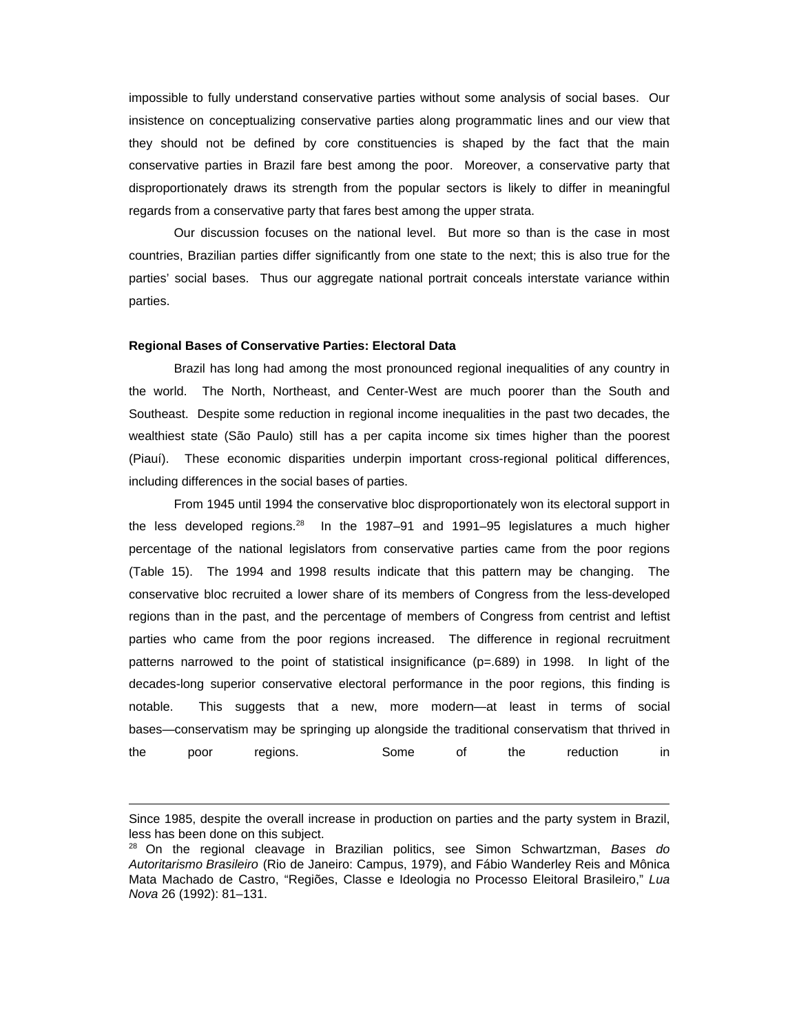impossible to fully understand conservative parties without some analysis of social bases. Our insistence on conceptualizing conservative parties along programmatic lines and our view that they should not be defined by core constituencies is shaped by the fact that the main conservative parties in Brazil fare best among the poor. Moreover, a conservative party that disproportionately draws its strength from the popular sectors is likely to differ in meaningful regards from a conservative party that fares best among the upper strata.

Our discussion focuses on the national level. But more so than is the case in most countries, Brazilian parties differ significantly from one state to the next; this is also true for the parties' social bases. Thus our aggregate national portrait conceals interstate variance within parties.

**Regional Bases of Conservative Parties: Electoral Data**

Brazil has long had among the most pronounced regional inequalities of any country in the world. The North, Northeast, and Center-West are much poorer than the South and Southeast. Despite some reduction in regional income inequalities in the past two decades, the wealthiest state (São Paulo) still has a per capita income six times higher than the poorest (Piauí). These economic disparities underpin important cross-regional political differences, including differences in the social bases of parties.

From 1945 until 1994 the conservative bloc disproportionately won its electoral support in the less developed regions.[28] In the 1987–91 and 1991–95 legislatures a much higher percentage of the national legislators from conservative parties came from the poor regions (Table 15). The 1994 and 1998 results indicate that this pattern may be changing. The conservative bloc recruited a lower share of its members of Congress from the less-developed regions than in the past, and the percentage of members of Congress from centrist and leftist parties who came from the poor regions increased. The difference in regional recruitment patterns narrowed to the point of statistical insignificance ($p=.689$) in 1998. In light of the decades-long superior conservative electoral performance in the poor regions, this finding is notable. This suggests that a new, more modern—at least in terms of social bases—conservatism may be springing up alongside the traditional conservatism that thrived in the poor regions. Some of the reduction in

---

Since 1985, despite the overall increase in production on parties and the party system in Brazil, less has been done on this subject.

[28] On the regional cleavage in Brazilian politics, see Simon Schwartzman, *Bases do Autoritarismo Brasileiro* (Rio de Janeiro: Campus, 1979), and Fábio Wanderley Reis and Mônica Mata Machado de Castro, "Regiões, Classe e Ideologia no Processo Eleitoral Brasileiro," *Lua Nova* 26 (1992): 81–131.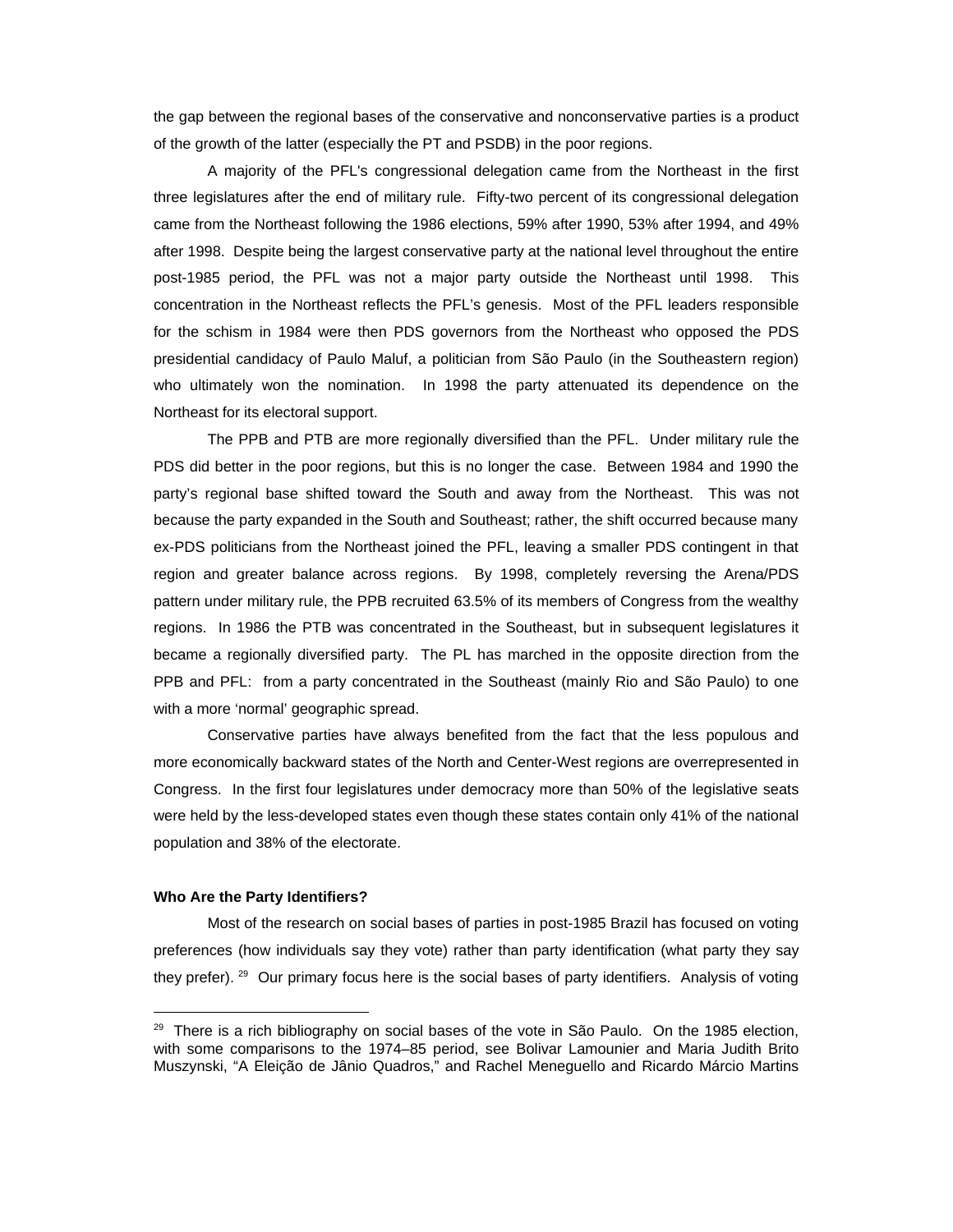the gap between the regional bases of the conservative and nonconservative parties is a product of the growth of the latter (especially the PT and PSDB) in the poor regions.

A majority of the PFL's congressional delegation came from the Northeast in the first three legislatures after the end of military rule. Fifty-two percent of its congressional delegation came from the Northeast following the 1986 elections, 59% after 1990, 53% after 1994, and 49% after 1998. Despite being the largest conservative party at the national level throughout the entire post-1985 period, the PFL was not a major party outside the Northeast until 1998. This concentration in the Northeast reflects the PFL's genesis. Most of the PFL leaders responsible for the schism in 1984 were then PDS governors from the Northeast who opposed the PDS presidential candidacy of Paulo Maluf, a politician from São Paulo (in the Southeastern region) who ultimately won the nomination. In 1998 the party attenuated its dependence on the Northeast for its electoral support.

The PPB and PTB are more regionally diversified than the PFL. Under military rule the PDS did better in the poor regions, but this is no longer the case. Between 1984 and 1990 the party's regional base shifted toward the South and away from the Northeast. This was not because the party expanded in the South and Southeast; rather, the shift occurred because many ex-PDS politicians from the Northeast joined the PFL, leaving a smaller PDS contingent in that region and greater balance across regions. By 1998, completely reversing the Arena/PDS pattern under military rule, the PPB recruited 63.5% of its members of Congress from the wealthy regions. In 1986 the PTB was concentrated in the Southeast, but in subsequent legislatures it became a regionally diversified party. The PL has marched in the opposite direction from the PPB and PFL: from a party concentrated in the Southeast (mainly Rio and São Paulo) to one with a more 'normal' geographic spread.

Conservative parties have always benefited from the fact that the less populous and more economically backward states of the North and Center-West regions are overrepresented in Congress. In the first four legislatures under democracy more than 50% of the legislative seats were held by the less-developed states even though these states contain only 41% of the national population and 38% of the electorate.

**Who Are the Party Identifiers?**

Most of the research on social bases of parties in post-1985 Brazil has focused on voting preferences (how individuals say they vote) rather than party identification (what party they say they prefer).[29] Our primary focus here is the social bases of party identifiers. Analysis of voting

[29] There is a rich bibliography on social bases of the vote in São Paulo. On the 1985 election, with some comparisons to the 1974–85 period, see Bolivar Lamounier and Maria Judith Brito Muszynski, "A Eleição de Jânio Quadros," and Rachel Meneguello and Ricardo Márcio Martins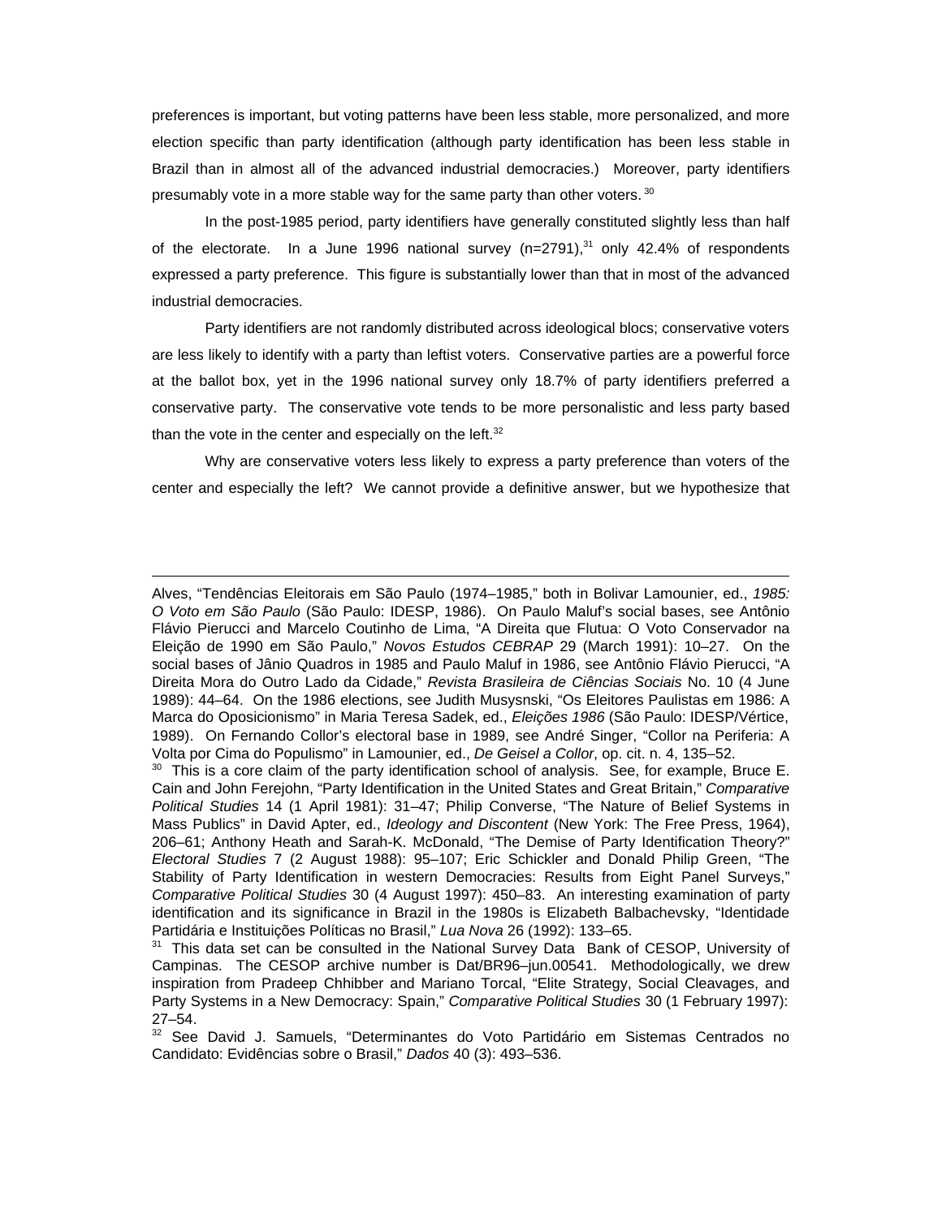preferences is important, but voting patterns have been less stable, more personalized, and more election specific than party identification (although party identification has been less stable in Brazil than in almost all of the advanced industrial democracies.) Moreover, party identifiers presumably vote in a more stable way for the same party than other voters.[30]

In the post-1985 period, party identifiers have generally constituted slightly less than half of the electorate. In a June 1996 national survey (n=2791),[31] only 42.4% of respondents expressed a party preference. This figure is substantially lower than that in most of the advanced industrial democracies.

Party identifiers are not randomly distributed across ideological blocs; conservative voters are less likely to identify with a party than leftist voters. Conservative parties are a powerful force at the ballot box, yet in the 1996 national survey only 18.7% of party identifiers preferred a conservative party. The conservative vote tends to be more personalistic and less party based than the vote in the center and especially on the left.[32]

Why are conservative voters less likely to express a party preference than voters of the center and especially the left? We cannot provide a definitive answer, but we hypothesize that

---

Alves, "Tendências Eleitorais em São Paulo (1974–1985," both in Bolivar Lamounier, ed., *1985: O Voto em São Paulo* (São Paulo: IDESP, 1986). On Paulo Maluf's social bases, see Antônio Flávio Pierucci and Marcelo Coutinho de Lima, "A Direita que Flutua: O Voto Conservador na Eleição de 1990 em São Paulo," *Novos Estudos CEBRAP* 29 (March 1991): 10–27. On the social bases of Jânio Quadros in 1985 and Paulo Maluf in 1986, see Antônio Flávio Pierucci, "A Direita Mora do Outro Lado da Cidade," *Revista Brasileira de Ciências Sociais* No. 10 (4 June 1989): 44–64. On the 1986 elections, see Judith Musysnski, "Os Eleitores Paulistas em 1986: A Marca do Oposicionismo" in Maria Teresa Sadek, ed., *Eleições 1986* (São Paulo: IDESP/Vértice, 1989). On Fernando Collor's electoral base in 1989, see André Singer, "Collor na Periferia: A Volta por Cima do Populismo" in Lamounier, ed., *De Geisel a Collor*, op. cit. n. 4, 135–52.

[30] This is a core claim of the party identification school of analysis. See, for example, Bruce E. Cain and John Ferejohn, "Party Identification in the United States and Great Britain," *Comparative Political Studies* 14 (1 April 1981): 31–47; Philip Converse, "The Nature of Belief Systems in Mass Publics" in David Apter, ed., *Ideology and Discontent* (New York: The Free Press, 1964), 206–61; Anthony Heath and Sarah-K. McDonald, "The Demise of Party Identification Theory?" *Electoral Studies* 7 (2 August 1988): 95–107; Eric Schickler and Donald Philip Green, "The Stability of Party Identification in western Democracies: Results from Eight Panel Surveys," *Comparative Political Studies* 30 (4 August 1997): 450–83. An interesting examination of party identification and its significance in Brazil in the 1980s is Elizabeth Balbachevsky, "Identidade Partidária e Instituições Políticas no Brasil," *Lua Nova* 26 (1992): 133–65.

[31] This data set can be consulted in the National Survey Data Bank of CESOP, University of Campinas. The CESOP archive number is Dat/BR96–jun.00541. Methodologically, we drew inspiration from Pradeep Chhibber and Mariano Torcal, "Elite Strategy, Social Cleavages, and Party Systems in a New Democracy: Spain," *Comparative Political Studies* 30 (1 February 1997): 27–54.

[32] See David J. Samuels, "Determinantes do Voto Partidário em Sistemas Centrados no Candidato: Evidências sobre o Brasil," *Dados* 40 (3): 493–536.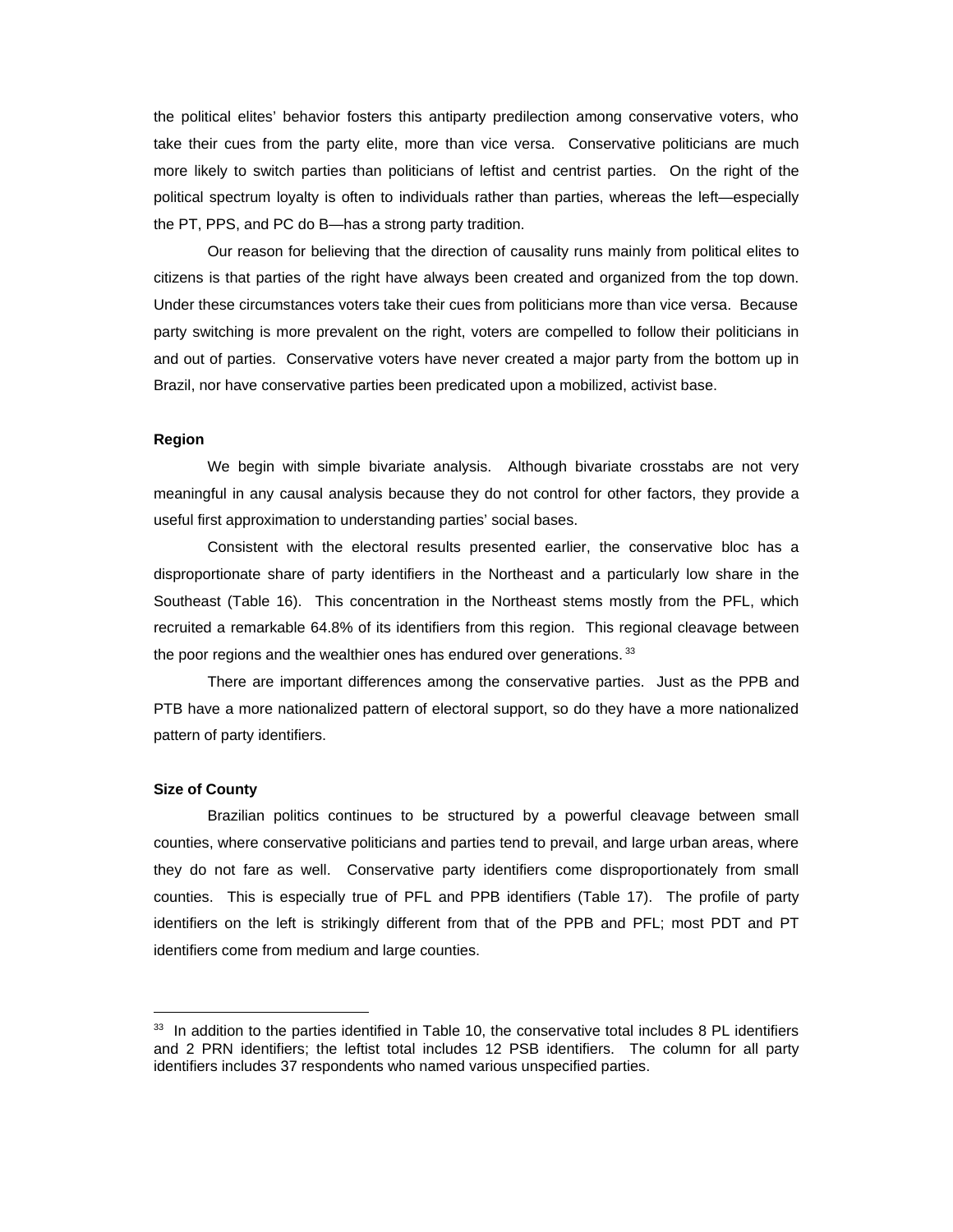the political elites' behavior fosters this antiparty predilection among conservative voters, who take their cues from the party elite, more than vice versa. Conservative politicians are much more likely to switch parties than politicians of leftist and centrist parties. On the right of the political spectrum loyalty is often to individuals rather than parties, whereas the left—especially the PT, PPS, and PC do B—has a strong party tradition.

Our reason for believing that the direction of causality runs mainly from political elites to citizens is that parties of the right have always been created and organized from the top down. Under these circumstances voters take their cues from politicians more than vice versa. Because party switching is more prevalent on the right, voters are compelled to follow their politicians in and out of parties. Conservative voters have never created a major party from the bottom up in Brazil, nor have conservative parties been predicated upon a mobilized, activist base.

**Region**

We begin with simple bivariate analysis. Although bivariate crosstabs are not very meaningful in any causal analysis because they do not control for other factors, they provide a useful first approximation to understanding parties' social bases.

Consistent with the electoral results presented earlier, the conservative bloc has a disproportionate share of party identifiers in the Northeast and a particularly low share in the Southeast (Table 16). This concentration in the Northeast stems mostly from the PFL, which recruited a remarkable 64.8% of its identifiers from this region. This regional cleavage between the poor regions and the wealthier ones has endured over generations.[33]

There are important differences among the conservative parties. Just as the PPB and PTB have a more nationalized pattern of electoral support, so do they have a more nationalized pattern of party identifiers.

**Size of County**

Brazilian politics continues to be structured by a powerful cleavage between small counties, where conservative politicians and parties tend to prevail, and large urban areas, where they do not fare as well. Conservative party identifiers come disproportionately from small counties. This is especially true of PFL and PPB identifiers (Table 17). The profile of party identifiers on the left is strikingly different from that of the PPB and PFL; most PDT and PT identifiers come from medium and large counties.

---

[33] In addition to the parties identified in Table 10, the conservative total includes 8 PL identifiers and 2 PRN identifiers; the leftist total includes 12 PSB identifiers. The column for all party identifiers includes 37 respondents who named various unspecified parties.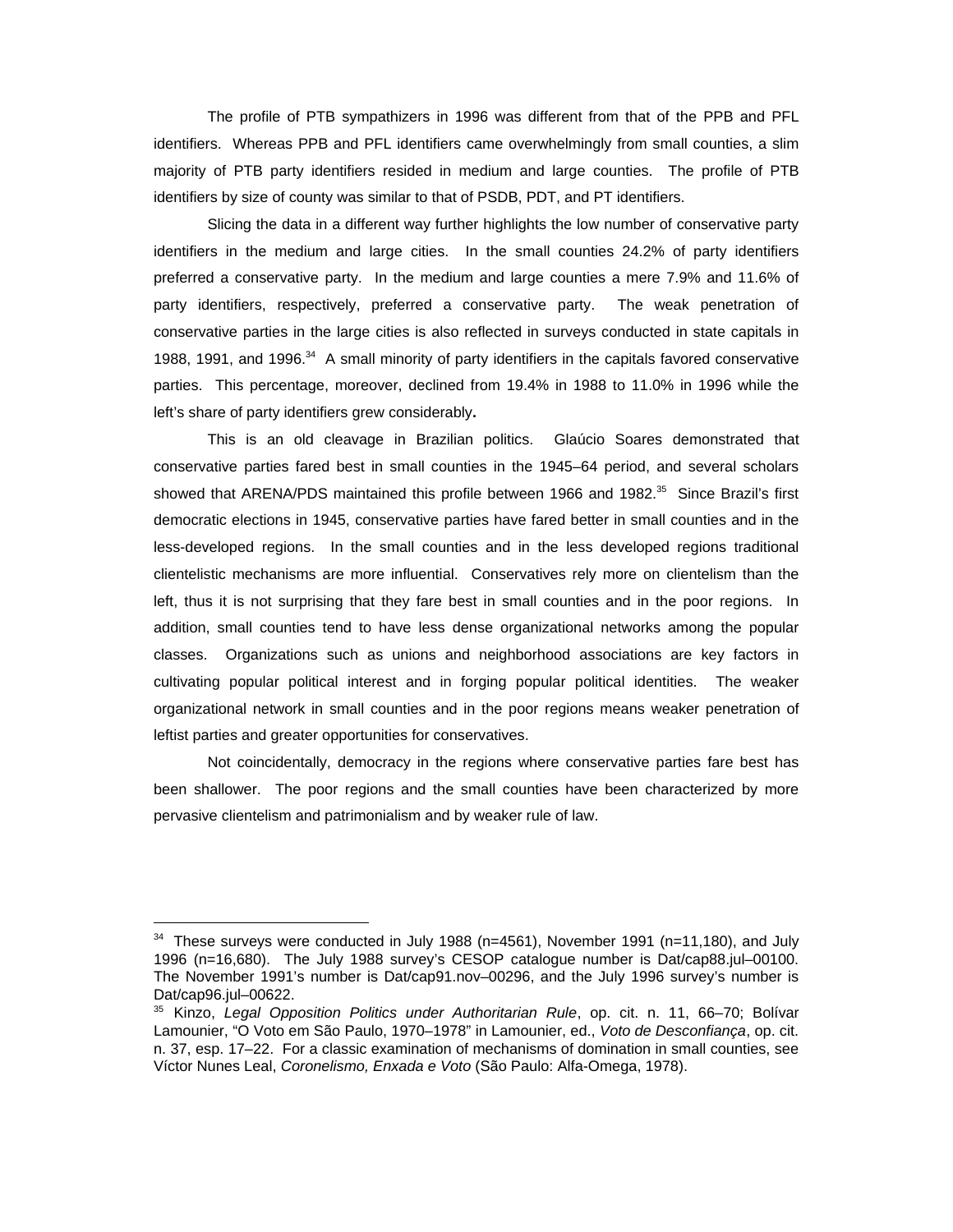The profile of PTB sympathizers in 1996 was different from that of the PPB and PFL identifiers. Whereas PPB and PFL identifiers came overwhelmingly from small counties, a slim majority of PTB party identifiers resided in medium and large counties. The profile of PTB identifiers by size of county was similar to that of PSDB, PDT, and PT identifiers.

Slicing the data in a different way further highlights the low number of conservative party identifiers in the medium and large cities. In the small counties 24.2% of party identifiers preferred a conservative party. In the medium and large counties a mere 7.9% and 11.6% of party identifiers, respectively, preferred a conservative party. The weak penetration of conservative parties in the large cities is also reflected in surveys conducted in state capitals in 1988, 1991, and 1996.[34] A small minority of party identifiers in the capitals favored conservative parties. This percentage, moreover, declined from 19.4% in 1988 to 11.0% in 1996 while the left's share of party identifiers grew considerably**.**

This is an old cleavage in Brazilian politics. Glaúcio Soares demonstrated that conservative parties fared best in small counties in the 1945–64 period, and several scholars showed that ARENA/PDS maintained this profile between 1966 and 1982.[35] Since Brazil's first democratic elections in 1945, conservative parties have fared better in small counties and in the less-developed regions. In the small counties and in the less developed regions traditional clientelistic mechanisms are more influential. Conservatives rely more on clientelism than the left, thus it is not surprising that they fare best in small counties and in the poor regions. In addition, small counties tend to have less dense organizational networks among the popular classes. Organizations such as unions and neighborhood associations are key factors in cultivating popular political interest and in forging popular political identities. The weaker organizational network in small counties and in the poor regions means weaker penetration of leftist parties and greater opportunities for conservatives.

Not coincidentally, democracy in the regions where conservative parties fare best has been shallower. The poor regions and the small counties have been characterized by more pervasive clientelism and patrimonialism and by weaker rule of law.

---

[34] These surveys were conducted in July 1988 (n=4561), November 1991 (n=11,180), and July 1996 (n=16,680). The July 1988 survey's CESOP catalogue number is Dat/cap88.jul–00100. The November 1991's number is Dat/cap91.nov–00296, and the July 1996 survey's number is Dat/cap96.jul–00622.

[35] Kinzo, *Legal Opposition Politics under Authoritarian Rule*, op. cit. n. 11, 66–70; Bolívar Lamounier, "O Voto em São Paulo, 1970–1978" in Lamounier, ed., *Voto de Desconfiança*, op. cit. n. 37, esp. 17–22. For a classic examination of mechanisms of domination in small counties, see Víctor Nunes Leal, *Coronelismo, Enxada e Voto* (São Paulo: Alfa-Omega, 1978).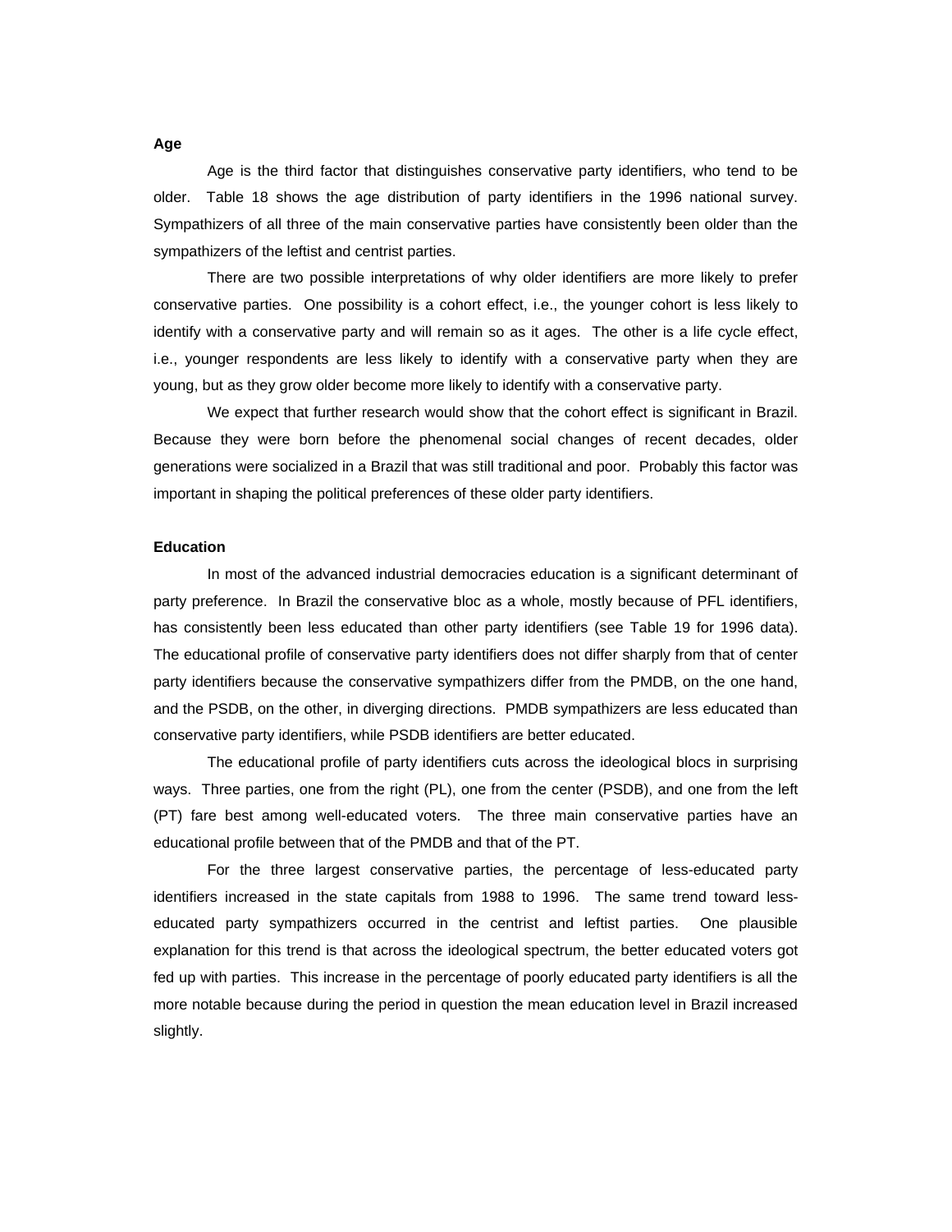**Age**

Age is the third factor that distinguishes conservative party identifiers, who tend to be older. Table 18 shows the age distribution of party identifiers in the 1996 national survey. Sympathizers of all three of the main conservative parties have consistently been older than the sympathizers of the leftist and centrist parties.

There are two possible interpretations of why older identifiers are more likely to prefer conservative parties. One possibility is a cohort effect, i.e., the younger cohort is less likely to identify with a conservative party and will remain so as it ages. The other is a life cycle effect, i.e., younger respondents are less likely to identify with a conservative party when they are young, but as they grow older become more likely to identify with a conservative party.

We expect that further research would show that the cohort effect is significant in Brazil. Because they were born before the phenomenal social changes of recent decades, older generations were socialized in a Brazil that was still traditional and poor. Probably this factor was important in shaping the political preferences of these older party identifiers.

**Education**

In most of the advanced industrial democracies education is a significant determinant of party preference. In Brazil the conservative bloc as a whole, mostly because of PFL identifiers, has consistently been less educated than other party identifiers (see Table 19 for 1996 data). The educational profile of conservative party identifiers does not differ sharply from that of center party identifiers because the conservative sympathizers differ from the PMDB, on the one hand, and the PSDB, on the other, in diverging directions. PMDB sympathizers are less educated than conservative party identifiers, while PSDB identifiers are better educated.

The educational profile of party identifiers cuts across the ideological blocs in surprising ways. Three parties, one from the right (PL), one from the center (PSDB), and one from the left (PT) fare best among well-educated voters. The three main conservative parties have an educational profile between that of the PMDB and that of the PT.

For the three largest conservative parties, the percentage of less-educated party identifiers increased in the state capitals from 1988 to 1996. The same trend toward less-educated party sympathizers occurred in the centrist and leftist parties. One plausible explanation for this trend is that across the ideological spectrum, the better educated voters got fed up with parties. This increase in the percentage of poorly educated party identifiers is all the more notable because during the period in question the mean education level in Brazil increased slightly.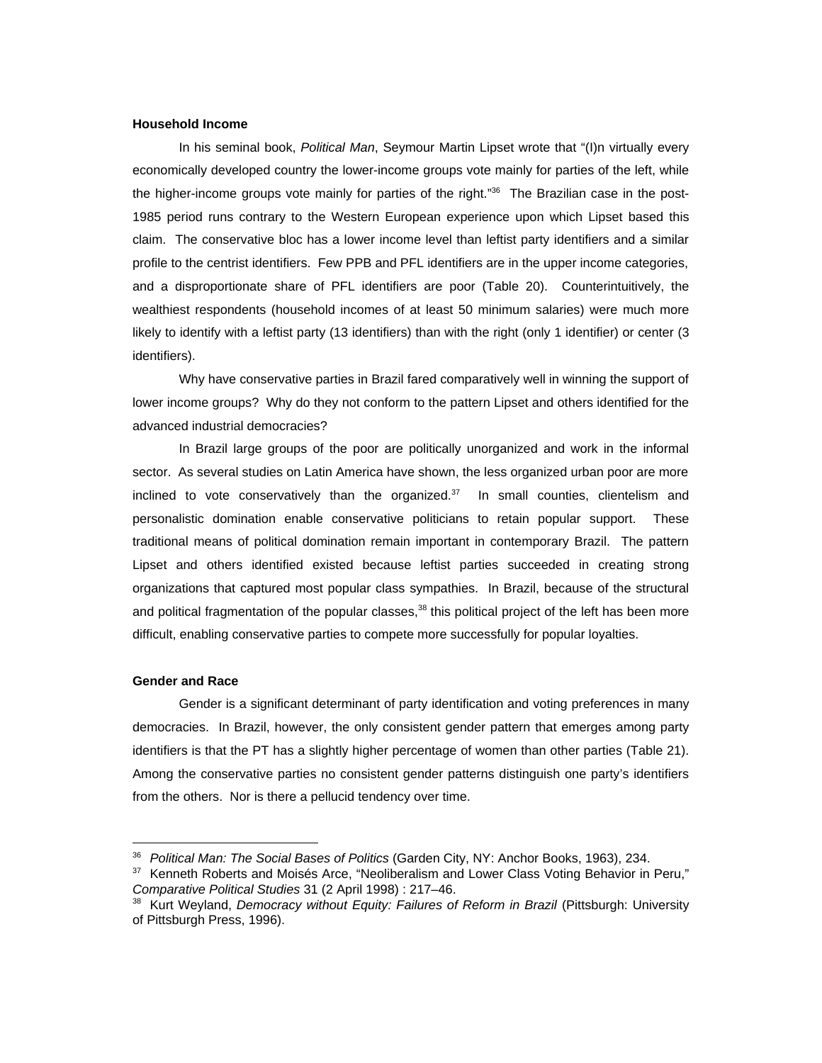**Household Income**

In his seminal book, *Political Man*, Seymour Martin Lipset wrote that "(I)n virtually every economically developed country the lower-income groups vote mainly for parties of the left, while the higher-income groups vote mainly for parties of the right."[36] The Brazilian case in the post-1985 period runs contrary to the Western European experience upon which Lipset based this claim. The conservative bloc has a lower income level than leftist party identifiers and a similar profile to the centrist identifiers. Few PPB and PFL identifiers are in the upper income categories, and a disproportionate share of PFL identifiers are poor (Table 20). Counterintuitively, the wealthiest respondents (household incomes of at least 50 minimum salaries) were much more likely to identify with a leftist party (13 identifiers) than with the right (only 1 identifier) or center (3 identifiers).

Why have conservative parties in Brazil fared comparatively well in winning the support of lower income groups? Why do they not conform to the pattern Lipset and others identified for the advanced industrial democracies?

In Brazil large groups of the poor are politically unorganized and work in the informal sector. As several studies on Latin America have shown, the less organized urban poor are more inclined to vote conservatively than the organized.[37] In small counties, clientelism and personalistic domination enable conservative politicians to retain popular support. These traditional means of political domination remain important in contemporary Brazil. The pattern Lipset and others identified existed because leftist parties succeeded in creating strong organizations that captured most popular class sympathies. In Brazil, because of the structural and political fragmentation of the popular classes,[38] this political project of the left has been more difficult, enabling conservative parties to compete more successfully for popular loyalties.

**Gender and Race**

Gender is a significant determinant of party identification and voting preferences in many democracies. In Brazil, however, the only consistent gender pattern that emerges among party identifiers is that the PT has a slightly higher percentage of women than other parties (Table 21). Among the conservative parties no consistent gender patterns distinguish one party's identifiers from the others. Nor is there a pellucid tendency over time.

---

[36] *Political Man: The Social Bases of Politics* (Garden City, NY: Anchor Books, 1963), 234.

[37] Kenneth Roberts and Moisés Arce, "Neoliberalism and Lower Class Voting Behavior in Peru," *Comparative Political Studies* 31 (2 April 1998) : 217–46.

[38] Kurt Weyland, *Democracy without Equity: Failures of Reform in Brazil* (Pittsburgh: University of Pittsburgh Press, 1996).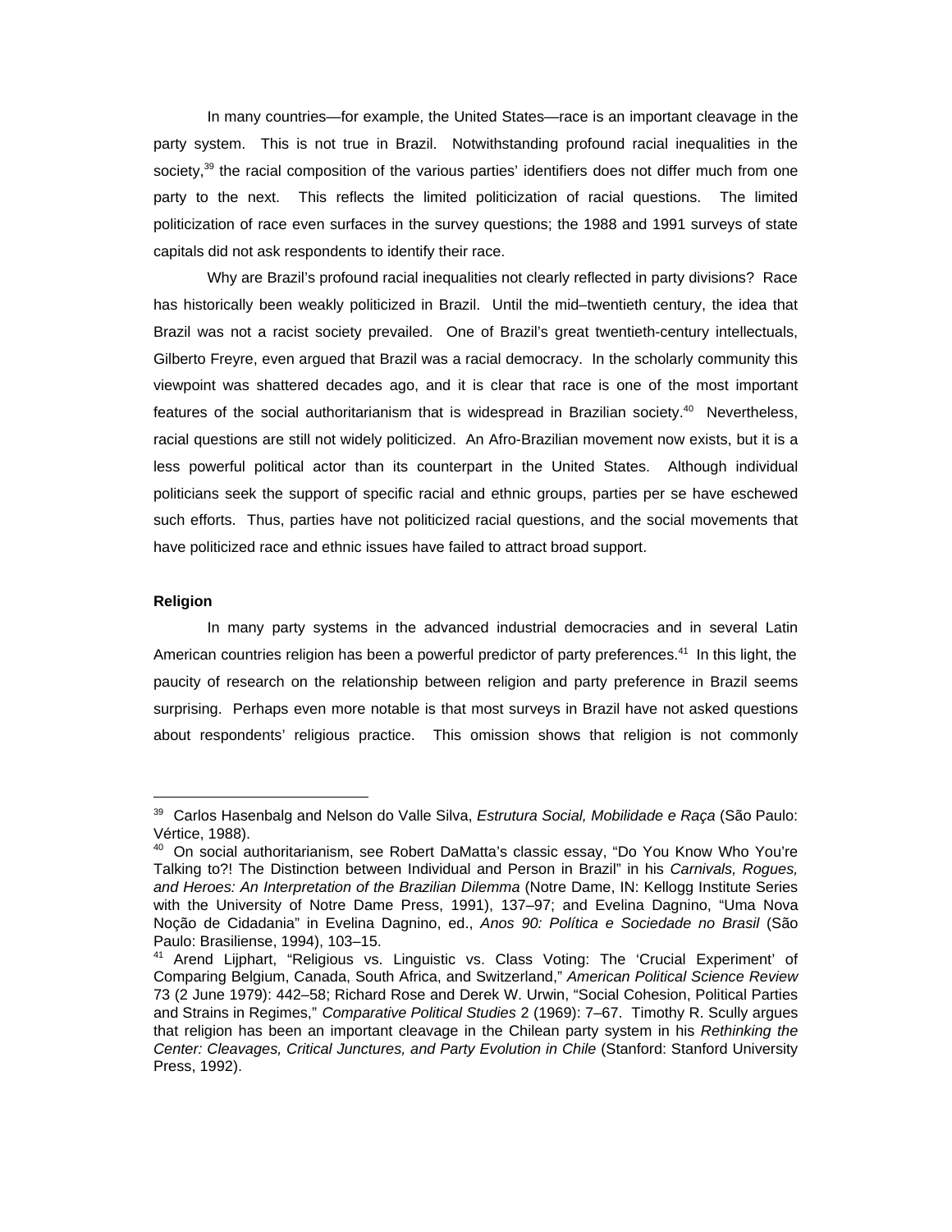In many countries—for example, the United States—race is an important cleavage in the party system. This is not true in Brazil. Notwithstanding profound racial inequalities in the society,[39] the racial composition of the various parties' identifiers does not differ much from one party to the next. This reflects the limited politicization of racial questions. The limited politicization of race even surfaces in the survey questions; the 1988 and 1991 surveys of state capitals did not ask respondents to identify their race.

Why are Brazil's profound racial inequalities not clearly reflected in party divisions? Race has historically been weakly politicized in Brazil. Until the mid–twentieth century, the idea that Brazil was not a racist society prevailed. One of Brazil's great twentieth-century intellectuals, Gilberto Freyre, even argued that Brazil was a racial democracy. In the scholarly community this viewpoint was shattered decades ago, and it is clear that race is one of the most important features of the social authoritarianism that is widespread in Brazilian society.[40] Nevertheless, racial questions are still not widely politicized. An Afro-Brazilian movement now exists, but it is a less powerful political actor than its counterpart in the United States. Although individual politicians seek the support of specific racial and ethnic groups, parties per se have eschewed such efforts. Thus, parties have not politicized racial questions, and the social movements that have politicized race and ethnic issues have failed to attract broad support.

**Religion**

In many party systems in the advanced industrial democracies and in several Latin American countries religion has been a powerful predictor of party preferences.[41] In this light, the paucity of research on the relationship between religion and party preference in Brazil seems surprising. Perhaps even more notable is that most surveys in Brazil have not asked questions about respondents' religious practice. This omission shows that religion is not commonly

---

[39] Carlos Hasenbalg and Nelson do Valle Silva, *Estrutura Social, Mobilidade e Raça* (São Paulo: Vértice, 1988).

[40] On social authoritarianism, see Robert DaMatta's classic essay, "Do You Know Who You're Talking to?! The Distinction between Individual and Person in Brazil" in his *Carnivals, Rogues, and Heroes: An Interpretation of the Brazilian Dilemma* (Notre Dame, IN: Kellogg Institute Series with the University of Notre Dame Press, 1991), 137–97; and Evelina Dagnino, "Uma Nova Noção de Cidadania" in Evelina Dagnino, ed., *Anos 90: Política e Sociedade no Brasil* (São Paulo: Brasiliense, 1994), 103–15.

[41] Arend Lijphart, "Religious vs. Linguistic vs. Class Voting: The 'Crucial Experiment' of Comparing Belgium, Canada, South Africa, and Switzerland," *American Political Science Review* 73 (2 June 1979): 442–58; Richard Rose and Derek W. Urwin, "Social Cohesion, Political Parties and Strains in Regimes," *Comparative Political Studies* 2 (1969): 7–67. Timothy R. Scully argues that religion has been an important cleavage in the Chilean party system in his *Rethinking the Center: Cleavages, Critical Junctures, and Party Evolution in Chile* (Stanford: Stanford University Press, 1992).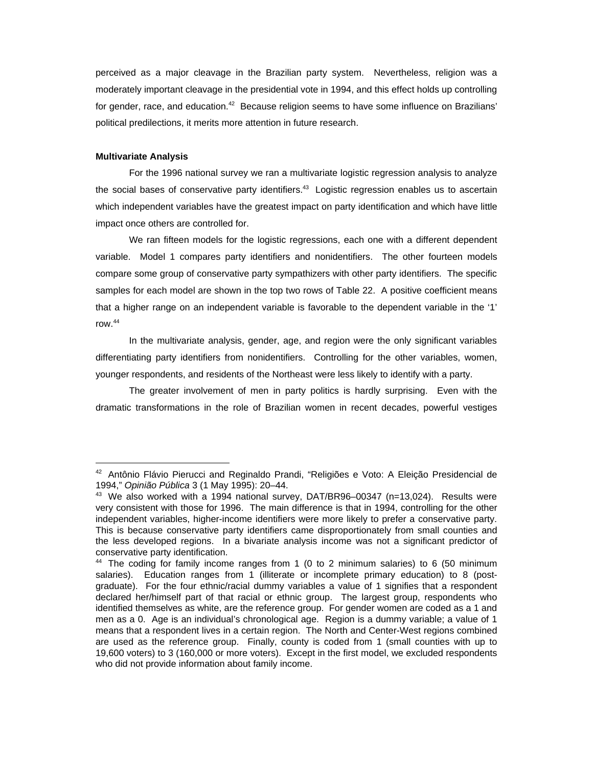perceived as a major cleavage in the Brazilian party system. Nevertheless, religion was a moderately important cleavage in the presidential vote in 1994, and this effect holds up controlling for gender, race, and education.[42] Because religion seems to have some influence on Brazilians' political predilections, it merits more attention in future research.

**Multivariate Analysis**

For the 1996 national survey we ran a multivariate logistic regression analysis to analyze the social bases of conservative party identifiers.[43] Logistic regression enables us to ascertain which independent variables have the greatest impact on party identification and which have little impact once others are controlled for.

We ran fifteen models for the logistic regressions, each one with a different dependent variable. Model 1 compares party identifiers and nonidentifiers. The other fourteen models compare some group of conservative party sympathizers with other party identifiers. The specific samples for each model are shown in the top two rows of Table 22. A positive coefficient means that a higher range on an independent variable is favorable to the dependent variable in the '1' row.[44]

In the multivariate analysis, gender, age, and region were the only significant variables differentiating party identifiers from nonidentifiers. Controlling for the other variables, women, younger respondents, and residents of the Northeast were less likely to identify with a party.

The greater involvement of men in party politics is hardly surprising. Even with the dramatic transformations in the role of Brazilian women in recent decades, powerful vestiges

---

[42] Antônio Flávio Pierucci and Reginaldo Prandi, "Religiões e Voto: A Eleição Presidencial de 1994," *Opinião Pública* 3 (1 May 1995): 20–44.

[43] We also worked with a 1994 national survey, DAT/BR96–00347 (n=13,024). Results were very consistent with those for 1996. The main difference is that in 1994, controlling for the other independent variables, higher-income identifiers were more likely to prefer a conservative party. This is because conservative party identifiers came disproportionately from small counties and the less developed regions. In a bivariate analysis income was not a significant predictor of conservative party identification.

[44] The coding for family income ranges from 1 (0 to 2 minimum salaries) to 6 (50 minimum salaries). Education ranges from 1 (illiterate or incomplete primary education) to 8 (post-graduate). For the four ethnic/racial dummy variables a value of 1 signifies that a respondent declared her/himself part of that racial or ethnic group. The largest group, respondents who identified themselves as white, are the reference group. For gender women are coded as a 1 and men as a 0. Age is an individual's chronological age. Region is a dummy variable; a value of 1 means that a respondent lives in a certain region. The North and Center-West regions combined are used as the reference group. Finally, county is coded from 1 (small counties with up to 19,600 voters) to 3 (160,000 or more voters). Except in the first model, we excluded respondents who did not provide information about family income.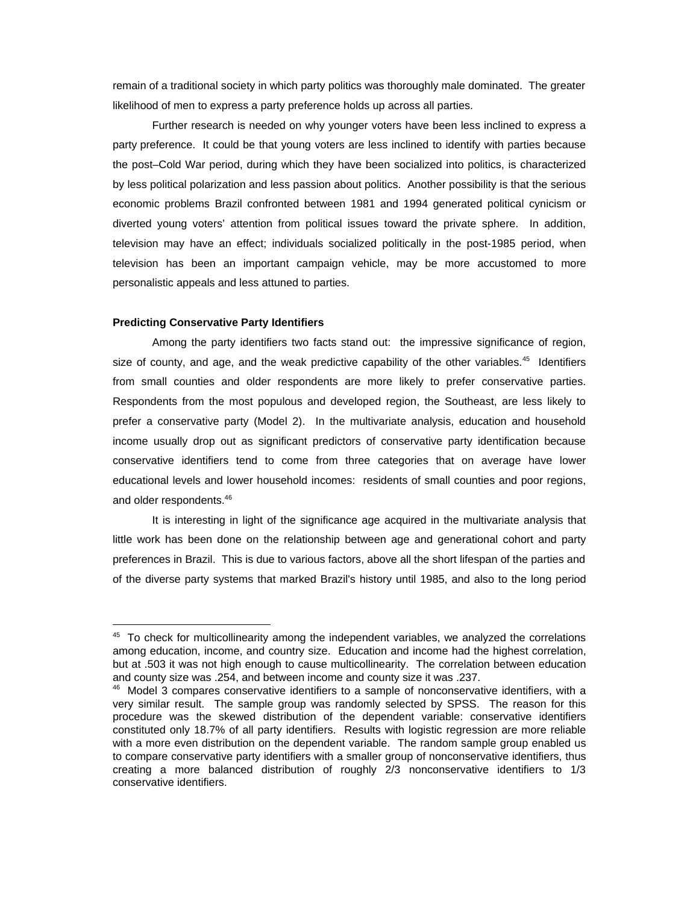remain of a traditional society in which party politics was thoroughly male dominated. The greater likelihood of men to express a party preference holds up across all parties.

Further research is needed on why younger voters have been less inclined to express a party preference. It could be that young voters are less inclined to identify with parties because the post–Cold War period, during which they have been socialized into politics, is characterized by less political polarization and less passion about politics. Another possibility is that the serious economic problems Brazil confronted between 1981 and 1994 generated political cynicism or diverted young voters' attention from political issues toward the private sphere. In addition, television may have an effect; individuals socialized politically in the post-1985 period, when television has been an important campaign vehicle, may be more accustomed to more personalistic appeals and less attuned to parties.

**Predicting Conservative Party Identifiers**

Among the party identifiers two facts stand out: the impressive significance of region, size of county, and age, and the weak predictive capability of the other variables.[45] Identifiers from small counties and older respondents are more likely to prefer conservative parties. Respondents from the most populous and developed region, the Southeast, are less likely to prefer a conservative party (Model 2). In the multivariate analysis, education and household income usually drop out as significant predictors of conservative party identification because conservative identifiers tend to come from three categories that on average have lower educational levels and lower household incomes: residents of small counties and poor regions, and older respondents.[46]

It is interesting in light of the significance age acquired in the multivariate analysis that little work has been done on the relationship between age and generational cohort and party preferences in Brazil. This is due to various factors, above all the short lifespan of the parties and of the diverse party systems that marked Brazil's history until 1985, and also to the long period

---

[45] To check for multicollinearity among the independent variables, we analyzed the correlations among education, income, and country size. Education and income had the highest correlation, but at .503 it was not high enough to cause multicollinearity. The correlation between education and county size was .254, and between income and county size it was .237.

[46] Model 3 compares conservative identifiers to a sample of nonconservative identifiers, with a very similar result. The sample group was randomly selected by SPSS. The reason for this procedure was the skewed distribution of the dependent variable: conservative identifiers constituted only 18.7% of all party identifiers. Results with logistic regression are more reliable with a more even distribution on the dependent variable. The random sample group enabled us to compare conservative party identifiers with a smaller group of nonconservative identifiers, thus creating a more balanced distribution of roughly 2/3 nonconservative identifiers to 1/3 conservative identifiers.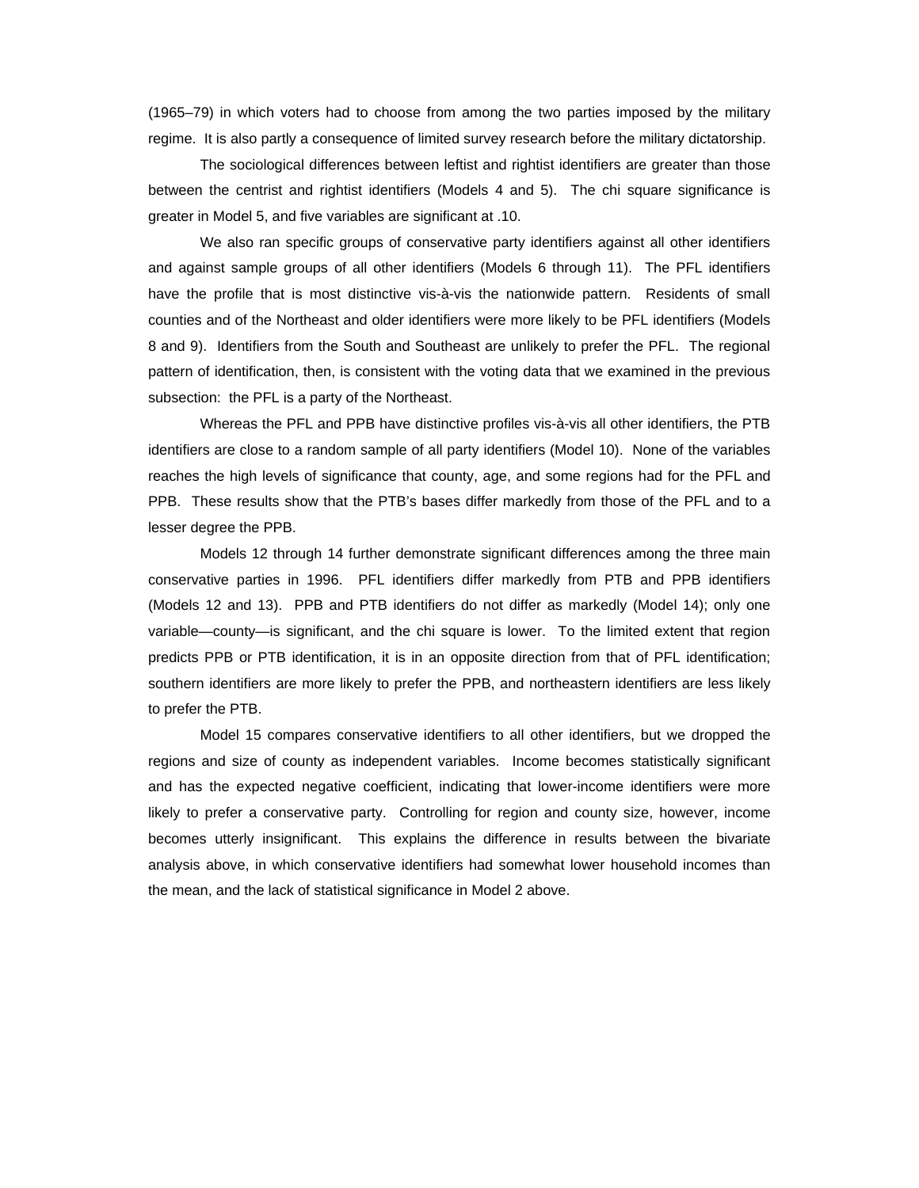(1965–79) in which voters had to choose from among the two parties imposed by the military regime. It is also partly a consequence of limited survey research before the military dictatorship.

The sociological differences between leftist and rightist identifiers are greater than those between the centrist and rightist identifiers (Models 4 and 5). The chi square significance is greater in Model 5, and five variables are significant at .10.

We also ran specific groups of conservative party identifiers against all other identifiers and against sample groups of all other identifiers (Models 6 through 11). The PFL identifiers have the profile that is most distinctive vis-à-vis the nationwide pattern. Residents of small counties and of the Northeast and older identifiers were more likely to be PFL identifiers (Models 8 and 9). Identifiers from the South and Southeast are unlikely to prefer the PFL. The regional pattern of identification, then, is consistent with the voting data that we examined in the previous subsection: the PFL is a party of the Northeast.

Whereas the PFL and PPB have distinctive profiles vis-à-vis all other identifiers, the PTB identifiers are close to a random sample of all party identifiers (Model 10). None of the variables reaches the high levels of significance that county, age, and some regions had for the PFL and PPB. These results show that the PTB's bases differ markedly from those of the PFL and to a lesser degree the PPB.

Models 12 through 14 further demonstrate significant differences among the three main conservative parties in 1996. PFL identifiers differ markedly from PTB and PPB identifiers (Models 12 and 13). PPB and PTB identifiers do not differ as markedly (Model 14); only one variable—county—is significant, and the chi square is lower. To the limited extent that region predicts PPB or PTB identification, it is in an opposite direction from that of PFL identification; southern identifiers are more likely to prefer the PPB, and northeastern identifiers are less likely to prefer the PTB.

Model 15 compares conservative identifiers to all other identifiers, but we dropped the regions and size of county as independent variables. Income becomes statistically significant and has the expected negative coefficient, indicating that lower-income identifiers were more likely to prefer a conservative party. Controlling for region and county size, however, income becomes utterly insignificant. This explains the difference in results between the bivariate analysis above, in which conservative identifiers had somewhat lower household incomes than the mean, and the lack of statistical significance in Model 2 above.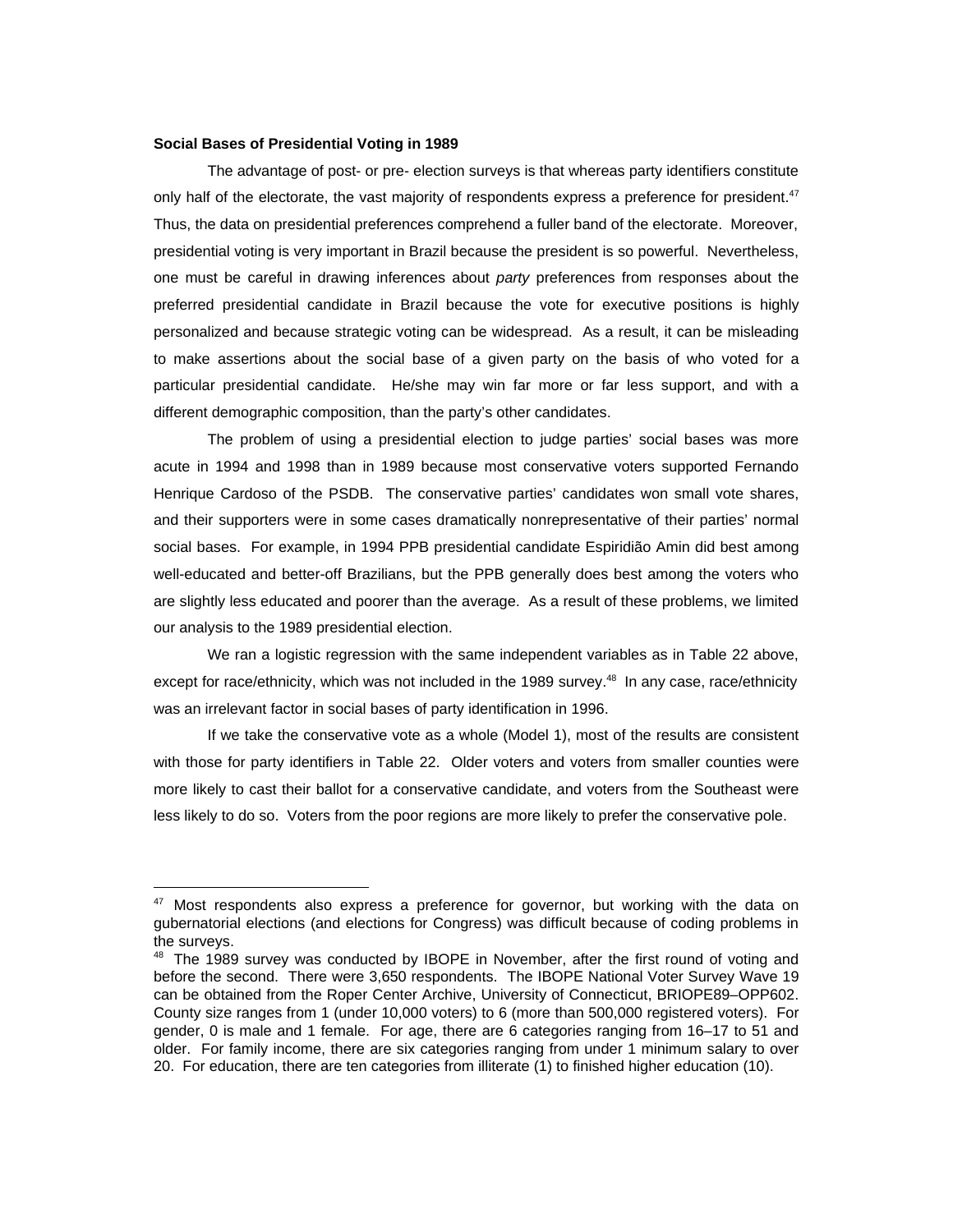**Social Bases of Presidential Voting in 1989**

The advantage of post- or pre- election surveys is that whereas party identifiers constitute only half of the electorate, the vast majority of respondents express a preference for president.[47] Thus, the data on presidential preferences comprehend a fuller band of the electorate. Moreover, presidential voting is very important in Brazil because the president is so powerful. Nevertheless, one must be careful in drawing inferences about *party* preferences from responses about the preferred presidential candidate in Brazil because the vote for executive positions is highly personalized and because strategic voting can be widespread. As a result, it can be misleading to make assertions about the social base of a given party on the basis of who voted for a particular presidential candidate. He/she may win far more or far less support, and with a different demographic composition, than the party's other candidates.

The problem of using a presidential election to judge parties' social bases was more acute in 1994 and 1998 than in 1989 because most conservative voters supported Fernando Henrique Cardoso of the PSDB. The conservative parties' candidates won small vote shares, and their supporters were in some cases dramatically nonrepresentative of their parties' normal social bases. For example, in 1994 PPB presidential candidate Espiridião Amin did best among well-educated and better-off Brazilians, but the PPB generally does best among the voters who are slightly less educated and poorer than the average. As a result of these problems, we limited our analysis to the 1989 presidential election.

We ran a logistic regression with the same independent variables as in Table 22 above, except for race/ethnicity, which was not included in the 1989 survey.[48] In any case, race/ethnicity was an irrelevant factor in social bases of party identification in 1996.

If we take the conservative vote as a whole (Model 1), most of the results are consistent with those for party identifiers in Table 22. Older voters and voters from smaller counties were more likely to cast their ballot for a conservative candidate, and voters from the Southeast were less likely to do so. Voters from the poor regions are more likely to prefer the conservative pole.

---

[47] Most respondents also express a preference for governor, but working with the data on gubernatorial elections (and elections for Congress) was difficult because of coding problems in the surveys.

[48] The 1989 survey was conducted by IBOPE in November, after the first round of voting and before the second. There were 3,650 respondents. The IBOPE National Voter Survey Wave 19 can be obtained from the Roper Center Archive, University of Connecticut, BRIOPE89–OPP602. County size ranges from 1 (under 10,000 voters) to 6 (more than 500,000 registered voters). For gender, 0 is male and 1 female. For age, there are 6 categories ranging from 16–17 to 51 and older. For family income, there are six categories ranging from under 1 minimum salary to over 20. For education, there are ten categories from illiterate (1) to finished higher education (10).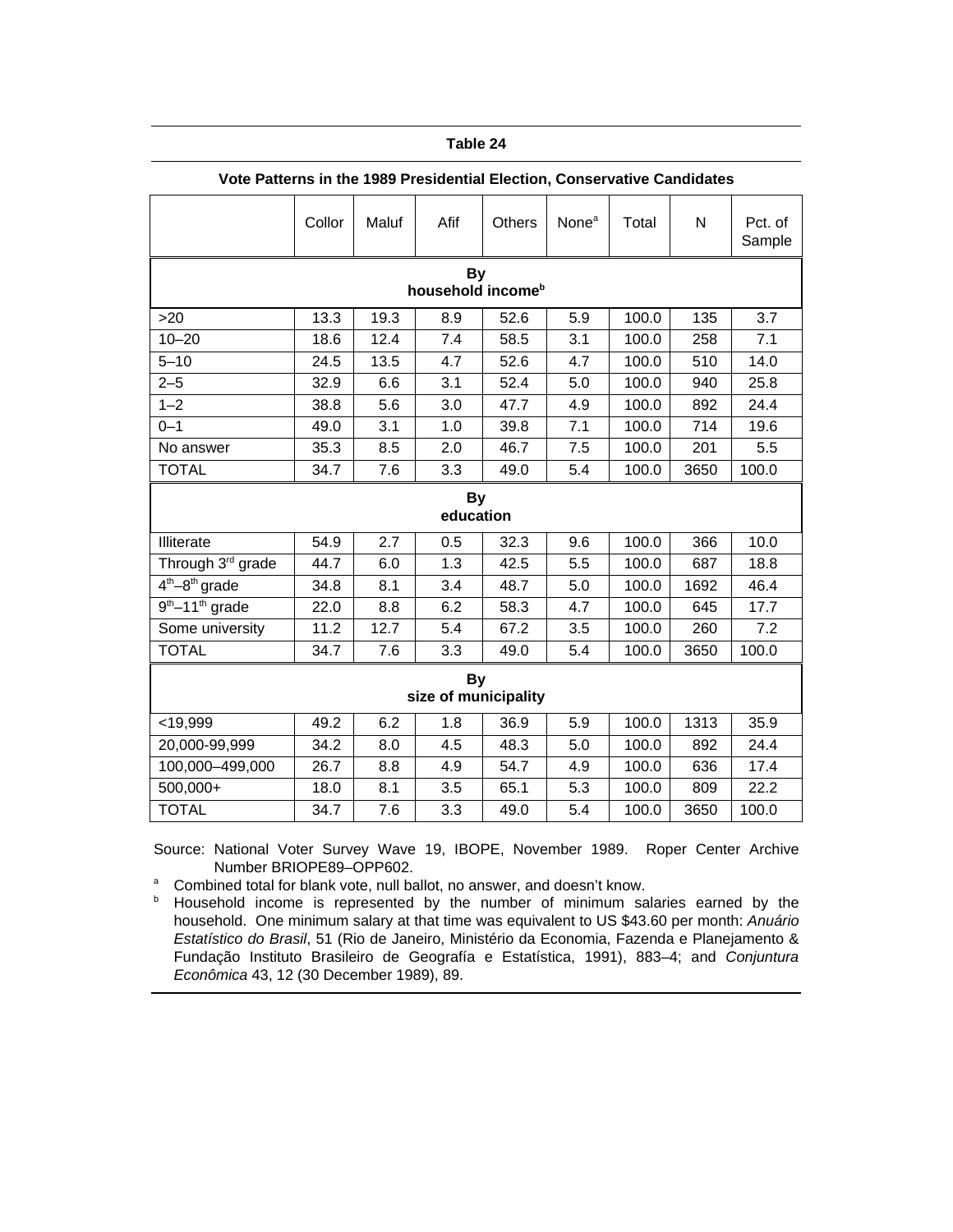**Table 24**

**Vote Patterns in the 1989 Presidential Election, Conservative Candidates**

| | Collor | Maluf | Afif | Others | None[a] | Total | N | Pct. of Sample |
|---|---|---|---|---|---|---|---|---|
| **By household income[b]** | | | | | | | | |
| >20 | 13.3 | 19.3 | 8.9 | 52.6 | 5.9 | 100.0 | 135 | 3.7 |
| 10–20 | 18.6 | 12.4 | 7.4 | 58.5 | 3.1 | 100.0 | 258 | 7.1 |
| 5–10 | 24.5 | 13.5 | 4.7 | 52.6 | 4.7 | 100.0 | 510 | 14.0 |
| 2–5 | 32.9 | 6.6 | 3.1 | 52.4 | 5.0 | 100.0 | 940 | 25.8 |
| 1–2 | 38.8 | 5.6 | 3.0 | 47.7 | 4.9 | 100.0 | 892 | 24.4 |
| 0–1 | 49.0 | 3.1 | 1.0 | 39.8 | 7.1 | 100.0 | 714 | 19.6 |
| No answer | 35.3 | 8.5 | 2.0 | 46.7 | 7.5 | 100.0 | 201 | 5.5 |
| TOTAL | 34.7 | 7.6 | 3.3 | 49.0 | 5.4 | 100.0 | 3650 | 100.0 |
| **By education** | | | | | | | | |
| Illiterate | 54.9 | 2.7 | 0.5 | 32.3 | 9.6 | 100.0 | 366 | 10.0 |
| Through 3rd grade | 44.7 | 6.0 | 1.3 | 42.5 | 5.5 | 100.0 | 687 | 18.8 |
| 4th–8th grade | 34.8 | 8.1 | 3.4 | 48.7 | 5.0 | 100.0 | 1692 | 46.4 |
| 9th–11th grade | 22.0 | 8.8 | 6.2 | 58.3 | 4.7 | 100.0 | 645 | 17.7 |
| Some university | 11.2 | 12.7 | 5.4 | 67.2 | 3.5 | 100.0 | 260 | 7.2 |
| TOTAL | 34.7 | 7.6 | 3.3 | 49.0 | 5.4 | 100.0 | 3650 | 100.0 |
| **By size of municipality** | | | | | | | | |
| <19,999 | 49.2 | 6.2 | 1.8 | 36.9 | 5.9 | 100.0 | 1313 | 35.9 |
| 20,000-99,999 | 34.2 | 8.0 | 4.5 | 48.3 | 5.0 | 100.0 | 892 | 24.4 |
| 100,000–499,000 | 26.7 | 8.8 | 4.9 | 54.7 | 4.9 | 100.0 | 636 | 17.4 |
| 500,000+ | 18.0 | 8.1 | 3.5 | 65.1 | 5.3 | 100.0 | 809 | 22.2 |
| TOTAL | 34.7 | 7.6 | 3.3 | 49.0 | 5.4 | 100.0 | 3650 | 100.0 |

Source: National Voter Survey Wave 19, IBOPE, November 1989. Roper Center Archive Number BRIOPE89–OPP602.

[a] Combined total for blank vote, null ballot, no answer, and doesn't know.

[b] Household income is represented by the number of minimum salaries earned by the household. One minimum salary at that time was equivalent to US $43.60 per month: *Anuário Estatístico do Brasil*, 51 (Rio de Janeiro, Ministério da Economia, Fazenda e Planejamento & Fundação Instituto Brasileiro de Geografía e Estatística, 1991), 883–4; and *Conjuntura Econômica* 43, 12 (30 December 1989), 89.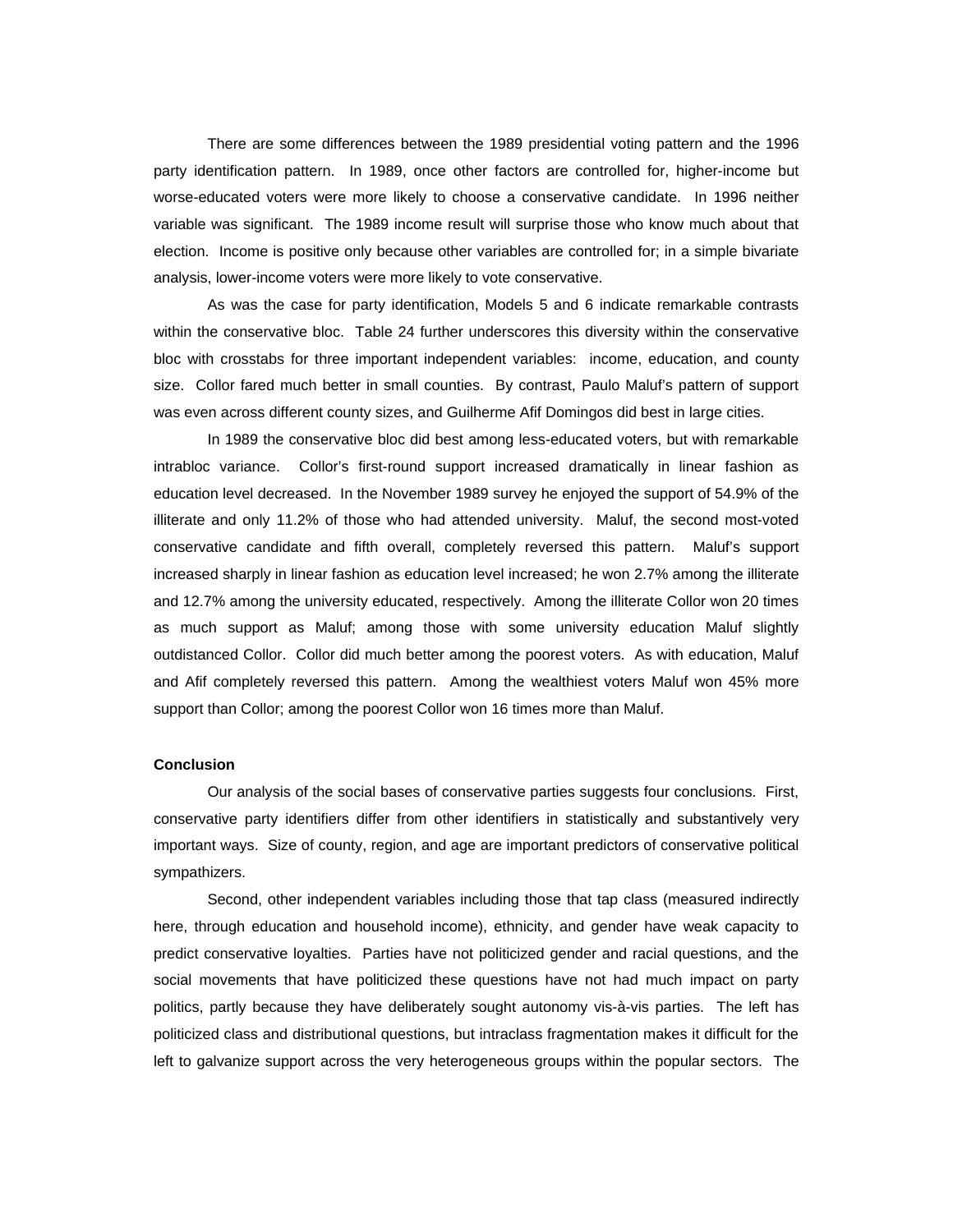There are some differences between the 1989 presidential voting pattern and the 1996 party identification pattern. In 1989, once other factors are controlled for, higher-income but worse-educated voters were more likely to choose a conservative candidate. In 1996 neither variable was significant. The 1989 income result will surprise those who know much about that election. Income is positive only because other variables are controlled for; in a simple bivariate analysis, lower-income voters were more likely to vote conservative.

As was the case for party identification, Models 5 and 6 indicate remarkable contrasts within the conservative bloc. Table 24 further underscores this diversity within the conservative bloc with crosstabs for three important independent variables: income, education, and county size. Collor fared much better in small counties. By contrast, Paulo Maluf's pattern of support was even across different county sizes, and Guilherme Afif Domingos did best in large cities.

In 1989 the conservative bloc did best among less-educated voters, but with remarkable intrabloc variance. Collor's first-round support increased dramatically in linear fashion as education level decreased. In the November 1989 survey he enjoyed the support of 54.9% of the illiterate and only 11.2% of those who had attended university. Maluf, the second most-voted conservative candidate and fifth overall, completely reversed this pattern. Maluf's support increased sharply in linear fashion as education level increased; he won 2.7% among the illiterate and 12.7% among the university educated, respectively. Among the illiterate Collor won 20 times as much support as Maluf; among those with some university education Maluf slightly outdistanced Collor. Collor did much better among the poorest voters. As with education, Maluf and Afif completely reversed this pattern. Among the wealthiest voters Maluf won 45% more support than Collor; among the poorest Collor won 16 times more than Maluf.

**Conclusion**

Our analysis of the social bases of conservative parties suggests four conclusions. First, conservative party identifiers differ from other identifiers in statistically and substantively very important ways. Size of county, region, and age are important predictors of conservative political sympathizers.

Second, other independent variables including those that tap class (measured indirectly here, through education and household income), ethnicity, and gender have weak capacity to predict conservative loyalties. Parties have not politicized gender and racial questions, and the social movements that have politicized these questions have not had much impact on party politics, partly because they have deliberately sought autonomy vis-à-vis parties. The left has politicized class and distributional questions, but intraclass fragmentation makes it difficult for the left to galvanize support across the very heterogeneous groups within the popular sectors. The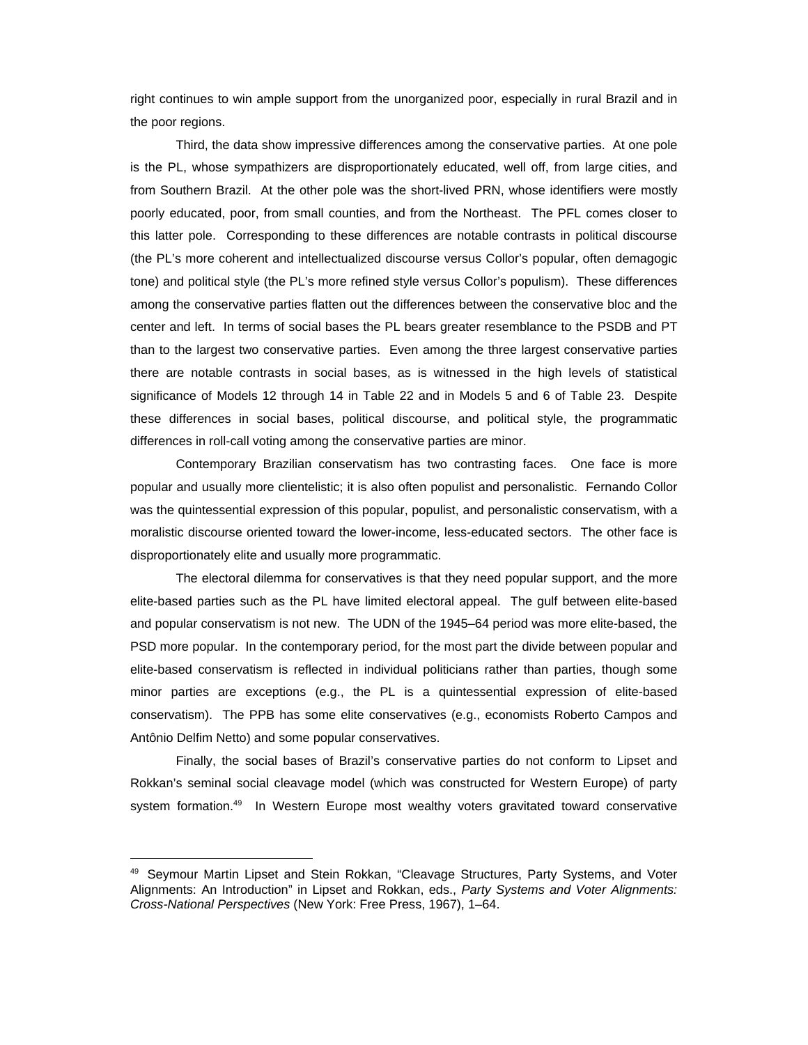right continues to win ample support from the unorganized poor, especially in rural Brazil and in the poor regions.

Third, the data show impressive differences among the conservative parties. At one pole is the PL, whose sympathizers are disproportionately educated, well off, from large cities, and from Southern Brazil. At the other pole was the short-lived PRN, whose identifiers were mostly poorly educated, poor, from small counties, and from the Northeast. The PFL comes closer to this latter pole. Corresponding to these differences are notable contrasts in political discourse (the PL's more coherent and intellectualized discourse versus Collor's popular, often demagogic tone) and political style (the PL's more refined style versus Collor's populism). These differences among the conservative parties flatten out the differences between the conservative bloc and the center and left. In terms of social bases the PL bears greater resemblance to the PSDB and PT than to the largest two conservative parties. Even among the three largest conservative parties there are notable contrasts in social bases, as is witnessed in the high levels of statistical significance of Models 12 through 14 in Table 22 and in Models 5 and 6 of Table 23. Despite these differences in social bases, political discourse, and political style, the programmatic differences in roll-call voting among the conservative parties are minor.

Contemporary Brazilian conservatism has two contrasting faces. One face is more popular and usually more clientelistic; it is also often populist and personalistic. Fernando Collor was the quintessential expression of this popular, populist, and personalistic conservatism, with a moralistic discourse oriented toward the lower-income, less-educated sectors. The other face is disproportionately elite and usually more programmatic.

The electoral dilemma for conservatives is that they need popular support, and the more elite-based parties such as the PL have limited electoral appeal. The gulf between elite-based and popular conservatism is not new. The UDN of the 1945–64 period was more elite-based, the PSD more popular. In the contemporary period, for the most part the divide between popular and elite-based conservatism is reflected in individual politicians rather than parties, though some minor parties are exceptions (e.g., the PL is a quintessential expression of elite-based conservatism). The PPB has some elite conservatives (e.g., economists Roberto Campos and Antônio Delfim Netto) and some popular conservatives.

Finally, the social bases of Brazil's conservative parties do not conform to Lipset and Rokkan's seminal social cleavage model (which was constructed for Western Europe) of party system formation.[49] In Western Europe most wealthy voters gravitated toward conservative

---

[49] Seymour Martin Lipset and Stein Rokkan, "Cleavage Structures, Party Systems, and Voter Alignments: An Introduction" in Lipset and Rokkan, eds., *Party Systems and Voter Alignments: Cross-National Perspectives* (New York: Free Press, 1967), 1–64.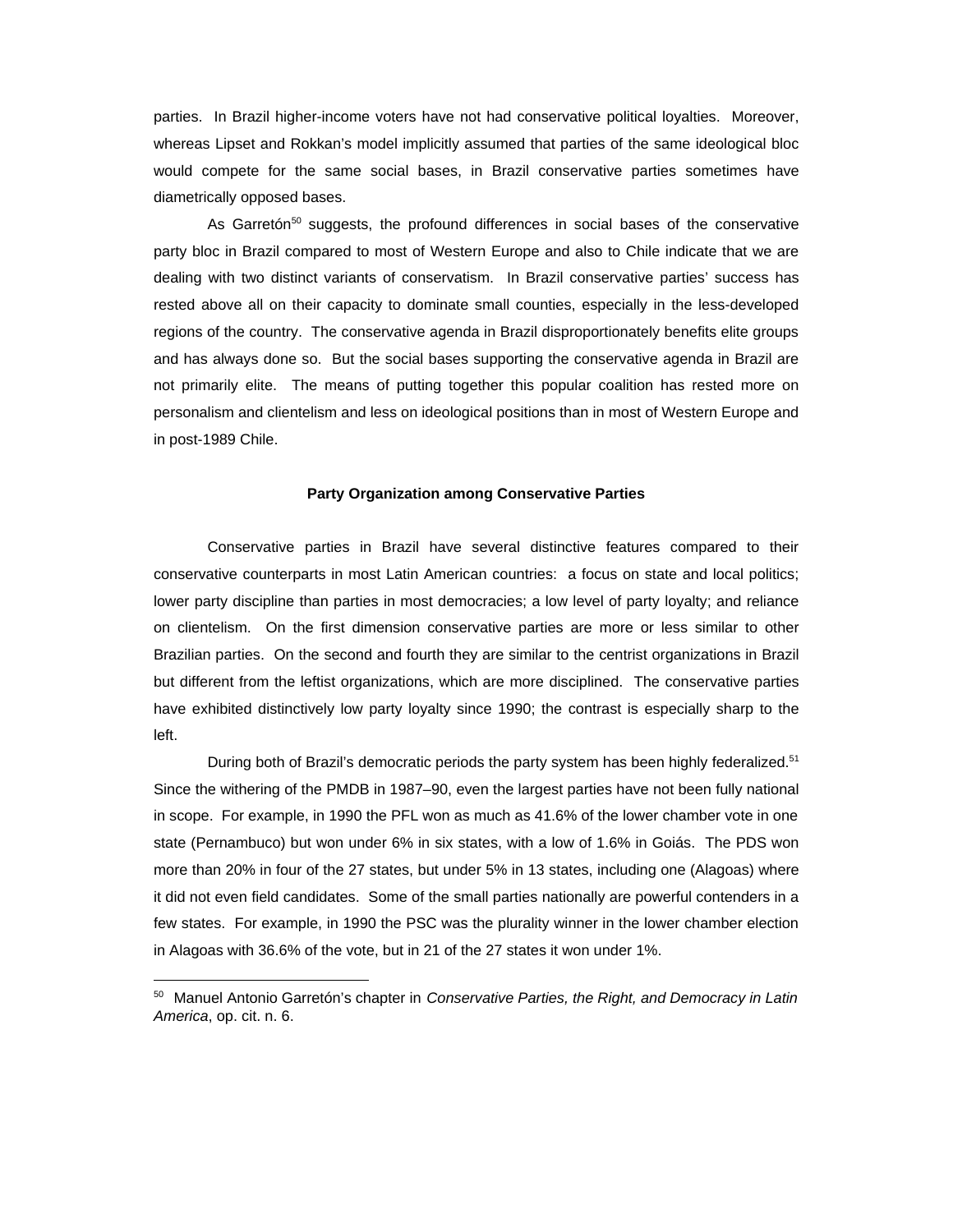parties. In Brazil higher-income voters have not had conservative political loyalties. Moreover, whereas Lipset and Rokkan's model implicitly assumed that parties of the same ideological bloc would compete for the same social bases, in Brazil conservative parties sometimes have diametrically opposed bases.

As Garretón[50] suggests, the profound differences in social bases of the conservative party bloc in Brazil compared to most of Western Europe and also to Chile indicate that we are dealing with two distinct variants of conservatism. In Brazil conservative parties' success has rested above all on their capacity to dominate small counties, especially in the less-developed regions of the country. The conservative agenda in Brazil disproportionately benefits elite groups and has always done so. But the social bases supporting the conservative agenda in Brazil are not primarily elite. The means of putting together this popular coalition has rested more on personalism and clientelism and less on ideological positions than in most of Western Europe and in post-1989 Chile.

## Party Organization among Conservative Parties

Conservative parties in Brazil have several distinctive features compared to their conservative counterparts in most Latin American countries: a focus on state and local politics; lower party discipline than parties in most democracies; a low level of party loyalty; and reliance on clientelism. On the first dimension conservative parties are more or less similar to other Brazilian parties. On the second and fourth they are similar to the centrist organizations in Brazil but different from the leftist organizations, which are more disciplined. The conservative parties have exhibited distinctively low party loyalty since 1990; the contrast is especially sharp to the left.

During both of Brazil's democratic periods the party system has been highly federalized.[51] Since the withering of the PMDB in 1987–90, even the largest parties have not been fully national in scope. For example, in 1990 the PFL won as much as 41.6% of the lower chamber vote in one state (Pernambuco) but won under 6% in six states, with a low of 1.6% in Goiás. The PDS won more than 20% in four of the 27 states, but under 5% in 13 states, including one (Alagoas) where it did not even field candidates. Some of the small parties nationally are powerful contenders in a few states. For example, in 1990 the PSC was the plurality winner in the lower chamber election in Alagoas with 36.6% of the vote, but in 21 of the 27 states it won under 1%.

---

[50] Manuel Antonio Garretón's chapter in *Conservative Parties, the Right, and Democracy in Latin America*, op. cit. n. 6.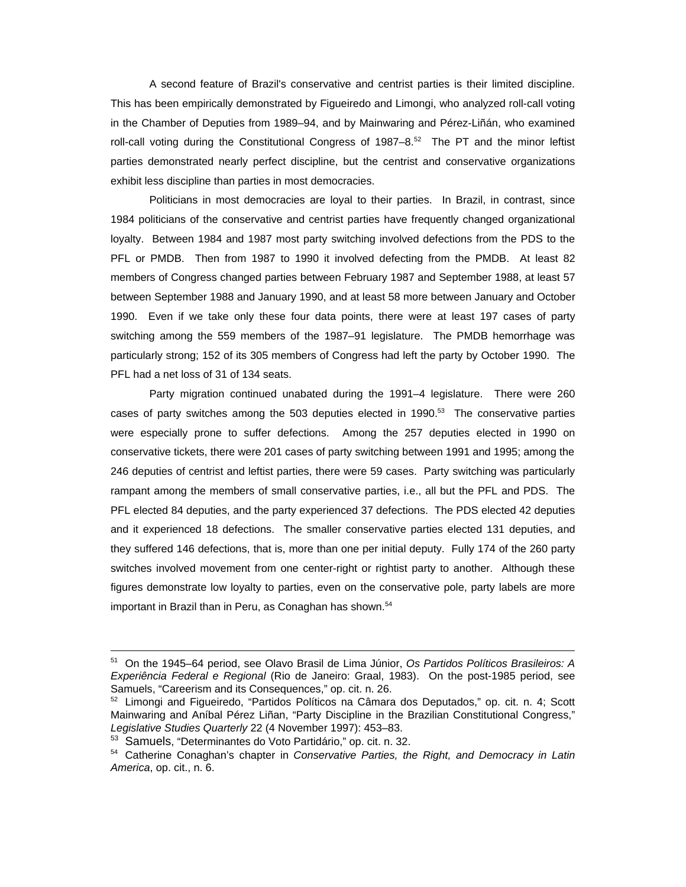A second feature of Brazil's conservative and centrist parties is their limited discipline. This has been empirically demonstrated by Figueiredo and Limongi, who analyzed roll-call voting in the Chamber of Deputies from 1989–94, and by Mainwaring and Pérez-Liñán, who examined roll-call voting during the Constitutional Congress of 1987–8.[52] The PT and the minor leftist parties demonstrated nearly perfect discipline, but the centrist and conservative organizations exhibit less discipline than parties in most democracies.

Politicians in most democracies are loyal to their parties. In Brazil, in contrast, since 1984 politicians of the conservative and centrist parties have frequently changed organizational loyalty. Between 1984 and 1987 most party switching involved defections from the PDS to the PFL or PMDB. Then from 1987 to 1990 it involved defecting from the PMDB. At least 82 members of Congress changed parties between February 1987 and September 1988, at least 57 between September 1988 and January 1990, and at least 58 more between January and October 1990. Even if we take only these four data points, there were at least 197 cases of party switching among the 559 members of the 1987–91 legislature. The PMDB hemorrhage was particularly strong; 152 of its 305 members of Congress had left the party by October 1990. The PFL had a net loss of 31 of 134 seats.

Party migration continued unabated during the 1991–4 legislature. There were 260 cases of party switches among the 503 deputies elected in 1990.[53] The conservative parties were especially prone to suffer defections. Among the 257 deputies elected in 1990 on conservative tickets, there were 201 cases of party switching between 1991 and 1995; among the 246 deputies of centrist and leftist parties, there were 59 cases. Party switching was particularly rampant among the members of small conservative parties, i.e., all but the PFL and PDS. The PFL elected 84 deputies, and the party experienced 37 defections. The PDS elected 42 deputies and it experienced 18 defections. The smaller conservative parties elected 131 deputies, and they suffered 146 defections, that is, more than one per initial deputy. Fully 174 of the 260 party switches involved movement from one center-right or rightist party to another. Although these figures demonstrate low loyalty to parties, even on the conservative pole, party labels are more important in Brazil than in Peru, as Conaghan has shown.[54]

---

[51] On the 1945–64 period, see Olavo Brasil de Lima Júnior, *Os Partidos Políticos Brasileiros: A Experiência Federal e Regional* (Rio de Janeiro: Graal, 1983). On the post-1985 period, see Samuels, "Careerism and its Consequences," op. cit. n. 26.

[52] Limongi and Figueiredo, "Partidos Políticos na Câmara dos Deputados," op. cit. n. 4; Scott Mainwaring and Aníbal Pérez Liñan, "Party Discipline in the Brazilian Constitutional Congress," *Legislative Studies Quarterly* 22 (4 November 1997): 453–83.

[53] Samuels, "Determinantes do Voto Partidário," op. cit. n. 32.

[54] Catherine Conaghan's chapter in *Conservative Parties, the Right, and Democracy in Latin America*, op. cit., n. 6.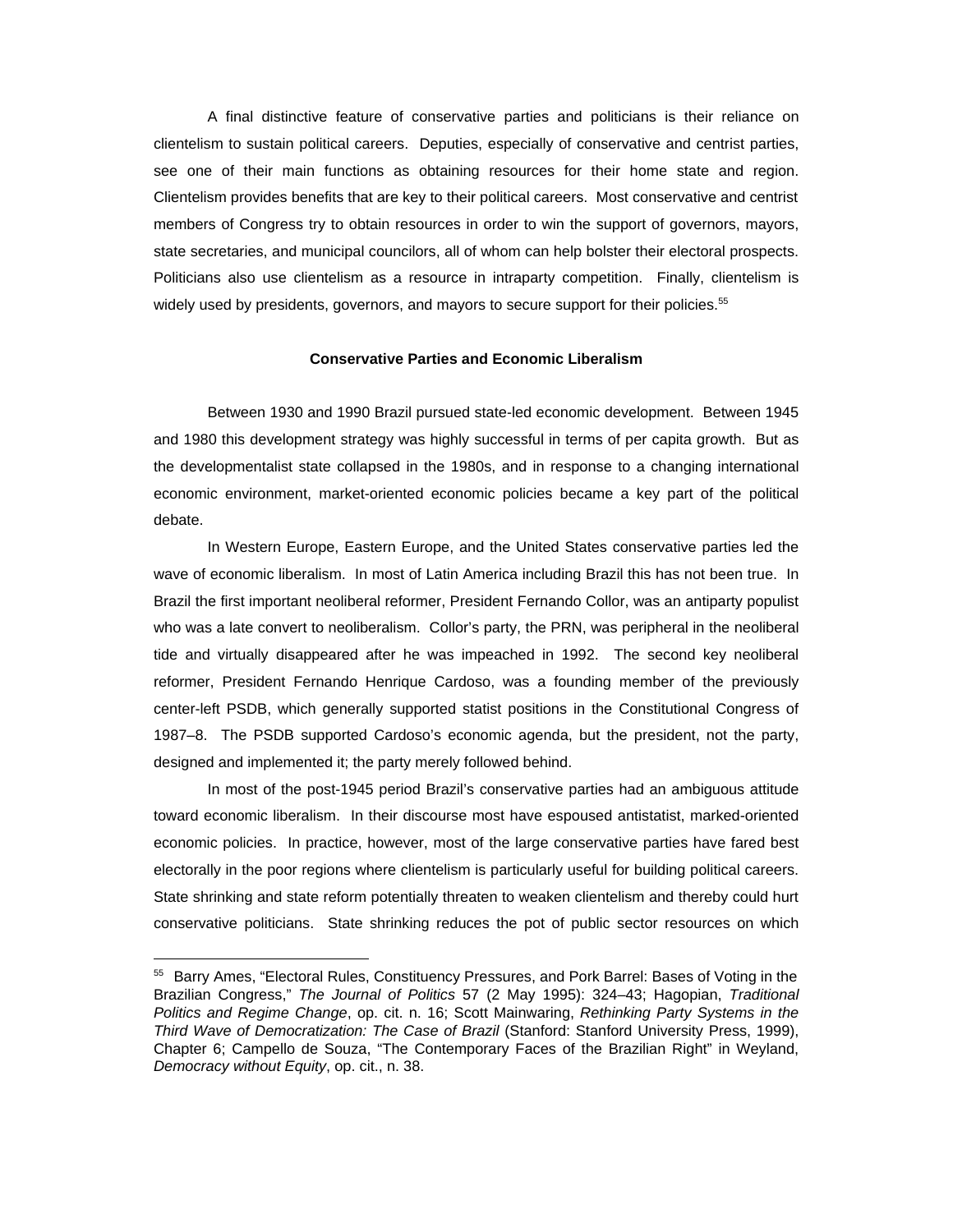A final distinctive feature of conservative parties and politicians is their reliance on clientelism to sustain political careers. Deputies, especially of conservative and centrist parties, see one of their main functions as obtaining resources for their home state and region. Clientelism provides benefits that are key to their political careers. Most conservative and centrist members of Congress try to obtain resources in order to win the support of governors, mayors, state secretaries, and municipal councilors, all of whom can help bolster their electoral prospects. Politicians also use clientelism as a resource in intraparty competition. Finally, clientelism is widely used by presidents, governors, and mayors to secure support for their policies.[55]

### Conservative Parties and Economic Liberalism

Between 1930 and 1990 Brazil pursued state-led economic development. Between 1945 and 1980 this development strategy was highly successful in terms of per capita growth. But as the developmentalist state collapsed in the 1980s, and in response to a changing international economic environment, market-oriented economic policies became a key part of the political debate.

In Western Europe, Eastern Europe, and the United States conservative parties led the wave of economic liberalism. In most of Latin America including Brazil this has not been true. In Brazil the first important neoliberal reformer, President Fernando Collor, was an antiparty populist who was a late convert to neoliberalism. Collor's party, the PRN, was peripheral in the neoliberal tide and virtually disappeared after he was impeached in 1992. The second key neoliberal reformer, President Fernando Henrique Cardoso, was a founding member of the previously center-left PSDB, which generally supported statist positions in the Constitutional Congress of 1987–8. The PSDB supported Cardoso's economic agenda, but the president, not the party, designed and implemented it; the party merely followed behind.

In most of the post-1945 period Brazil's conservative parties had an ambiguous attitude toward economic liberalism. In their discourse most have espoused antistatist, marked-oriented economic policies. In practice, however, most of the large conservative parties have fared best electorally in the poor regions where clientelism is particularly useful for building political careers. State shrinking and state reform potentially threaten to weaken clientelism and thereby could hurt conservative politicians. State shrinking reduces the pot of public sector resources on which

---

[55] Barry Ames, "Electoral Rules, Constituency Pressures, and Pork Barrel: Bases of Voting in the Brazilian Congress," *The Journal of Politics* 57 (2 May 1995): 324–43; Hagopian, *Traditional Politics and Regime Change*, op. cit. n. 16; Scott Mainwaring, *Rethinking Party Systems in the Third Wave of Democratization: The Case of Brazil* (Stanford: Stanford University Press, 1999), Chapter 6; Campello de Souza, "The Contemporary Faces of the Brazilian Right" in Weyland, *Democracy without Equity*, op. cit., n. 38.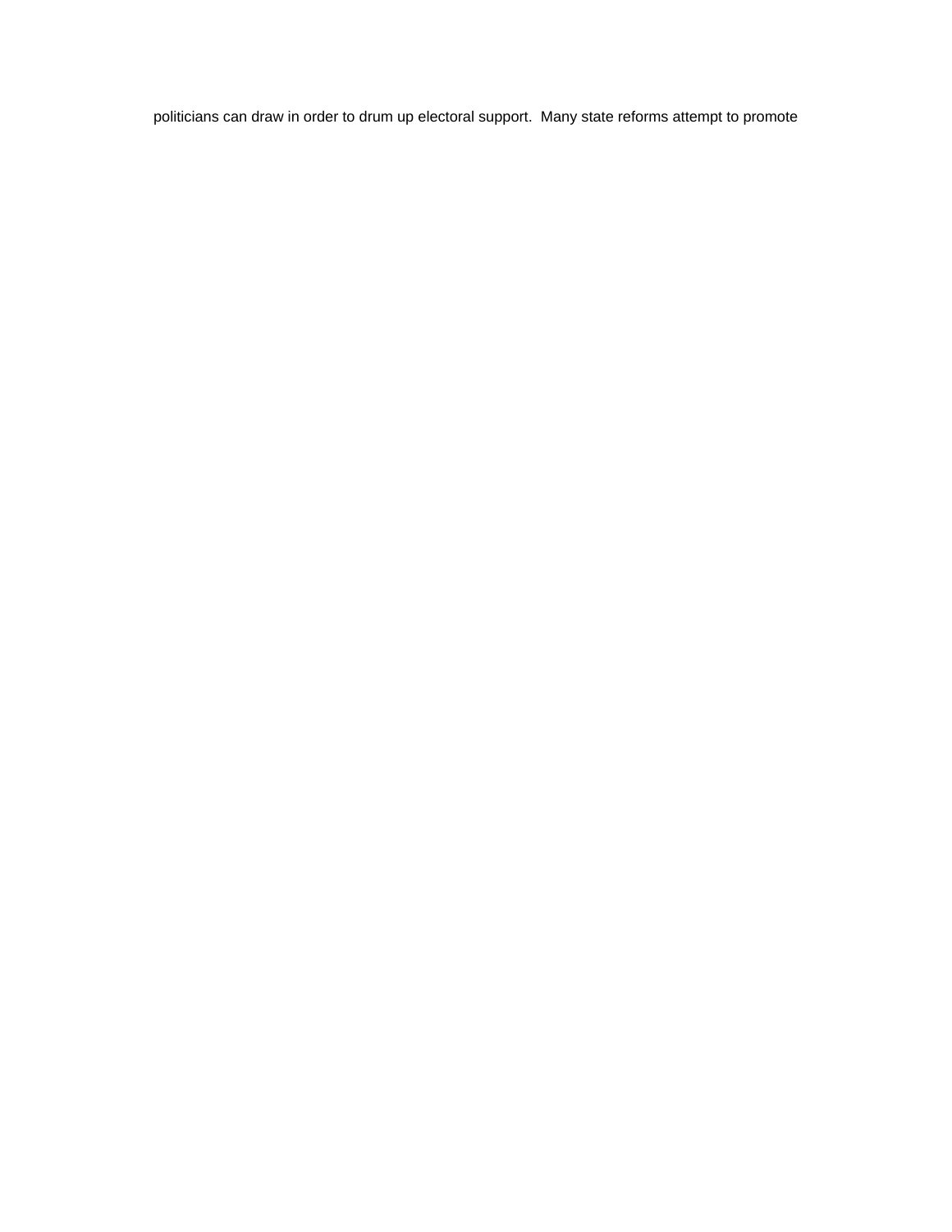politicians can draw in order to drum up electoral support.  Many state reforms attempt to promote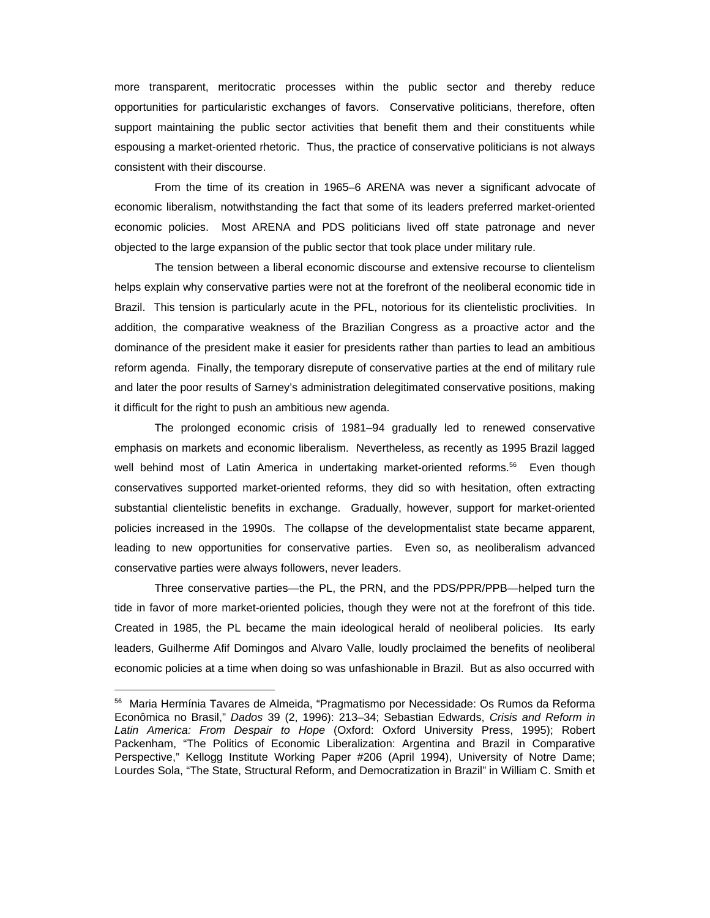more transparent, meritocratic processes within the public sector and thereby reduce opportunities for particularistic exchanges of favors. Conservative politicians, therefore, often support maintaining the public sector activities that benefit them and their constituents while espousing a market-oriented rhetoric. Thus, the practice of conservative politicians is not always consistent with their discourse.

From the time of its creation in 1965–6 ARENA was never a significant advocate of economic liberalism, notwithstanding the fact that some of its leaders preferred market-oriented economic policies. Most ARENA and PDS politicians lived off state patronage and never objected to the large expansion of the public sector that took place under military rule.

The tension between a liberal economic discourse and extensive recourse to clientelism helps explain why conservative parties were not at the forefront of the neoliberal economic tide in Brazil. This tension is particularly acute in the PFL, notorious for its clientelistic proclivities. In addition, the comparative weakness of the Brazilian Congress as a proactive actor and the dominance of the president make it easier for presidents rather than parties to lead an ambitious reform agenda. Finally, the temporary disrepute of conservative parties at the end of military rule and later the poor results of Sarney's administration delegitimated conservative positions, making it difficult for the right to push an ambitious new agenda.

The prolonged economic crisis of 1981–94 gradually led to renewed conservative emphasis on markets and economic liberalism. Nevertheless, as recently as 1995 Brazil lagged well behind most of Latin America in undertaking market-oriented reforms.[56] Even though conservatives supported market-oriented reforms, they did so with hesitation, often extracting substantial clientelistic benefits in exchange. Gradually, however, support for market-oriented policies increased in the 1990s. The collapse of the developmentalist state became apparent, leading to new opportunities for conservative parties. Even so, as neoliberalism advanced conservative parties were always followers, never leaders.

Three conservative parties—the PL, the PRN, and the PDS/PPR/PPB—helped turn the tide in favor of more market-oriented policies, though they were not at the forefront of this tide. Created in 1985, the PL became the main ideological herald of neoliberal policies. Its early leaders, Guilherme Afif Domingos and Alvaro Valle, loudly proclaimed the benefits of neoliberal economic policies at a time when doing so was unfashionable in Brazil. But as also occurred with

---

[56] Maria Hermínia Tavares de Almeida, "Pragmatismo por Necessidade: Os Rumos da Reforma Econômica no Brasil," *Dados* 39 (2, 1996): 213–34; Sebastian Edwards, *Crisis and Reform in Latin America: From Despair to Hope* (Oxford: Oxford University Press, 1995); Robert Packenham, "The Politics of Economic Liberalization: Argentina and Brazil in Comparative Perspective," Kellogg Institute Working Paper #206 (April 1994), University of Notre Dame; Lourdes Sola, "The State, Structural Reform, and Democratization in Brazil" in William C. Smith et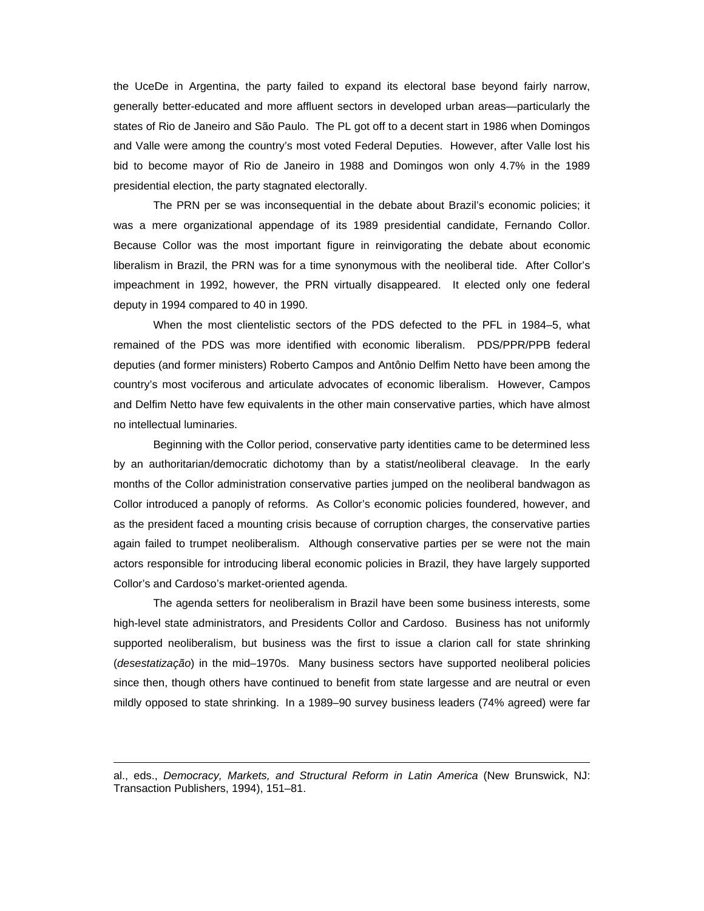the UceDe in Argentina, the party failed to expand its electoral base beyond fairly narrow, generally better-educated and more affluent sectors in developed urban areas—particularly the states of Rio de Janeiro and São Paulo. The PL got off to a decent start in 1986 when Domingos and Valle were among the country's most voted Federal Deputies. However, after Valle lost his bid to become mayor of Rio de Janeiro in 1988 and Domingos won only 4.7% in the 1989 presidential election, the party stagnated electorally.

The PRN per se was inconsequential in the debate about Brazil's economic policies; it was a mere organizational appendage of its 1989 presidential candidate, Fernando Collor. Because Collor was the most important figure in reinvigorating the debate about economic liberalism in Brazil, the PRN was for a time synonymous with the neoliberal tide. After Collor's impeachment in 1992, however, the PRN virtually disappeared. It elected only one federal deputy in 1994 compared to 40 in 1990.

When the most clientelistic sectors of the PDS defected to the PFL in 1984–5, what remained of the PDS was more identified with economic liberalism. PDS/PPR/PPB federal deputies (and former ministers) Roberto Campos and Antônio Delfim Netto have been among the country's most vociferous and articulate advocates of economic liberalism. However, Campos and Delfim Netto have few equivalents in the other main conservative parties, which have almost no intellectual luminaries.

Beginning with the Collor period, conservative party identities came to be determined less by an authoritarian/democratic dichotomy than by a statist/neoliberal cleavage. In the early months of the Collor administration conservative parties jumped on the neoliberal bandwagon as Collor introduced a panoply of reforms. As Collor's economic policies foundered, however, and as the president faced a mounting crisis because of corruption charges, the conservative parties again failed to trumpet neoliberalism. Although conservative parties per se were not the main actors responsible for introducing liberal economic policies in Brazil, they have largely supported Collor's and Cardoso's market-oriented agenda.

The agenda setters for neoliberalism in Brazil have been some business interests, some high-level state administrators, and Presidents Collor and Cardoso. Business has not uniformly supported neoliberalism, but business was the first to issue a clarion call for state shrinking (*desestatização*) in the mid–1970s. Many business sectors have supported neoliberal policies since then, though others have continued to benefit from state largesse and are neutral or even mildly opposed to state shrinking. In a 1989–90 survey business leaders (74% agreed) were far

---

al., eds., *Democracy, Markets, and Structural Reform in Latin America* (New Brunswick, NJ: Transaction Publishers, 1994), 151–81.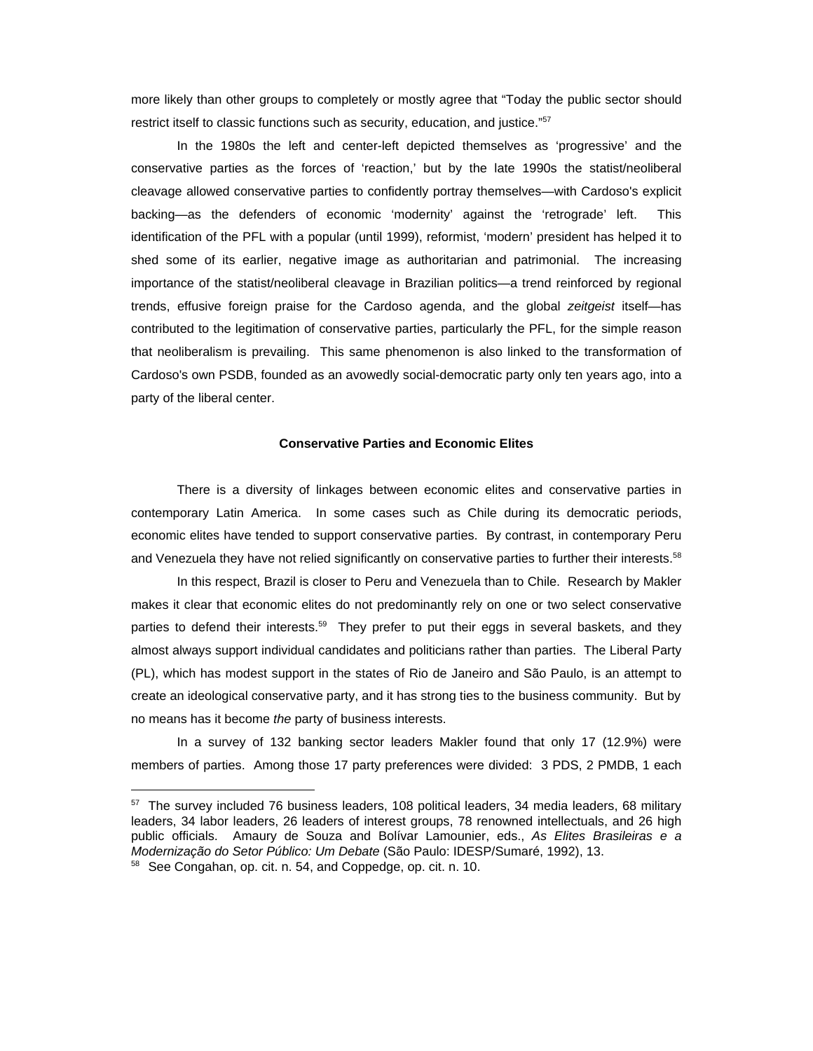more likely than other groups to completely or mostly agree that "Today the public sector should restrict itself to classic functions such as security, education, and justice."[57]

In the 1980s the left and center-left depicted themselves as 'progressive' and the conservative parties as the forces of 'reaction,' but by the late 1990s the statist/neoliberal cleavage allowed conservative parties to confidently portray themselves—with Cardoso's explicit backing—as the defenders of economic 'modernity' against the 'retrograde' left. This identification of the PFL with a popular (until 1999), reformist, 'modern' president has helped it to shed some of its earlier, negative image as authoritarian and patrimonial. The increasing importance of the statist/neoliberal cleavage in Brazilian politics—a trend reinforced by regional trends, effusive foreign praise for the Cardoso agenda, and the global *zeitgeist* itself—has contributed to the legitimation of conservative parties, particularly the PFL, for the simple reason that neoliberalism is prevailing. This same phenomenon is also linked to the transformation of Cardoso's own PSDB, founded as an avowedly social-democratic party only ten years ago, into a party of the liberal center.

### Conservative Parties and Economic Elites

There is a diversity of linkages between economic elites and conservative parties in contemporary Latin America. In some cases such as Chile during its democratic periods, economic elites have tended to support conservative parties. By contrast, in contemporary Peru and Venezuela they have not relied significantly on conservative parties to further their interests.[58]

In this respect, Brazil is closer to Peru and Venezuela than to Chile. Research by Makler makes it clear that economic elites do not predominantly rely on one or two select conservative parties to defend their interests.[59] They prefer to put their eggs in several baskets, and they almost always support individual candidates and politicians rather than parties. The Liberal Party (PL), which has modest support in the states of Rio de Janeiro and São Paulo, is an attempt to create an ideological conservative party, and it has strong ties to the business community. But by no means has it become *the* party of business interests.

In a survey of 132 banking sector leaders Makler found that only 17 (12.9%) were members of parties. Among those 17 party preferences were divided: 3 PDS, 2 PMDB, 1 each

---

[57] The survey included 76 business leaders, 108 political leaders, 34 media leaders, 68 military leaders, 34 labor leaders, 26 leaders of interest groups, 78 renowned intellectuals, and 26 high public officials. Amaury de Souza and Bolívar Lamounier, eds., *As Elites Brasileiras e a Modernização do Setor Público: Um Debate* (São Paulo: IDESP/Sumaré, 1992), 13.

[58] See Congahan, op. cit. n. 54, and Coppedge, op. cit. n. 10.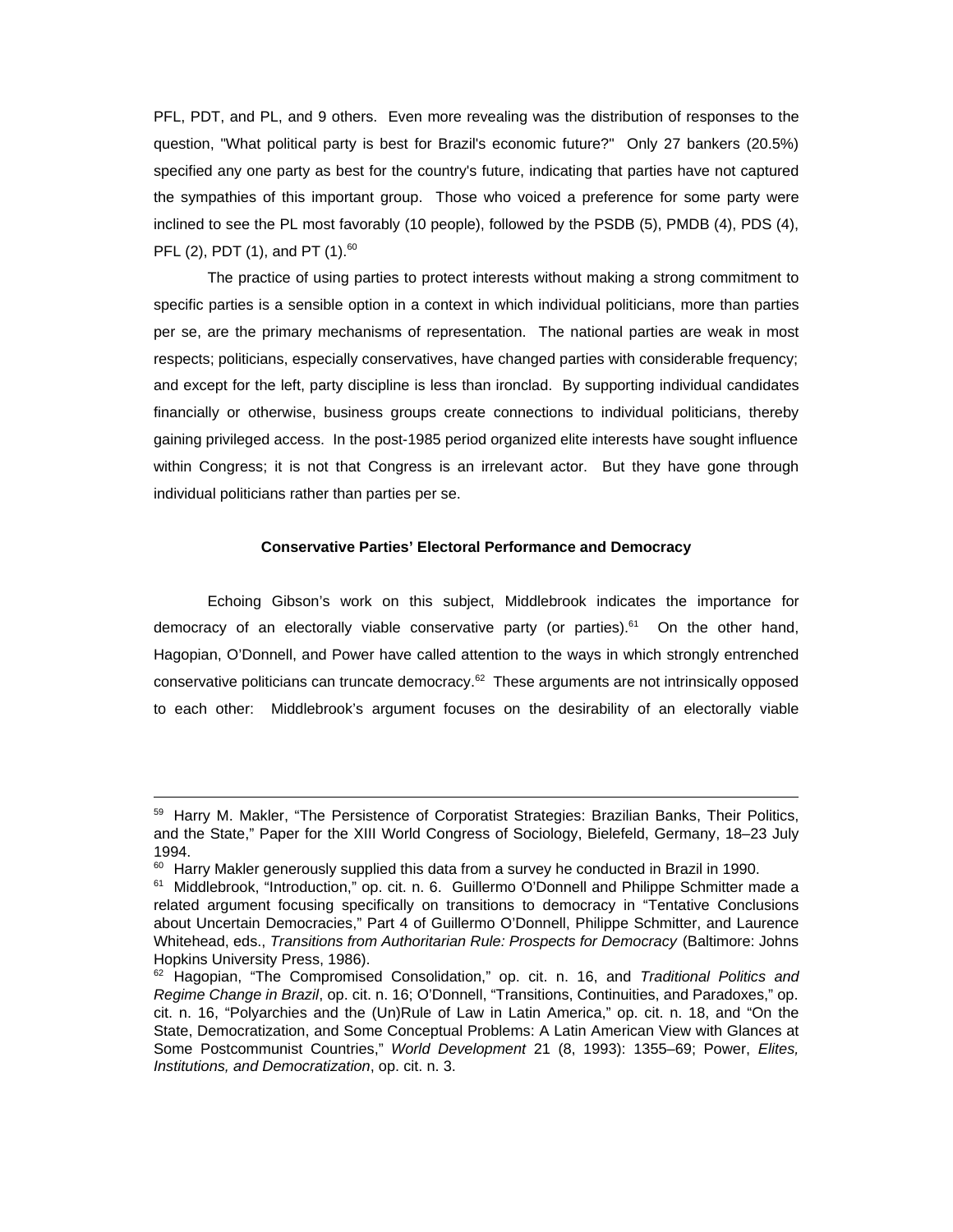PFL, PDT, and PL, and 9 others. Even more revealing was the distribution of responses to the question, "What political party is best for Brazil's economic future?" Only 27 bankers (20.5%) specified any one party as best for the country's future, indicating that parties have not captured the sympathies of this important group. Those who voiced a preference for some party were inclined to see the PL most favorably (10 people), followed by the PSDB (5), PMDB (4), PDS (4), PFL (2), PDT (1), and PT (1).[60]

The practice of using parties to protect interests without making a strong commitment to specific parties is a sensible option in a context in which individual politicians, more than parties per se, are the primary mechanisms of representation. The national parties are weak in most respects; politicians, especially conservatives, have changed parties with considerable frequency; and except for the left, party discipline is less than ironclad. By supporting individual candidates financially or otherwise, business groups create connections to individual politicians, thereby gaining privileged access. In the post-1985 period organized elite interests have sought influence within Congress; it is not that Congress is an irrelevant actor. But they have gone through individual politicians rather than parties per se.

### Conservative Parties' Electoral Performance and Democracy

Echoing Gibson's work on this subject, Middlebrook indicates the importance for democracy of an electorally viable conservative party (or parties).[61] On the other hand, Hagopian, O'Donnell, and Power have called attention to the ways in which strongly entrenched conservative politicians can truncate democracy.[62] These arguments are not intrinsically opposed to each other: Middlebrook's argument focuses on the desirability of an electorally viable

---

[59] Harry M. Makler, "The Persistence of Corporatist Strategies: Brazilian Banks, Their Politics, and the State," Paper for the XIII World Congress of Sociology, Bielefeld, Germany, 18–23 July 1994.

[60] Harry Makler generously supplied this data from a survey he conducted in Brazil in 1990.

[61] Middlebrook, "Introduction," op. cit. n. 6. Guillermo O'Donnell and Philippe Schmitter made a related argument focusing specifically on transitions to democracy in "Tentative Conclusions about Uncertain Democracies," Part 4 of Guillermo O'Donnell, Philippe Schmitter, and Laurence Whitehead, eds., *Transitions from Authoritarian Rule: Prospects for Democracy* (Baltimore: Johns Hopkins University Press, 1986).

[62] Hagopian, "The Compromised Consolidation," op. cit. n. 16, and *Traditional Politics and Regime Change in Brazil*, op. cit. n. 16; O'Donnell, "Transitions, Continuities, and Paradoxes," op. cit. n. 16, "Polyarchies and the (Un)Rule of Law in Latin America," op. cit. n. 18, and "On the State, Democratization, and Some Conceptual Problems: A Latin American View with Glances at Some Postcommunist Countries," *World Development* 21 (8, 1993): 1355–69; Power, *Elites, Institutions, and Democratization*, op. cit. n. 3.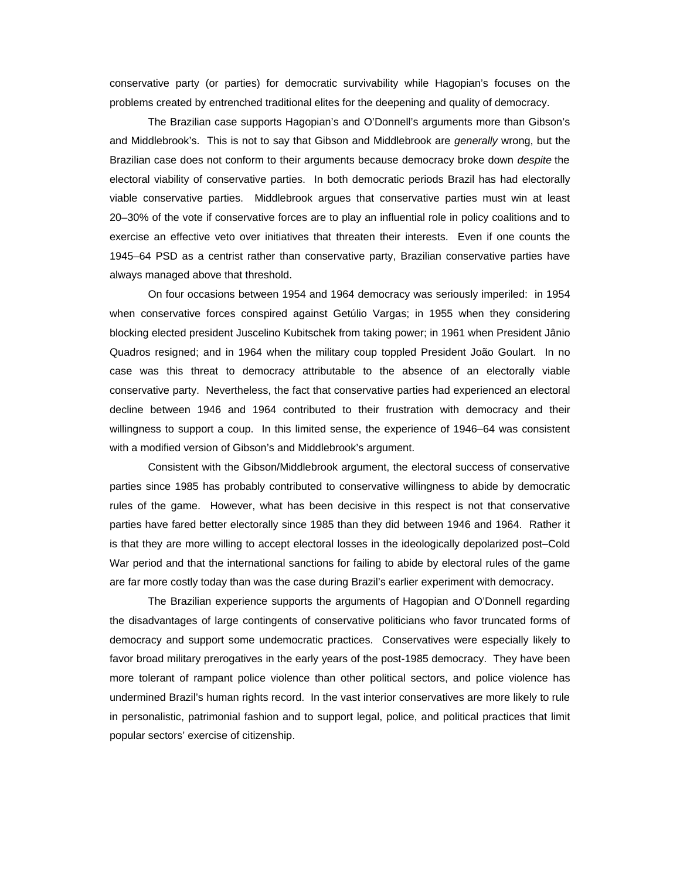conservative party (or parties) for democratic survivability while Hagopian's focuses on the problems created by entrenched traditional elites for the deepening and quality of democracy.

The Brazilian case supports Hagopian's and O'Donnell's arguments more than Gibson's and Middlebrook's. This is not to say that Gibson and Middlebrook are *generally* wrong, but the Brazilian case does not conform to their arguments because democracy broke down *despite* the electoral viability of conservative parties. In both democratic periods Brazil has had electorally viable conservative parties. Middlebrook argues that conservative parties must win at least 20–30% of the vote if conservative forces are to play an influential role in policy coalitions and to exercise an effective veto over initiatives that threaten their interests. Even if one counts the 1945–64 PSD as a centrist rather than conservative party, Brazilian conservative parties have always managed above that threshold.

On four occasions between 1954 and 1964 democracy was seriously imperiled: in 1954 when conservative forces conspired against Getúlio Vargas; in 1955 when they considering blocking elected president Juscelino Kubitschek from taking power; in 1961 when President Jânio Quadros resigned; and in 1964 when the military coup toppled President João Goulart. In no case was this threat to democracy attributable to the absence of an electorally viable conservative party. Nevertheless, the fact that conservative parties had experienced an electoral decline between 1946 and 1964 contributed to their frustration with democracy and their willingness to support a coup. In this limited sense, the experience of 1946–64 was consistent with a modified version of Gibson's and Middlebrook's argument.

Consistent with the Gibson/Middlebrook argument, the electoral success of conservative parties since 1985 has probably contributed to conservative willingness to abide by democratic rules of the game. However, what has been decisive in this respect is not that conservative parties have fared better electorally since 1985 than they did between 1946 and 1964. Rather it is that they are more willing to accept electoral losses in the ideologically depolarized post–Cold War period and that the international sanctions for failing to abide by electoral rules of the game are far more costly today than was the case during Brazil's earlier experiment with democracy.

The Brazilian experience supports the arguments of Hagopian and O'Donnell regarding the disadvantages of large contingents of conservative politicians who favor truncated forms of democracy and support some undemocratic practices. Conservatives were especially likely to favor broad military prerogatives in the early years of the post-1985 democracy. They have been more tolerant of rampant police violence than other political sectors, and police violence has undermined Brazil's human rights record. In the vast interior conservatives are more likely to rule in personalistic, patrimonial fashion and to support legal, police, and political practices that limit popular sectors' exercise of citizenship.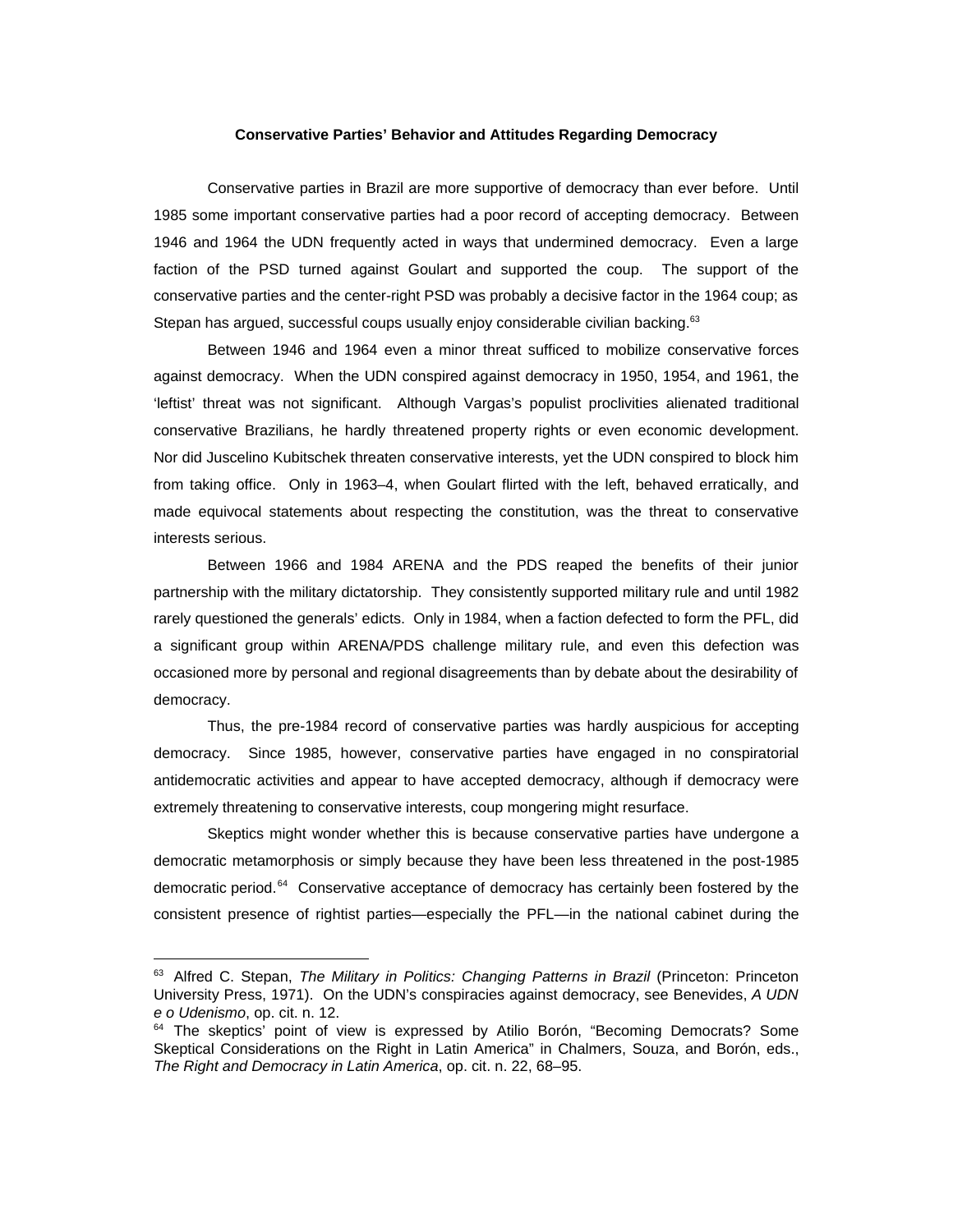### Conservative Parties' Behavior and Attitudes Regarding Democracy

Conservative parties in Brazil are more supportive of democracy than ever before. Until 1985 some important conservative parties had a poor record of accepting democracy. Between 1946 and 1964 the UDN frequently acted in ways that undermined democracy. Even a large faction of the PSD turned against Goulart and supported the coup. The support of the conservative parties and the center-right PSD was probably a decisive factor in the 1964 coup; as Stepan has argued, successful coups usually enjoy considerable civilian backing.[63]

Between 1946 and 1964 even a minor threat sufficed to mobilize conservative forces against democracy. When the UDN conspired against democracy in 1950, 1954, and 1961, the 'leftist' threat was not significant. Although Vargas's populist proclivities alienated traditional conservative Brazilians, he hardly threatened property rights or even economic development. Nor did Juscelino Kubitschek threaten conservative interests, yet the UDN conspired to block him from taking office. Only in 1963–4, when Goulart flirted with the left, behaved erratically, and made equivocal statements about respecting the constitution, was the threat to conservative interests serious.

Between 1966 and 1984 ARENA and the PDS reaped the benefits of their junior partnership with the military dictatorship. They consistently supported military rule and until 1982 rarely questioned the generals' edicts. Only in 1984, when a faction defected to form the PFL, did a significant group within ARENA/PDS challenge military rule, and even this defection was occasioned more by personal and regional disagreements than by debate about the desirability of democracy.

Thus, the pre-1984 record of conservative parties was hardly auspicious for accepting democracy. Since 1985, however, conservative parties have engaged in no conspiratorial antidemocratic activities and appear to have accepted democracy, although if democracy were extremely threatening to conservative interests, coup mongering might resurface.

Skeptics might wonder whether this is because conservative parties have undergone a democratic metamorphosis or simply because they have been less threatened in the post-1985 democratic period.[64] Conservative acceptance of democracy has certainly been fostered by the consistent presence of rightist parties—especially the PFL—in the national cabinet during the

---

[63] Alfred C. Stepan, *The Military in Politics: Changing Patterns in Brazil* (Princeton: Princeton University Press, 1971). On the UDN's conspiracies against democracy, see Benevides, *A UDN e o Udenismo*, op. cit. n. 12.

[64] The skeptics' point of view is expressed by Atilio Borón, "Becoming Democrats? Some Skeptical Considerations on the Right in Latin America" in Chalmers, Souza, and Borón, eds., *The Right and Democracy in Latin America*, op. cit. n. 22, 68–95.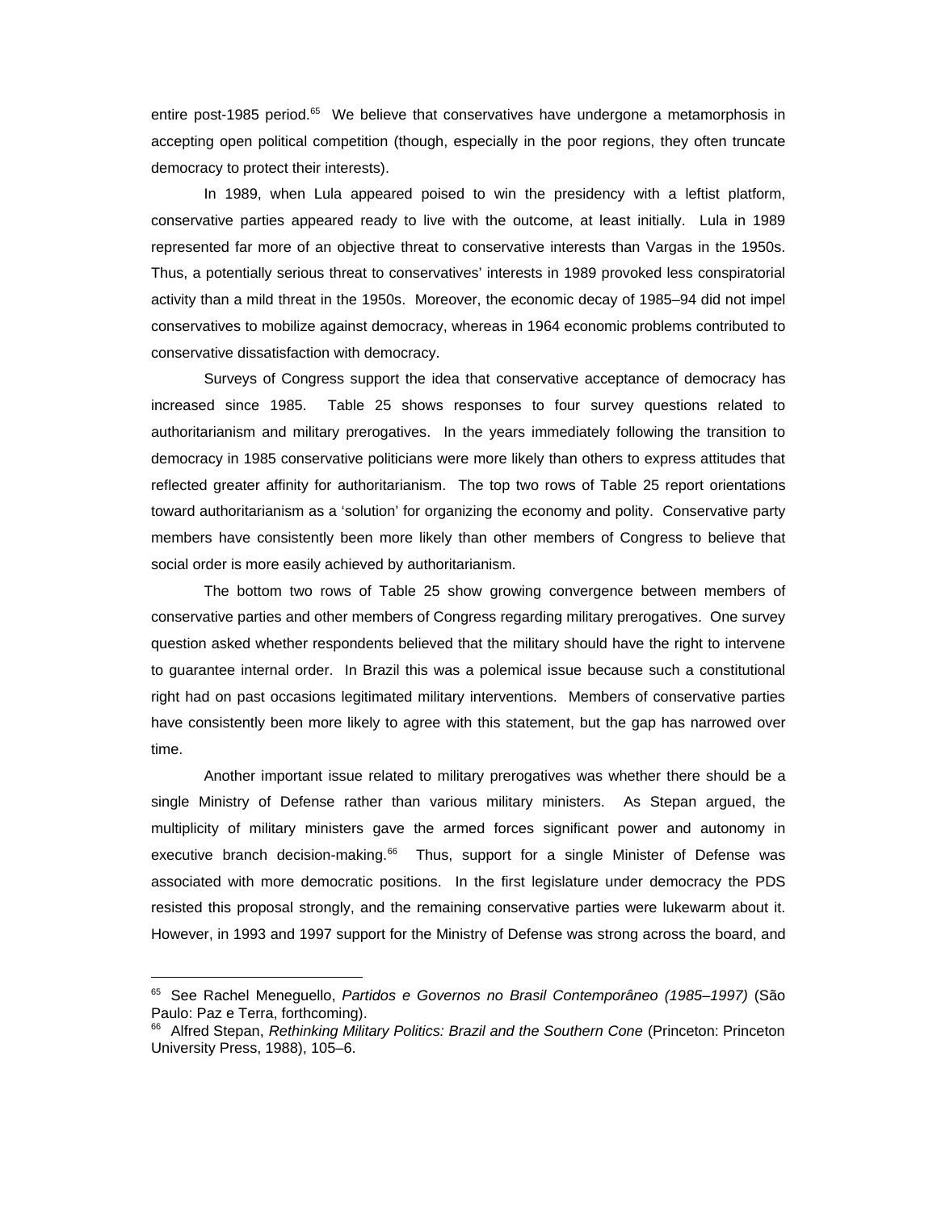entire post-1985 period.[65] We believe that conservatives have undergone a metamorphosis in accepting open political competition (though, especially in the poor regions, they often truncate democracy to protect their interests).

In 1989, when Lula appeared poised to win the presidency with a leftist platform, conservative parties appeared ready to live with the outcome, at least initially. Lula in 1989 represented far more of an objective threat to conservative interests than Vargas in the 1950s. Thus, a potentially serious threat to conservatives' interests in 1989 provoked less conspiratorial activity than a mild threat in the 1950s. Moreover, the economic decay of 1985–94 did not impel conservatives to mobilize against democracy, whereas in 1964 economic problems contributed to conservative dissatisfaction with democracy.

Surveys of Congress support the idea that conservative acceptance of democracy has increased since 1985. Table 25 shows responses to four survey questions related to authoritarianism and military prerogatives. In the years immediately following the transition to democracy in 1985 conservative politicians were more likely than others to express attitudes that reflected greater affinity for authoritarianism. The top two rows of Table 25 report orientations toward authoritarianism as a 'solution' for organizing the economy and polity. Conservative party members have consistently been more likely than other members of Congress to believe that social order is more easily achieved by authoritarianism.

The bottom two rows of Table 25 show growing convergence between members of conservative parties and other members of Congress regarding military prerogatives. One survey question asked whether respondents believed that the military should have the right to intervene to guarantee internal order. In Brazil this was a polemical issue because such a constitutional right had on past occasions legitimated military interventions. Members of conservative parties have consistently been more likely to agree with this statement, but the gap has narrowed over time.

Another important issue related to military prerogatives was whether there should be a single Ministry of Defense rather than various military ministers. As Stepan argued, the multiplicity of military ministers gave the armed forces significant power and autonomy in executive branch decision-making.[66] Thus, support for a single Minister of Defense was associated with more democratic positions. In the first legislature under democracy the PDS resisted this proposal strongly, and the remaining conservative parties were lukewarm about it. However, in 1993 and 1997 support for the Ministry of Defense was strong across the board, and

[65] See Rachel Meneguello, *Partidos e Governos no Brasil Contemporâneo (1985–1997)* (São Paulo: Paz e Terra, forthcoming).

[66] Alfred Stepan, *Rethinking Military Politics: Brazil and the Southern Cone* (Princeton: Princeton University Press, 1988), 105–6.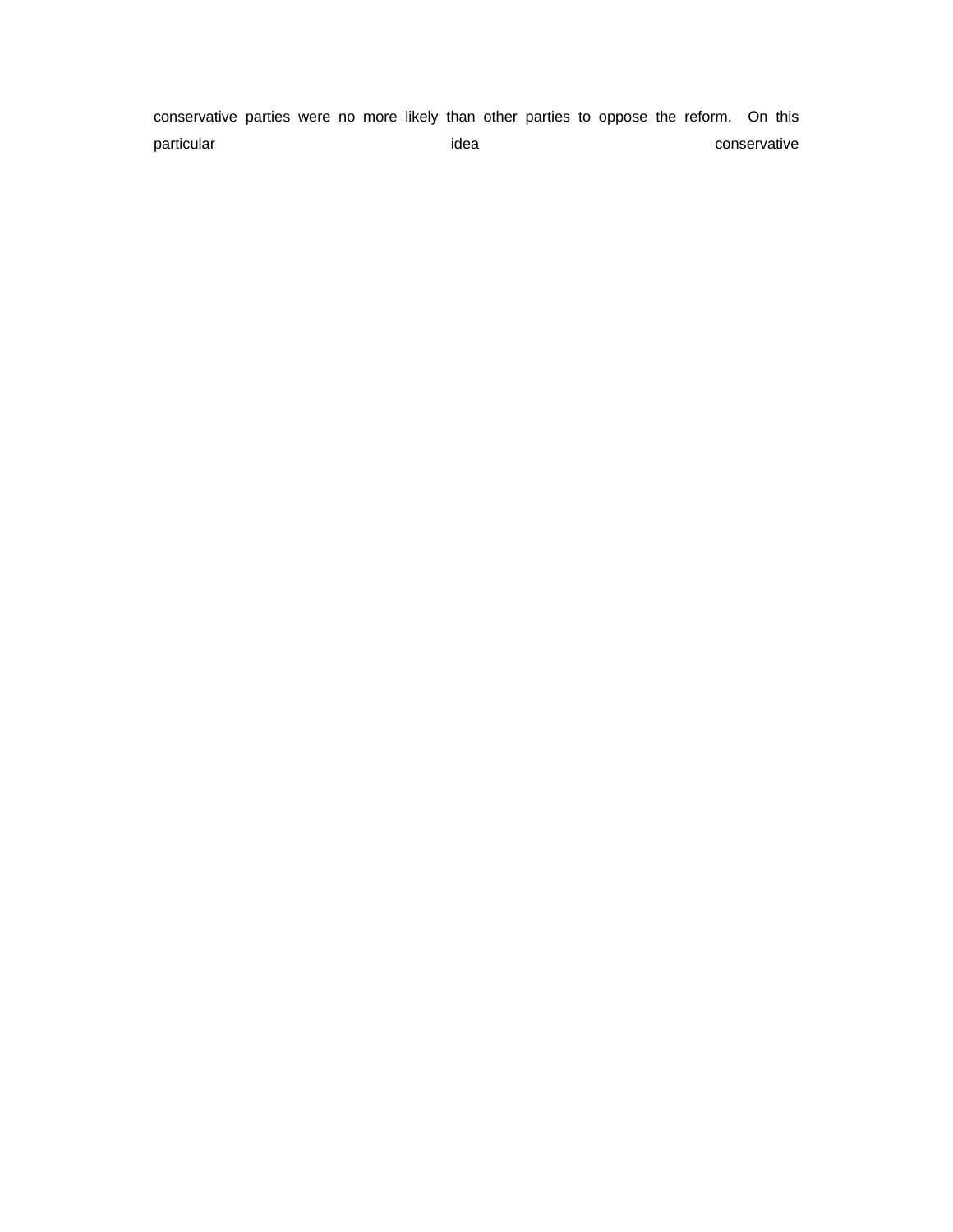conservative parties were no more likely than other parties to oppose the reform. On this particular idea conservative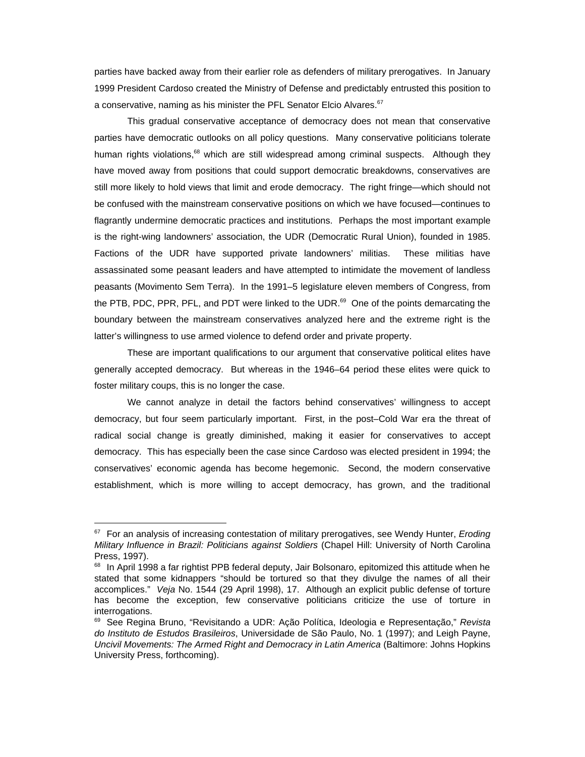parties have backed away from their earlier role as defenders of military prerogatives. In January 1999 President Cardoso created the Ministry of Defense and predictably entrusted this position to a conservative, naming as his minister the PFL Senator Elcio Alvares.[67]

This gradual conservative acceptance of democracy does not mean that conservative parties have democratic outlooks on all policy questions. Many conservative politicians tolerate human rights violations,[68] which are still widespread among criminal suspects. Although they have moved away from positions that could support democratic breakdowns, conservatives are still more likely to hold views that limit and erode democracy. The right fringe—which should not be confused with the mainstream conservative positions on which we have focused—continues to flagrantly undermine democratic practices and institutions. Perhaps the most important example is the right-wing landowners' association, the UDR (Democratic Rural Union), founded in 1985. Factions of the UDR have supported private landowners' militias. These militias have assassinated some peasant leaders and have attempted to intimidate the movement of landless peasants (Movimento Sem Terra). In the 1991–5 legislature eleven members of Congress, from the PTB, PDC, PPR, PFL, and PDT were linked to the UDR.[69] One of the points demarcating the boundary between the mainstream conservatives analyzed here and the extreme right is the latter's willingness to use armed violence to defend order and private property.

These are important qualifications to our argument that conservative political elites have generally accepted democracy. But whereas in the 1946–64 period these elites were quick to foster military coups, this is no longer the case.

We cannot analyze in detail the factors behind conservatives' willingness to accept democracy, but four seem particularly important. First, in the post–Cold War era the threat of radical social change is greatly diminished, making it easier for conservatives to accept democracy. This has especially been the case since Cardoso was elected president in 1994; the conservatives' economic agenda has become hegemonic. Second, the modern conservative establishment, which is more willing to accept democracy, has grown, and the traditional

---

[67] For an analysis of increasing contestation of military prerogatives, see Wendy Hunter, *Eroding Military Influence in Brazil: Politicians against Soldiers* (Chapel Hill: University of North Carolina Press, 1997).

[68] In April 1998 a far rightist PPB federal deputy, Jair Bolsonaro, epitomized this attitude when he stated that some kidnappers "should be tortured so that they divulge the names of all their accomplices." *Veja* No. 1544 (29 April 1998), 17. Although an explicit public defense of torture has become the exception, few conservative politicians criticize the use of torture in interrogations.

[69] See Regina Bruno, "Revisitando a UDR: Ação Política, Ideologia e Representação," *Revista do Instituto de Estudos Brasileiros*, Universidade de São Paulo, No. 1 (1997); and Leigh Payne, *Uncivil Movements: The Armed Right and Democracy in Latin America* (Baltimore: Johns Hopkins University Press, forthcoming).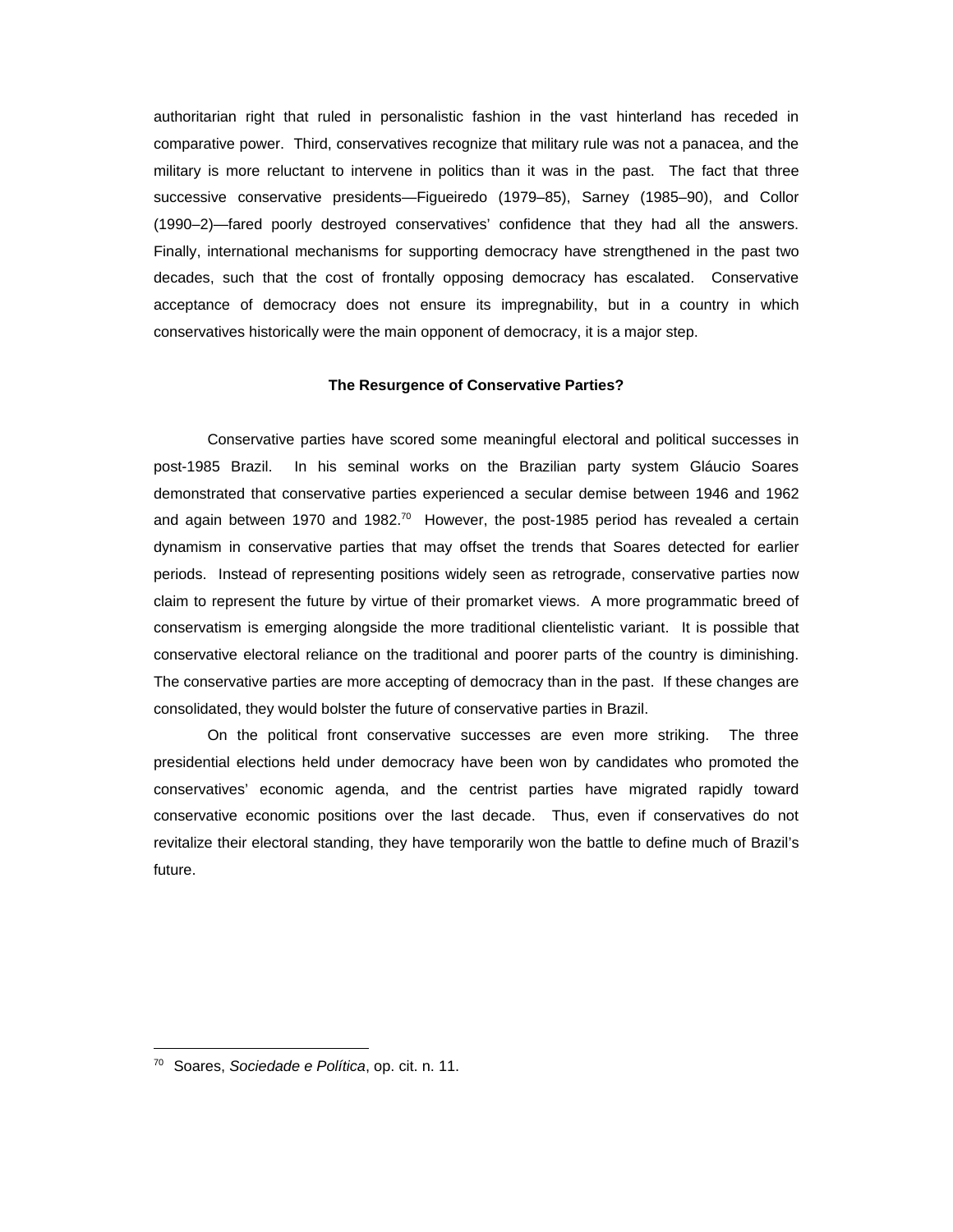authoritarian right that ruled in personalistic fashion in the vast hinterland has receded in comparative power. Third, conservatives recognize that military rule was not a panacea, and the military is more reluctant to intervene in politics than it was in the past. The fact that three successive conservative presidents—Figueiredo (1979–85), Sarney (1985–90), and Collor (1990–2)—fared poorly destroyed conservatives' confidence that they had all the answers. Finally, international mechanisms for supporting democracy have strengthened in the past two decades, such that the cost of frontally opposing democracy has escalated. Conservative acceptance of democracy does not ensure its impregnability, but in a country in which conservatives historically were the main opponent of democracy, it is a major step.

### The Resurgence of Conservative Parties?

Conservative parties have scored some meaningful electoral and political successes in post-1985 Brazil. In his seminal works on the Brazilian party system Gláucio Soares demonstrated that conservative parties experienced a secular demise between 1946 and 1962 and again between 1970 and 1982.[70] However, the post-1985 period has revealed a certain dynamism in conservative parties that may offset the trends that Soares detected for earlier periods. Instead of representing positions widely seen as retrograde, conservative parties now claim to represent the future by virtue of their promarket views. A more programmatic breed of conservatism is emerging alongside the more traditional clientelistic variant. It is possible that conservative electoral reliance on the traditional and poorer parts of the country is diminishing. The conservative parties are more accepting of democracy than in the past. If these changes are consolidated, they would bolster the future of conservative parties in Brazil.

On the political front conservative successes are even more striking. The three presidential elections held under democracy have been won by candidates who promoted the conservatives' economic agenda, and the centrist parties have migrated rapidly toward conservative economic positions over the last decade. Thus, even if conservatives do not revitalize their electoral standing, they have temporarily won the battle to define much of Brazil's future.

---

[70] Soares, *Sociedade e Política*, op. cit. n. 11.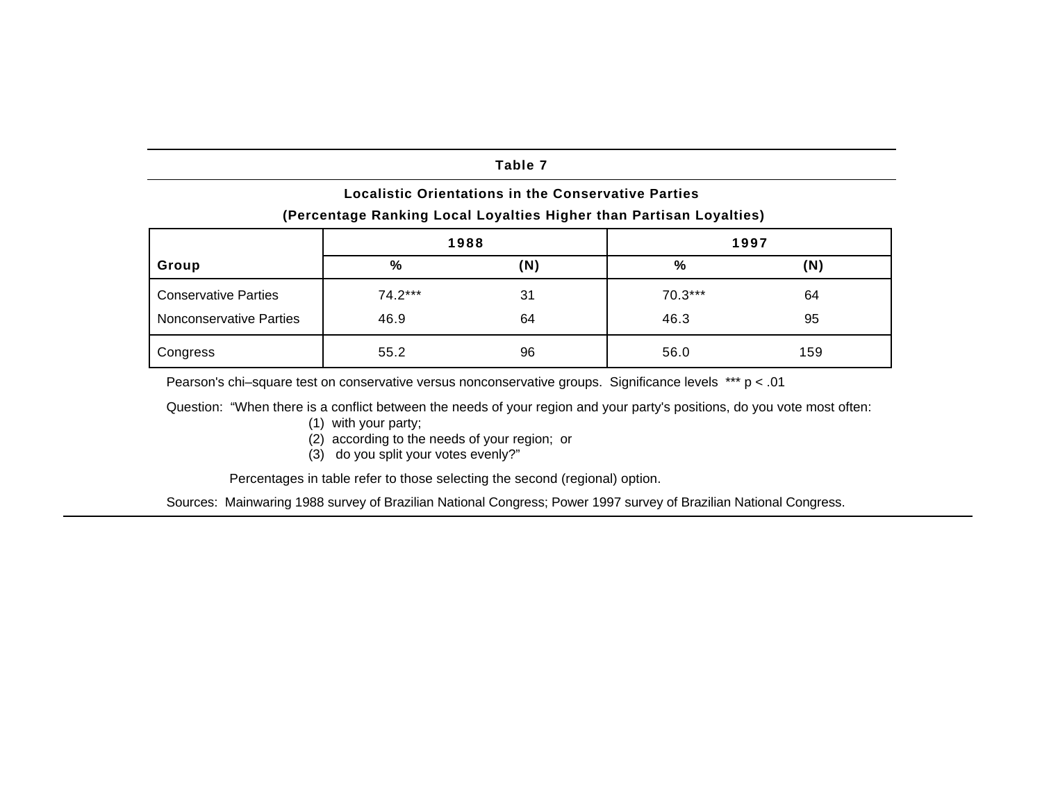**Table 7**

**Localistic Orientations in the Conservative Parties**

**(Percentage Ranking Local Loyalties Higher than Partisan Loyalties)**

| Group | 1988 | | 1997 | |
|---|---|---|---|---|
| | % | (N) | % | (N) |
| Conservative Parties | 74.2*** | 31 | 70.3*** | 64 |
| Nonconservative Parties | 46.9 | 64 | 46.3 | 95 |
| Congress | 55.2 | 96 | 56.0 | 159 |

Pearson's chi–square test on conservative versus nonconservative groups. Significance levels *** $p < .01$

Question: "When there is a conflict between the needs of your region and your party's positions, do you vote most often:
(1) with your party;
(2) according to the needs of your region; or
(3) do you split your votes evenly?"

Percentages in table refer to those selecting the second (regional) option.

Sources: Mainwaring 1988 survey of Brazilian National Congress; Power 1997 survey of Brazilian National Congress.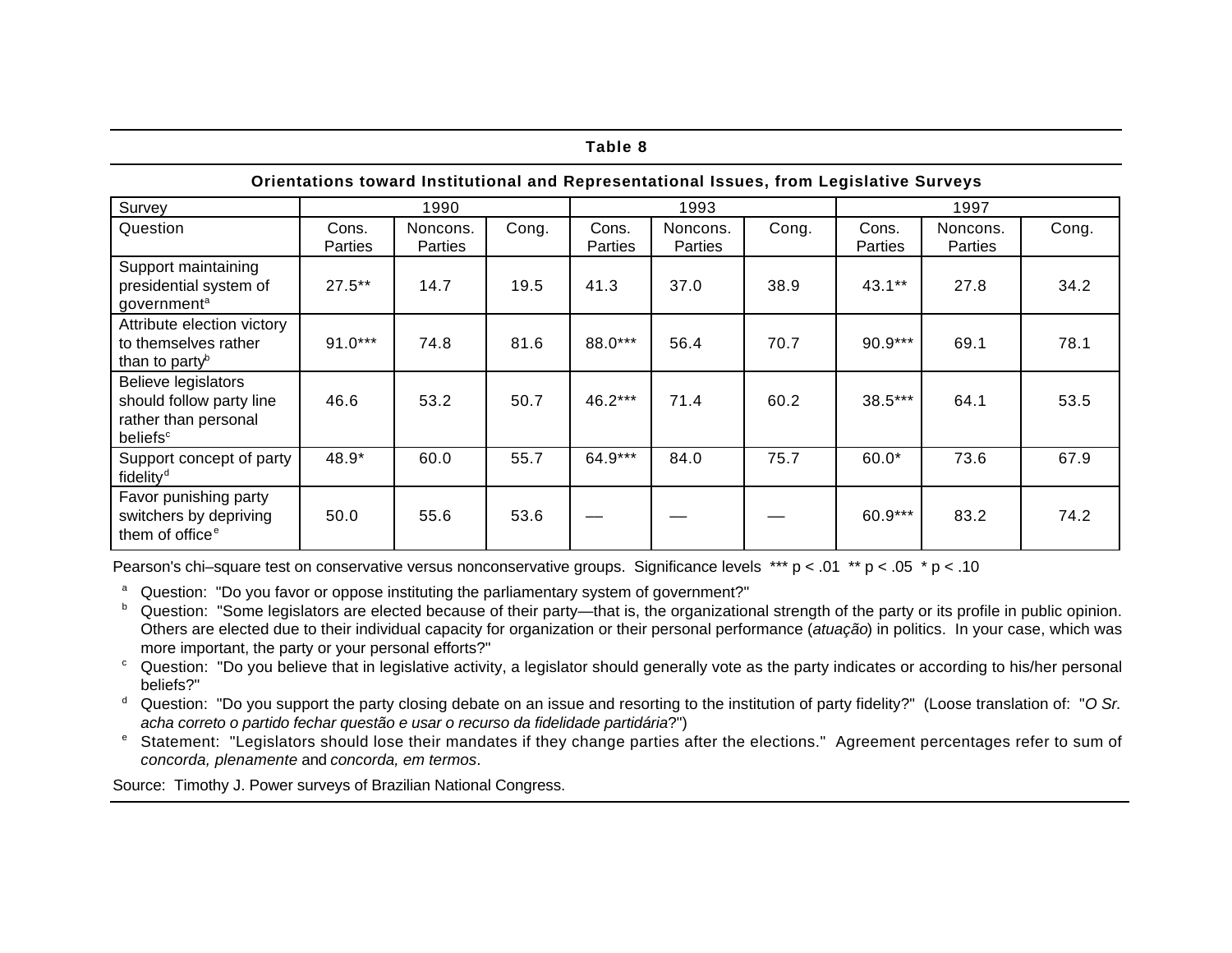**Table 8**

**Orientations toward Institutional and Representational Issues, from Legislative Surveys**

| Survey | 1990 | | | 1993 | | | 1997 | | |
|---|---|---|---|---|---|---|---|---|---|
| Question | Cons. Parties | Noncons. Parties | Cong. | Cons. Parties | Noncons. Parties | Cong. | Cons. Parties | Noncons. Parties | Cong. |
| Support maintaining presidential system of government[a] | 27.5** | 14.7 | 19.5 | 41.3 | 37.0 | 38.9 | 43.1** | 27.8 | 34.2 |
| Attribute election victory to themselves rather than to party[b] | 91.0*** | 74.8 | 81.6 | 88.0*** | 56.4 | 70.7 | 90.9*** | 69.1 | 78.1 |
| Believe legislators should follow party line rather than personal beliefs[c] | 46.6 | 53.2 | 50.7 | 46.2*** | 71.4 | 60.2 | 38.5*** | 64.1 | 53.5 |
| Support concept of party fidelity[d] | 48.9* | 60.0 | 55.7 | 64.9*** | 84.0 | 75.7 | 60.0* | 73.6 | 67.9 |
| Favor punishing party switchers by depriving them of office[e] | 50.0 | 55.6 | 53.6 | — | — | — | 60.9*** | 83.2 | 74.2 |

Pearson's chi–square test on conservative versus nonconservative groups. Significance levels *** $p < .01$ ** $p < .05$ * $p < .10$

[a] Question: "Do you favor or oppose instituting the parliamentary system of government?"

[b] Question: "Some legislators are elected because of their party—that is, the organizational strength of the party or its profile in public opinion. Others are elected due to their individual capacity for organization or their personal performance (*atuação*) in politics. In your case, which was more important, the party or your personal efforts?"

[c] Question: "Do you believe that in legislative activity, a legislator should generally vote as the party indicates or according to his/her personal beliefs?"

[d] Question: "Do you support the party closing debate on an issue and resorting to the institution of party fidelity?" (Loose translation of: "*O Sr. acha correto o partido fechar questão e usar o recurso da fidelidade partidária*?")

[e] Statement: "Legislators should lose their mandates if they change parties after the elections." Agreement percentages refer to sum of *concorda, plenamente* and *concorda, em termos*.

Source: Timothy J. Power surveys of Brazilian National Congress.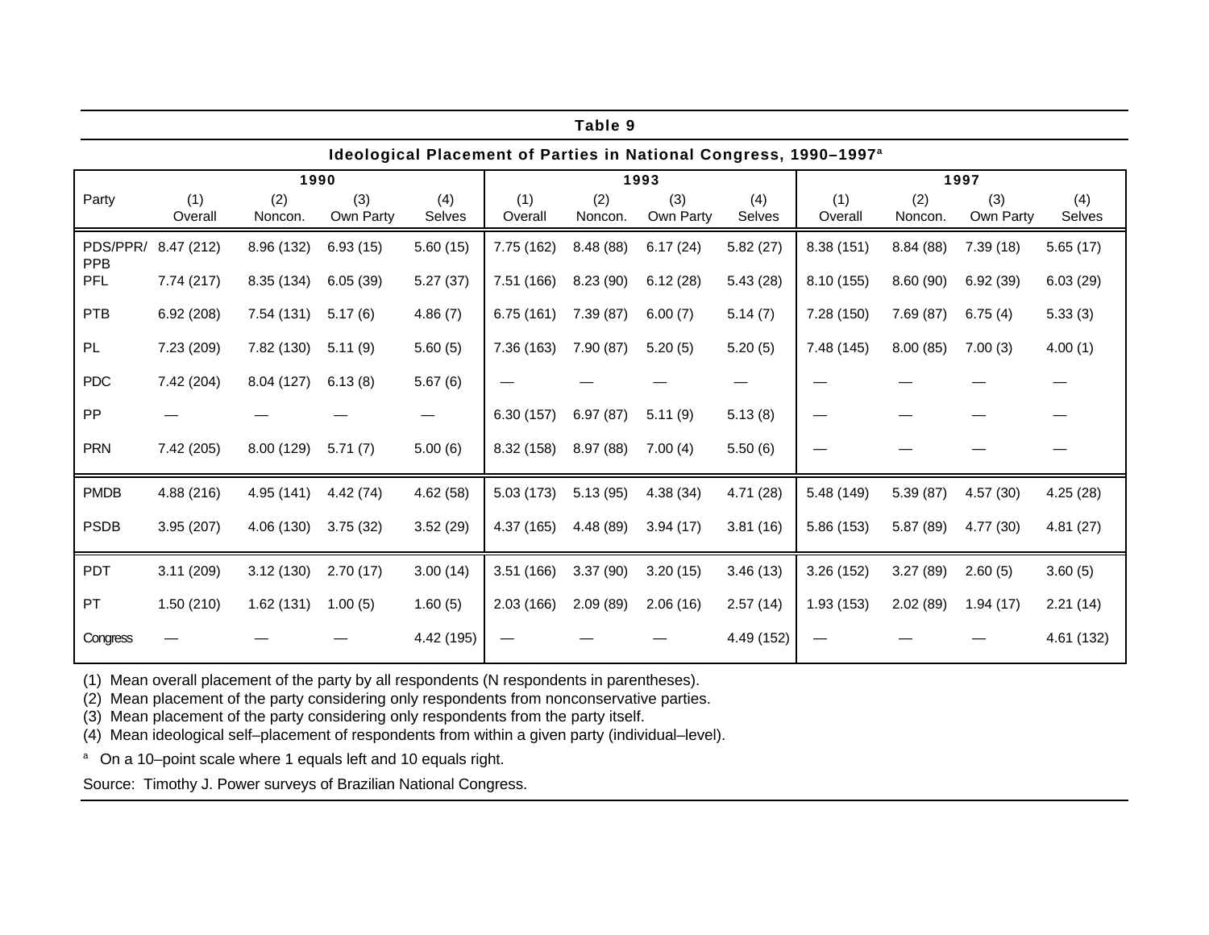## Table 9

### Ideological Placement of Parties in National Congress, 1990–1997[a]

| | 1990 | | | | 1993 | | | | 1997 | | | |
|---|---|---|---|---|---|---|---|---|---|---|---|---|
| Party | (1) Overall | (2) Noncon. | (3) Own Party | (4) Selves | (1) Overall | (2) Noncon. | (3) Own Party | (4) Selves | (1) Overall | (2) Noncon. | (3) Own Party | (4) Selves |
| PDS/PPR/PPB | 8.47 (212) | 8.96 (132) | 6.93 (15) | 5.60 (15) | 7.75 (162) | 8.48 (88) | 6.17 (24) | 5.82 (27) | 8.38 (151) | 8.84 (88) | 7.39 (18) | 5.65 (17) |
| PFL | 7.74 (217) | 8.35 (134) | 6.05 (39) | 5.27 (37) | 7.51 (166) | 8.23 (90) | 6.12 (28) | 5.43 (28) | 8.10 (155) | 8.60 (90) | 6.92 (39) | 6.03 (29) |
| PTB | 6.92 (208) | 7.54 (131) | 5.17 (6) | 4.86 (7) | 6.75 (161) | 7.39 (87) | 6.00 (7) | 5.14 (7) | 7.28 (150) | 7.69 (87) | 6.75 (4) | 5.33 (3) |
| PL | 7.23 (209) | 7.82 (130) | 5.11 (9) | 5.60 (5) | 7.36 (163) | 7.90 (87) | 5.20 (5) | 5.20 (5) | 7.48 (145) | 8.00 (85) | 7.00 (3) | 4.00 (1) |
| PDC | 7.42 (204) | 8.04 (127) | 6.13 (8) | 5.67 (6) | — | — | — | — | — | — | — | — |
| PP | — | — | — | — | 6.30 (157) | 6.97 (87) | 5.11 (9) | 5.13 (8) | — | — | — | — |
| PRN | 7.42 (205) | 8.00 (129) | 5.71 (7) | 5.00 (6) | 8.32 (158) | 8.97 (88) | 7.00 (4) | 5.50 (6) | — | — | — | — |
| PMDB | 4.88 (216) | 4.95 (141) | 4.42 (74) | 4.62 (58) | 5.03 (173) | 5.13 (95) | 4.38 (34) | 4.71 (28) | 5.48 (149) | 5.39 (87) | 4.57 (30) | 4.25 (28) |
| PSDB | 3.95 (207) | 4.06 (130) | 3.75 (32) | 3.52 (29) | 4.37 (165) | 4.48 (89) | 3.94 (17) | 3.81 (16) | 5.86 (153) | 5.87 (89) | 4.77 (30) | 4.81 (27) |
| PDT | 3.11 (209) | 3.12 (130) | 2.70 (17) | 3.00 (14) | 3.51 (166) | 3.37 (90) | 3.20 (15) | 3.46 (13) | 3.26 (152) | 3.27 (89) | 2.60 (5) | 3.60 (5) |
| PT | 1.50 (210) | 1.62 (131) | 1.00 (5) | 1.60 (5) | 2.03 (166) | 2.09 (89) | 2.06 (16) | 2.57 (14) | 1.93 (153) | 2.02 (89) | 1.94 (17) | 2.21 (14) |
| Congress | — | — | — | 4.42 (195) | — | — | — | 4.49 (152) | — | — | — | 4.61 (132) |

(1) Mean overall placement of the party by all respondents (N respondents in parentheses).
(2) Mean placement of the party considering only respondents from nonconservative parties.
(3) Mean placement of the party considering only respondents from the party itself.
(4) Mean ideological self–placement of respondents from within a given party (individual–level).

[a] On a 10–point scale where 1 equals left and 10 equals right.

Source: Timothy J. Power surveys of Brazilian National Congress.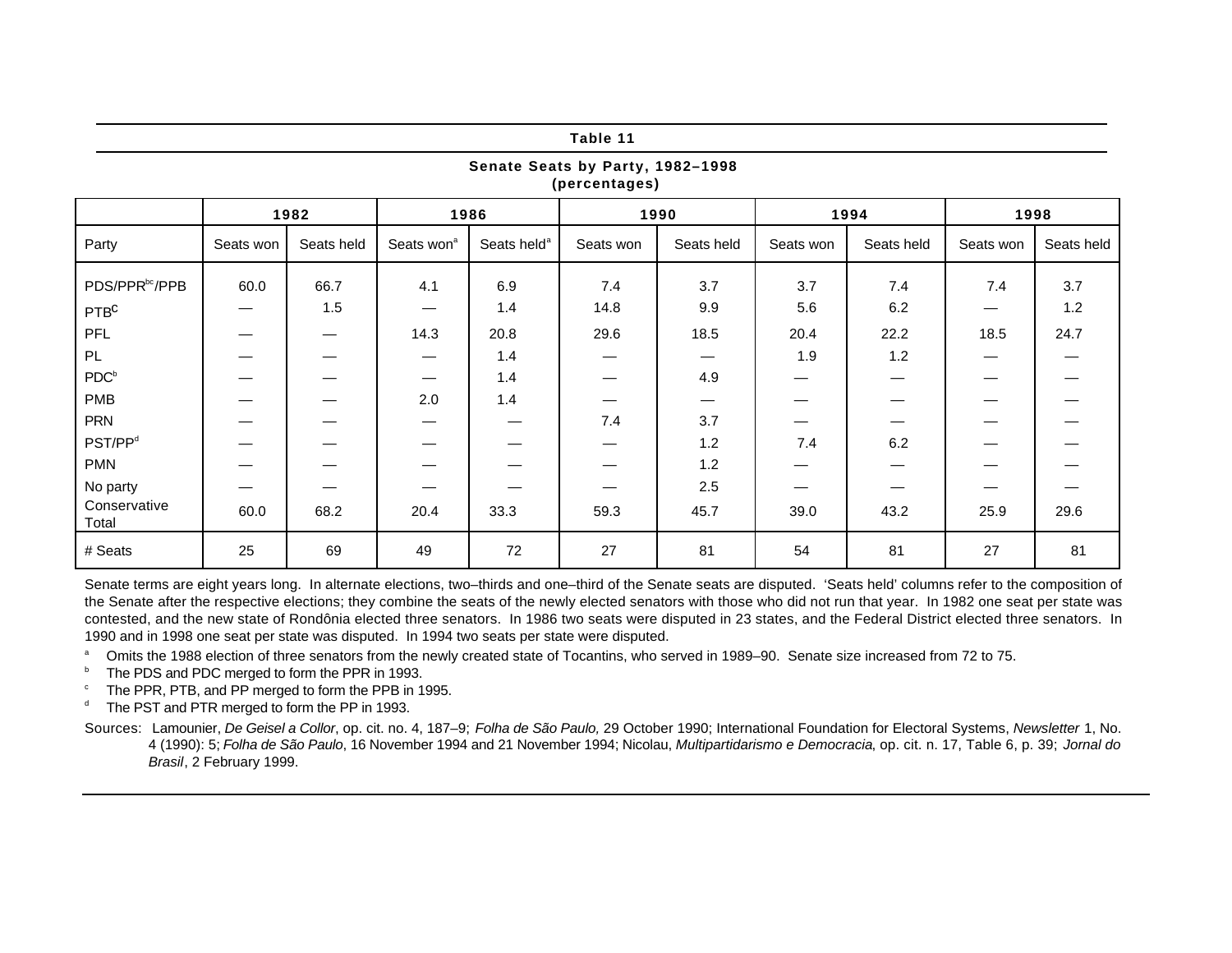**Table 11**

**Senate Seats by Party, 1982–1998**
**(percentages)**

| | 1982 | | 1986 | | 1990 | | 1994 | | 1998 | |
|---|---|---|---|---|---|---|---|---|---|---|
| Party | Seats won | Seats held | Seats won[a] | Seats held[a] | Seats won | Seats held | Seats won | Seats held | Seats won | Seats held |
| PDS/PPR[bc]/PPB | 60.0 | 66.7 | 4.1 | 6.9 | 7.4 | 3.7 | 3.7 | 7.4 | 7.4 | 3.7 |
| PTB[c] | — | 1.5 | — | 1.4 | 14.8 | 9.9 | 5.6 | 6.2 | — | 1.2 |
| PFL | — | — | 14.3 | 20.8 | 29.6 | 18.5 | 20.4 | 22.2 | 18.5 | 24.7 |
| PL | — | — | — | 1.4 | — | — | 1.9 | 1.2 | — | — |
| PDC[b] | — | — | — | 1.4 | — | 4.9 | — | — | — | — |
| PMB | — | — | 2.0 | 1.4 | — | — | — | — | — | — |
| PRN | — | — | — | — | 7.4 | 3.7 | — | — | — | — |
| PST/PP[d] | — | — | — | — | — | 1.2 | 7.4 | 6.2 | — | — |
| PMN | — | — | — | — | — | 1.2 | — | — | — | — |
| No party | — | — | — | — | — | 2.5 | — | — | — | — |
| Conservative Total | 60.0 | 68.2 | 20.4 | 33.3 | 59.3 | 45.7 | 39.0 | 43.2 | 25.9 | 29.6 |
| # Seats | 25 | 69 | 49 | 72 | 27 | 81 | 54 | 81 | 27 | 81 |

Senate terms are eight years long. In alternate elections, two–thirds and one–third of the Senate seats are disputed. 'Seats held' columns refer to the composition of the Senate after the respective elections; they combine the seats of the newly elected senators with those who did not run that year. In 1982 one seat per state was contested, and the new state of Rondônia elected three senators. In 1986 two seats were disputed in 23 states, and the Federal District elected three senators. In 1990 and in 1998 one seat per state was disputed. In 1994 two seats per state were disputed.

[a] Omits the 1988 election of three senators from the newly created state of Tocantins, who served in 1989–90. Senate size increased from 72 to 75.

[b] The PDS and PDC merged to form the PPR in 1993.

[c] The PPR, PTB, and PP merged to form the PPB in 1995.

[d] The PST and PTR merged to form the PP in 1993.

Sources: Lamounier, *De Geisel a Collor*, op. cit. no. 4, 187–9; *Folha de São Paulo,* 29 October 1990; International Foundation for Electoral Systems, *Newsletter* 1, No. 4 (1990): 5; *Folha de São Paulo*, 16 November 1994 and 21 November 1994; Nicolau, *Multipartidarismo e Democracia*, op. cit. n. 17, Table 6, p. 39; *Jornal do Brasil*, 2 February 1999.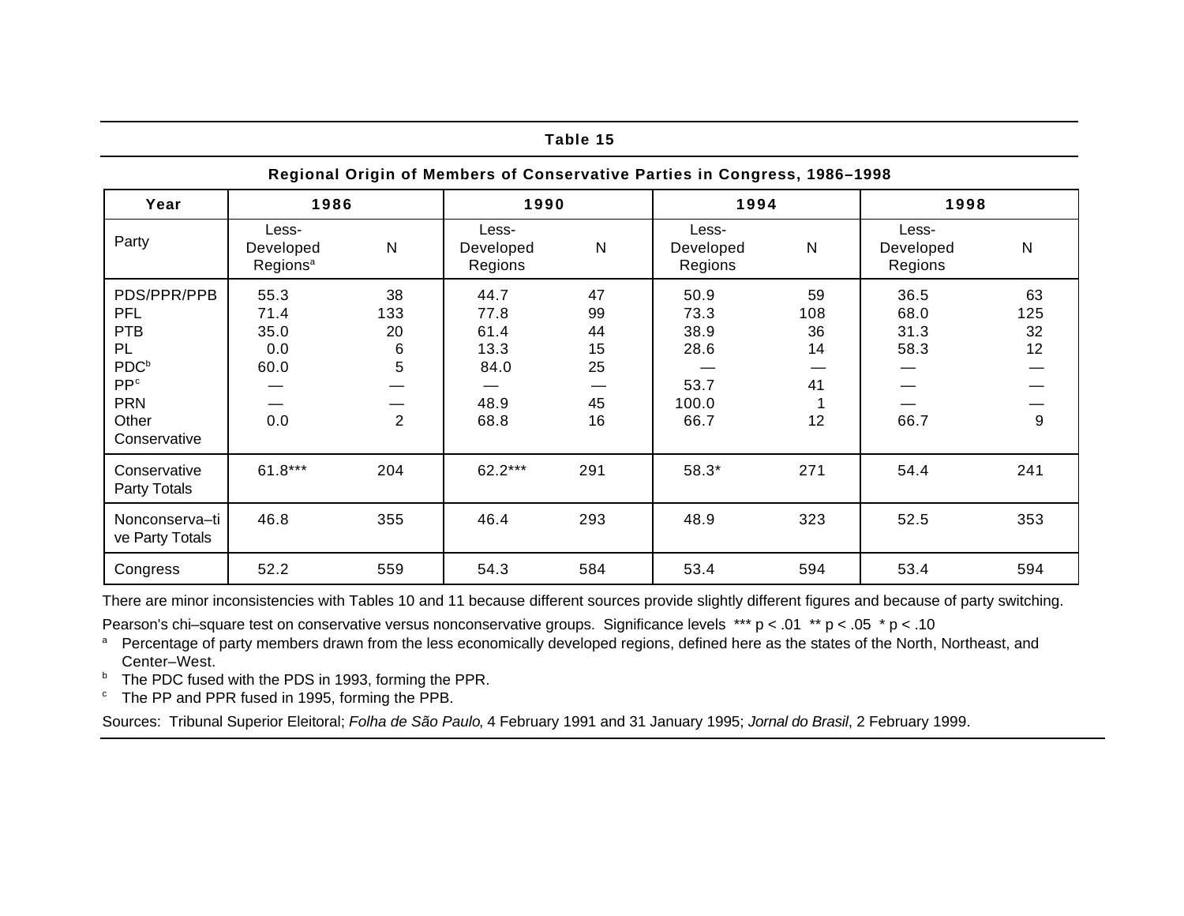**Table 15**

**Regional Origin of Members of Conservative Parties in Congress, 1986–1998**

| Year | 1986 | | 1990 | | 1994 | | 1998 | |
|---|---|---|---|---|---|---|---|---|
| Party | Less-Developed Regions[a] | N | Less-Developed Regions | N | Less-Developed Regions | N | Less-Developed Regions | N |
| PDS/PPR/PPB | 55.3 | 38 | 44.7 | 47 | 50.9 | 59 | 36.5 | 63 |
| PFL | 71.4 | 133 | 77.8 | 99 | 73.3 | 108 | 68.0 | 125 |
| PTB | 35.0 | 20 | 61.4 | 44 | 38.9 | 36 | 31.3 | 32 |
| PL | 0.0 | 6 | 13.3 | 15 | 28.6 | 14 | 58.3 | 12 |
| PDC[b] | 60.0 | 5 | 84.0 | 25 | — | — | — | — |
| PP[c] | — | — | — | — | 53.7 | 41 | — | — |
| PRN | — | — | 48.9 | 45 | 100.0 | 1 | — | — |
| Other Conservative | 0.0 | 2 | 68.8 | 16 | 66.7 | 12 | 66.7 | 9 |
| Conservative Party Totals | 61.8*** | 204 | 62.2*** | 291 | 58.3* | 271 | 54.4 | 241 |
| Nonconservative Party Totals | 46.8 | 355 | 46.4 | 293 | 48.9 | 323 | 52.5 | 353 |
| Congress | 52.2 | 559 | 54.3 | 584 | 53.4 | 594 | 53.4 | 594 |

There are minor inconsistencies with Tables 10 and 11 because different sources provide slightly different figures and because of party switching.

Pearson's chi–square test on conservative versus nonconservative groups. Significance levels *** $p < .01$ ** $p < .05$ * $p < .10$

[a] Percentage of party members drawn from the less economically developed regions, defined here as the states of the North, Northeast, and Center–West.

[b] The PDC fused with the PDS in 1993, forming the PPR.

[c] The PP and PPR fused in 1995, forming the PPB.

Sources: Tribunal Superior Eleitoral; *Folha de São Paulo*, 4 February 1991 and 31 January 1995; *Jornal do Brasil*, 2 February 1999.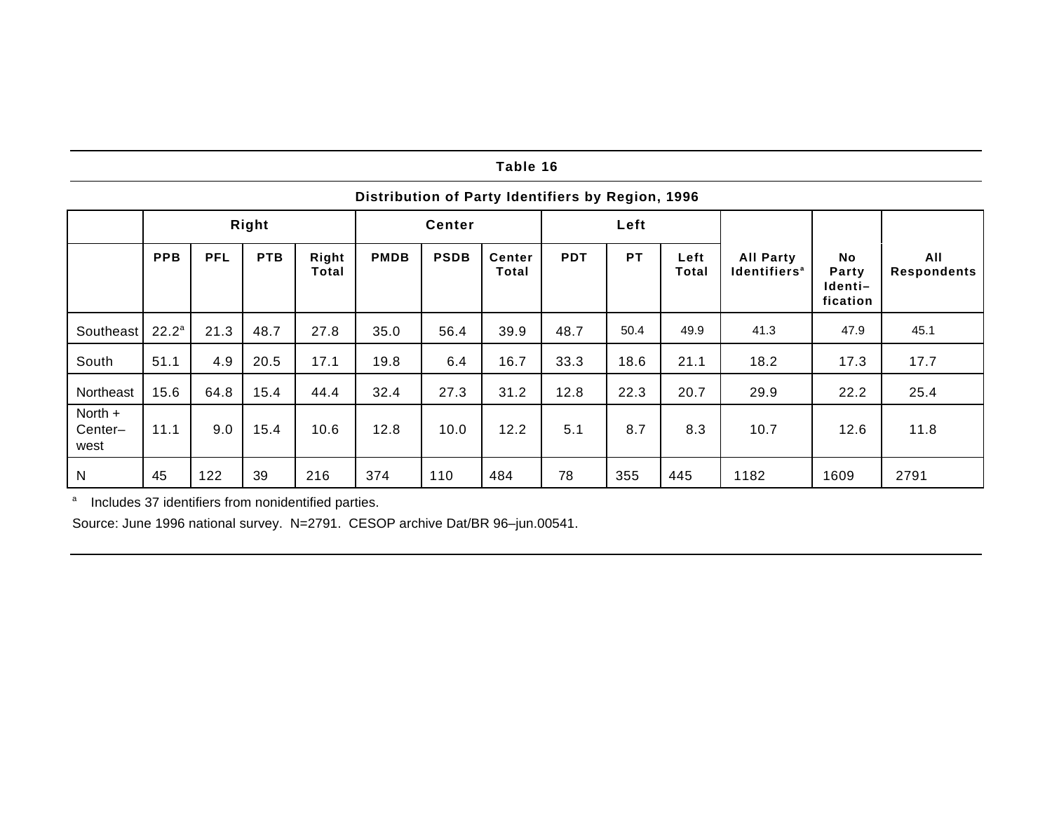**Table 16**

**Distribution of Party Identifiers by Region, 1996**

| | Right | | | | Center | | | Left | | | | | |
|---|---|---|---|---|---|---|---|---|---|---|---|---|---|
| | PPB | PFL | PTB | Right Total | PMDB | PSDB | Center Total | PDT | PT | Left Total | All Party Identifiers[a] | No Party Identi–fication | All Respondents |
| Southeast | 22.2[a] | 21.3 | 48.7 | 27.8 | 35.0 | 56.4 | 39.9 | 48.7 | 50.4 | 49.9 | 41.3 | 47.9 | 45.1 |
| South | 51.1 | 4.9 | 20.5 | 17.1 | 19.8 | 6.4 | 16.7 | 33.3 | 18.6 | 21.1 | 18.2 | 17.3 | 17.7 |
| Northeast | 15.6 | 64.8 | 15.4 | 44.4 | 32.4 | 27.3 | 31.2 | 12.8 | 22.3 | 20.7 | 29.9 | 22.2 | 25.4 |
| North + Center–west | 11.1 | 9.0 | 15.4 | 10.6 | 12.8 | 10.0 | 12.2 | 5.1 | 8.7 | 8.3 | 10.7 | 12.6 | 11.8 |
| N | 45 | 122 | 39 | 216 | 374 | 110 | 484 | 78 | 355 | 445 | 1182 | 1609 | 2791 |

[a] Includes 37 identifiers from nonidentified parties.

Source: June 1996 national survey. N=2791. CESOP archive Dat/BR 96–jun.00541.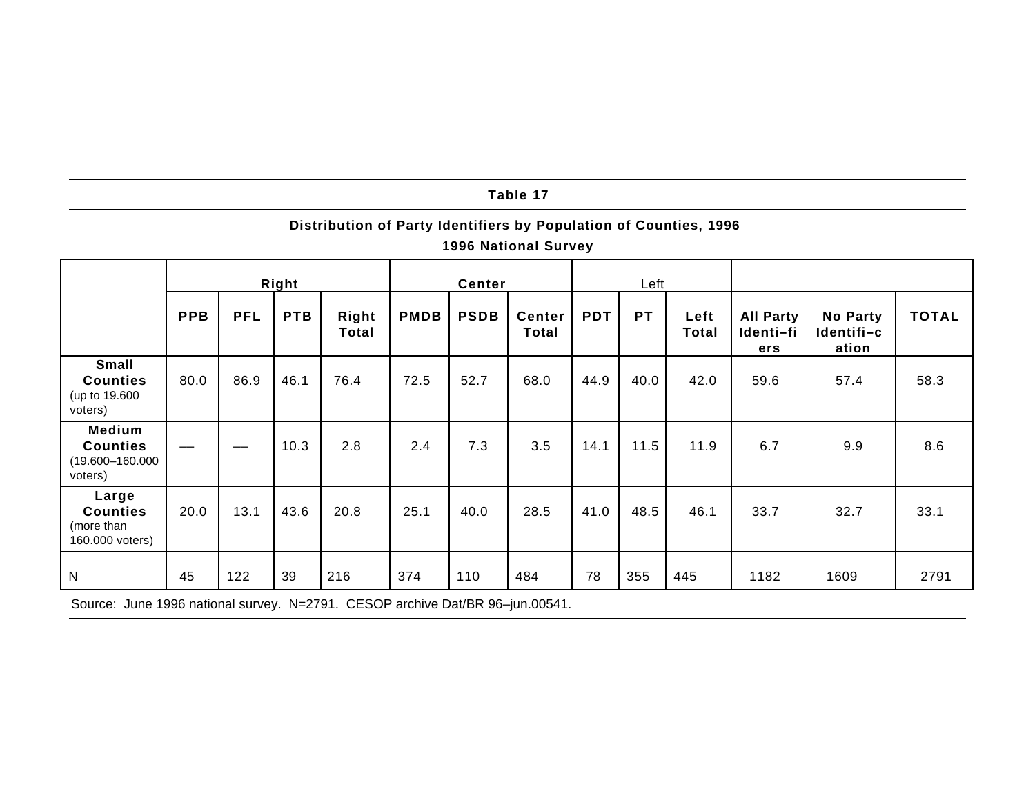**Table 17**

**Distribution of Party Identifiers by Population of Counties, 1996**

**1996 National Survey**

| | **Right** | | | | **Center** | | | Left | | | | | |
|---|---|---|---|---|---|---|---|---|---|---|---|---|---|
| | **PPB** | **PFL** | **PTB** | **Right Total** | **PMDB** | **PSDB** | **Center Total** | **PDT** | **PT** | **Left Total** | **All Party Identi–fiers** | **No Party Identifi–cation** | **TOTAL** |
| **Small Counties** (up to 19.600 voters) | 80.0 | 86.9 | 46.1 | 76.4 | 72.5 | 52.7 | 68.0 | 44.9 | 40.0 | 42.0 | 59.6 | 57.4 | 58.3 |
| **Medium Counties** (19.600–160.000 voters) | — | — | 10.3 | 2.8 | 2.4 | 7.3 | 3.5 | 14.1 | 11.5 | 11.9 | 6.7 | 9.9 | 8.6 |
| **Large Counties** (more than 160.000 voters) | 20.0 | 13.1 | 43.6 | 20.8 | 25.1 | 40.0 | 28.5 | 41.0 | 48.5 | 46.1 | 33.7 | 32.7 | 33.1 |
| N | 45 | 122 | 39 | 216 | 374 | 110 | 484 | 78 | 355 | 445 | 1182 | 1609 | 2791 |

Source: June 1996 national survey. N=2791. CESOP archive Dat/BR 96–jun.00541.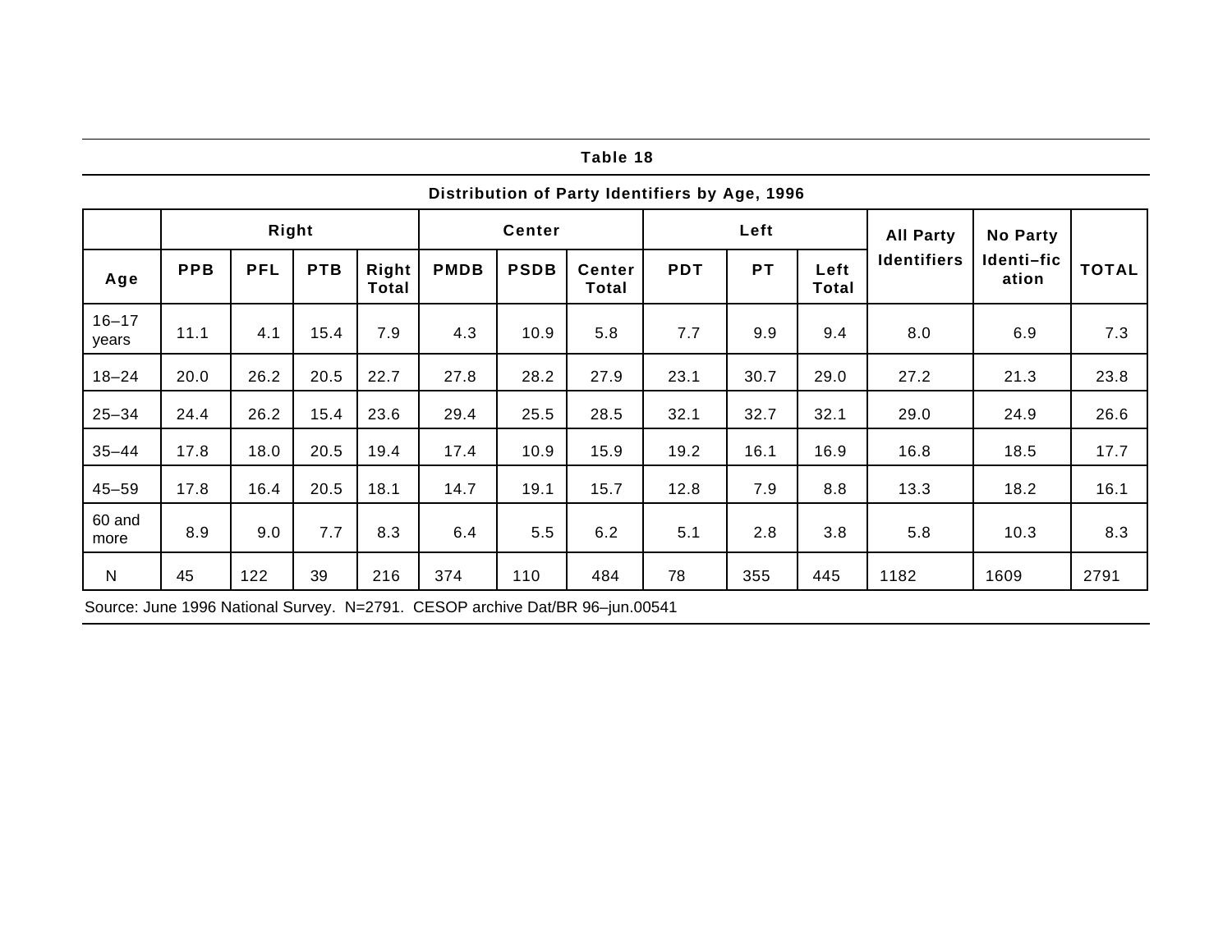**Table 18**

**Distribution of Party Identifiers by Age, 1996**

| | Right | | | | Center | | | Left | | | All Party Identifiers | No Party Identi–fication | TOTAL |
|---|---|---|---|---|---|---|---|---|---|---|---|---|---|
| Age | PPB | PFL | PTB | Right Total | PMDB | PSDB | Center Total | PDT | PT | Left Total | | | |
| 16–17 years | 11.1 | 4.1 | 15.4 | 7.9 | 4.3 | 10.9 | 5.8 | 7.7 | 9.9 | 9.4 | 8.0 | 6.9 | 7.3 |
| 18–24 | 20.0 | 26.2 | 20.5 | 22.7 | 27.8 | 28.2 | 27.9 | 23.1 | 30.7 | 29.0 | 27.2 | 21.3 | 23.8 |
| 25–34 | 24.4 | 26.2 | 15.4 | 23.6 | 29.4 | 25.5 | 28.5 | 32.1 | 32.7 | 32.1 | 29.0 | 24.9 | 26.6 |
| 35–44 | 17.8 | 18.0 | 20.5 | 19.4 | 17.4 | 10.9 | 15.9 | 19.2 | 16.1 | 16.9 | 16.8 | 18.5 | 17.7 |
| 45–59 | 17.8 | 16.4 | 20.5 | 18.1 | 14.7 | 19.1 | 15.7 | 12.8 | 7.9 | 8.8 | 13.3 | 18.2 | 16.1 |
| 60 and more | 8.9 | 9.0 | 7.7 | 8.3 | 6.4 | 5.5 | 6.2 | 5.1 | 2.8 | 3.8 | 5.8 | 10.3 | 8.3 |
| N | 45 | 122 | 39 | 216 | 374 | 110 | 484 | 78 | 355 | 445 | 1182 | 1609 | 2791 |

Source: June 1996 National Survey. N=2791. CESOP archive Dat/BR 96–jun.00541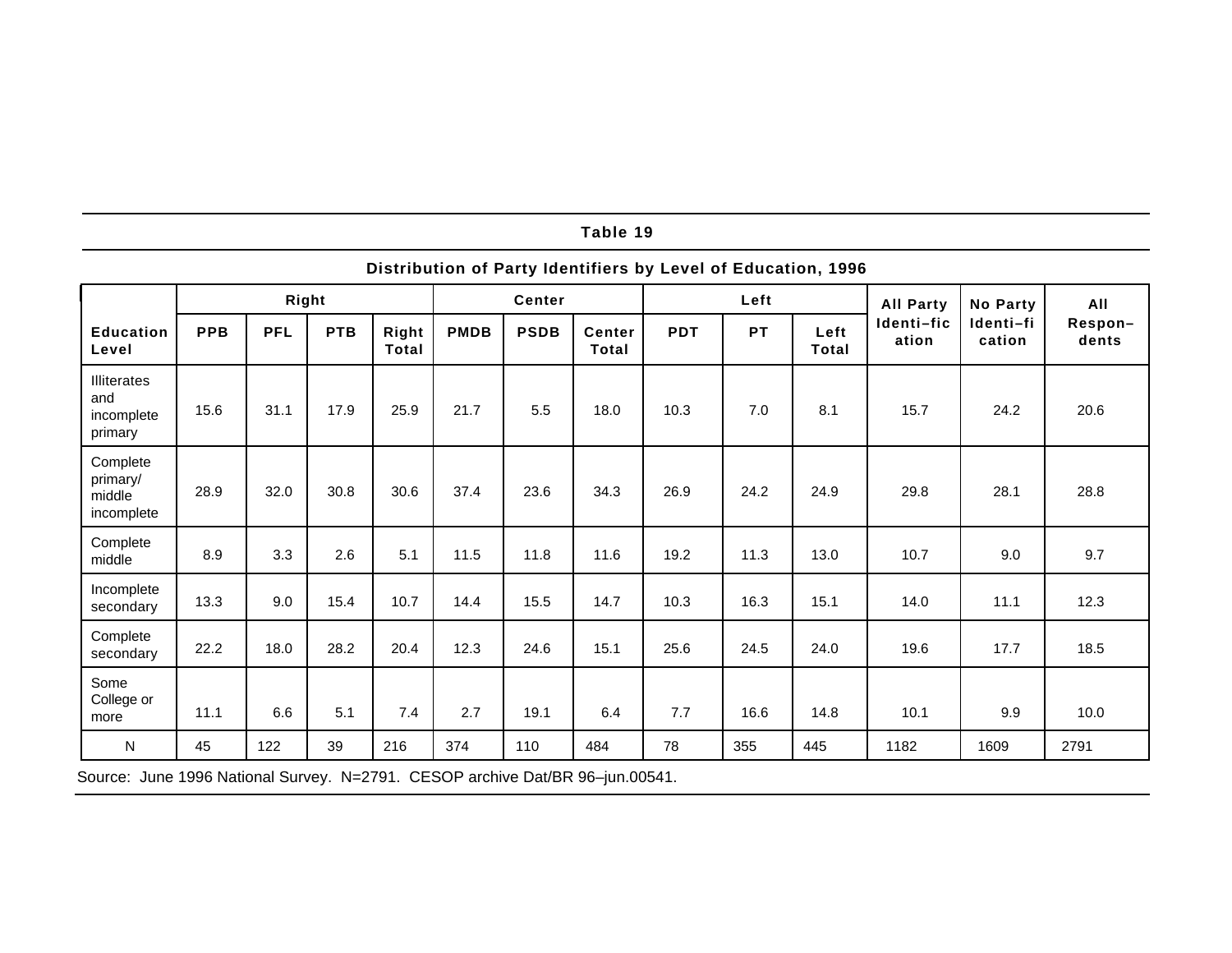**Table 19**

**Distribution of Party Identifiers by Level of Education, 1996**

| | Right | | | | Center | | | Left | | | All Party Identi–fication | No Party Identi–fication | All Respon–dents |
|---|---|---|---|---|---|---|---|---|---|---|---|---|---|
| **Education Level** | **PPB** | **PFL** | **PTB** | **Right Total** | **PMDB** | **PSDB** | **Center Total** | **PDT** | **PT** | **Left Total** | | | |
| Illiterates and incomplete primary | 15.6 | 31.1 | 17.9 | 25.9 | 21.7 | 5.5 | 18.0 | 10.3 | 7.0 | 8.1 | 15.7 | 24.2 | 20.6 |
| Complete primary/ middle incomplete | 28.9 | 32.0 | 30.8 | 30.6 | 37.4 | 23.6 | 34.3 | 26.9 | 24.2 | 24.9 | 29.8 | 28.1 | 28.8 |
| Complete middle | 8.9 | 3.3 | 2.6 | 5.1 | 11.5 | 11.8 | 11.6 | 19.2 | 11.3 | 13.0 | 10.7 | 9.0 | 9.7 |
| Incomplete secondary | 13.3 | 9.0 | 15.4 | 10.7 | 14.4 | 15.5 | 14.7 | 10.3 | 16.3 | 15.1 | 14.0 | 11.1 | 12.3 |
| Complete secondary | 22.2 | 18.0 | 28.2 | 20.4 | 12.3 | 24.6 | 15.1 | 25.6 | 24.5 | 24.0 | 19.6 | 17.7 | 18.5 |
| Some College or more | 11.1 | 6.6 | 5.1 | 7.4 | 2.7 | 19.1 | 6.4 | 7.7 | 16.6 | 14.8 | 10.1 | 9.9 | 10.0 |
| N | 45 | 122 | 39 | 216 | 374 | 110 | 484 | 78 | 355 | 445 | 1182 | 1609 | 2791 |

Source: June 1996 National Survey. N=2791. CESOP archive Dat/BR 96–jun.00541.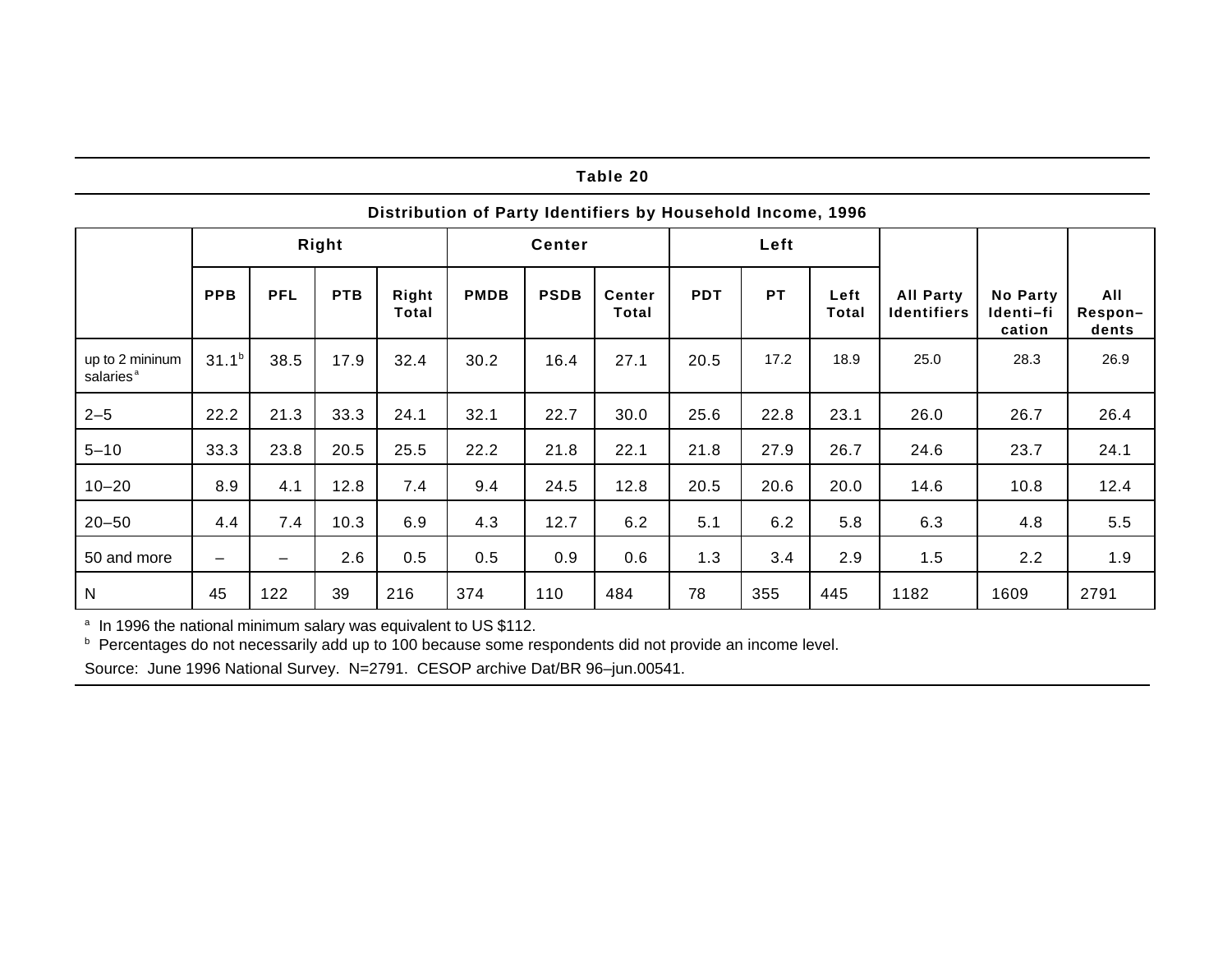**Table 20**

**Distribution of Party Identifiers by Household Income, 1996**

| | Right | | | | Center | | | Left | | | | | |
|---|---|---|---|---|---|---|---|---|---|---|---|---|---|
| | PPB | PFL | PTB | Right Total | PMDB | PSDB | Center Total | PDT | PT | Left Total | All Party Identifiers | No Party Identi–fication | All Respon–dents |
| up to 2 mininum salaries[a] | 31.1[b] | 38.5 | 17.9 | 32.4 | 30.2 | 16.4 | 27.1 | 20.5 | 17.2 | 18.9 | 25.0 | 28.3 | 26.9 |
| 2–5 | 22.2 | 21.3 | 33.3 | 24.1 | 32.1 | 22.7 | 30.0 | 25.6 | 22.8 | 23.1 | 26.0 | 26.7 | 26.4 |
| 5–10 | 33.3 | 23.8 | 20.5 | 25.5 | 22.2 | 21.8 | 22.1 | 21.8 | 27.9 | 26.7 | 24.6 | 23.7 | 24.1 |
| 10–20 | 8.9 | 4.1 | 12.8 | 7.4 | 9.4 | 24.5 | 12.8 | 20.5 | 20.6 | 20.0 | 14.6 | 10.8 | 12.4 |
| 20–50 | 4.4 | 7.4 | 10.3 | 6.9 | 4.3 | 12.7 | 6.2 | 5.1 | 6.2 | 5.8 | 6.3 | 4.8 | 5.5 |
| 50 and more | – | – | 2.6 | 0.5 | 0.5 | 0.9 | 0.6 | 1.3 | 3.4 | 2.9 | 1.5 | 2.2 | 1.9 |
| N | 45 | 122 | 39 | 216 | 374 | 110 | 484 | 78 | 355 | 445 | 1182 | 1609 | 2791 |

[a] In 1996 the national minimum salary was equivalent to US $112.

[b] Percentages do not necessarily add up to 100 because some respondents did not provide an income level.

Source: June 1996 National Survey. N=2791. CESOP archive Dat/BR 96–jun.00541.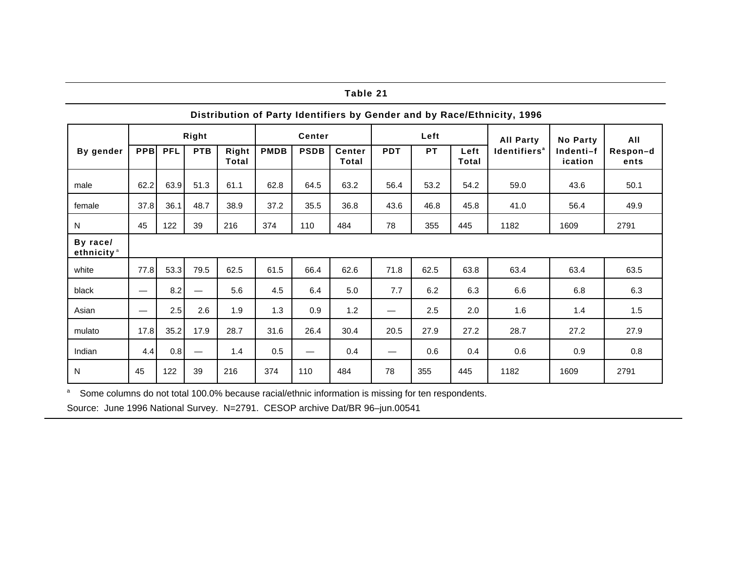**Table 21**

**Distribution of Party Identifiers by Gender and by Race/Ethnicity, 1996**

| By gender | Right | | | | Center | | | Left | | | All Party Identifiers[a] | No Party Indenti–fication | All Respon–dents |
|---|---|---|---|---|---|---|---|---|---|---|---|---|---|
| | PPB | PFL | PTB | Right Total | PMDB | PSDB | Center Total | PDT | PT | Left Total | | | |
| male | 62.2 | 63.9 | 51.3 | 61.1 | 62.8 | 64.5 | 63.2 | 56.4 | 53.2 | 54.2 | 59.0 | 43.6 | 50.1 |
| female | 37.8 | 36.1 | 48.7 | 38.9 | 37.2 | 35.5 | 36.8 | 43.6 | 46.8 | 45.8 | 41.0 | 56.4 | 49.9 |
| N | 45 | 122 | 39 | 216 | 374 | 110 | 484 | 78 | 355 | 445 | 1182 | 1609 | 2791 |
| **By race/ ethnicity**[a] | | | | | | | | | | | | | |
| white | 77.8 | 53.3 | 79.5 | 62.5 | 61.5 | 66.4 | 62.6 | 71.8 | 62.5 | 63.8 | 63.4 | 63.4 | 63.5 |
| black | — | 8.2 | — | 5.6 | 4.5 | 6.4 | 5.0 | 7.7 | 6.2 | 6.3 | 6.6 | 6.8 | 6.3 |
| Asian | — | 2.5 | 2.6 | 1.9 | 1.3 | 0.9 | 1.2 | — | 2.5 | 2.0 | 1.6 | 1.4 | 1.5 |
| mulato | 17.8 | 35.2 | 17.9 | 28.7 | 31.6 | 26.4 | 30.4 | 20.5 | 27.9 | 27.2 | 28.7 | 27.2 | 27.9 |
| Indian | 4.4 | 0.8 | — | 1.4 | 0.5 | — | 0.4 | — | 0.6 | 0.4 | 0.6 | 0.9 | 0.8 |
| N | 45 | 122 | 39 | 216 | 374 | 110 | 484 | 78 | 355 | 445 | 1182 | 1609 | 2791 |

[a] Some columns do not total 100.0% because racial/ethnic information is missing for ten respondents.

Source: June 1996 National Survey. N=2791. CESOP archive Dat/BR 96–jun.00541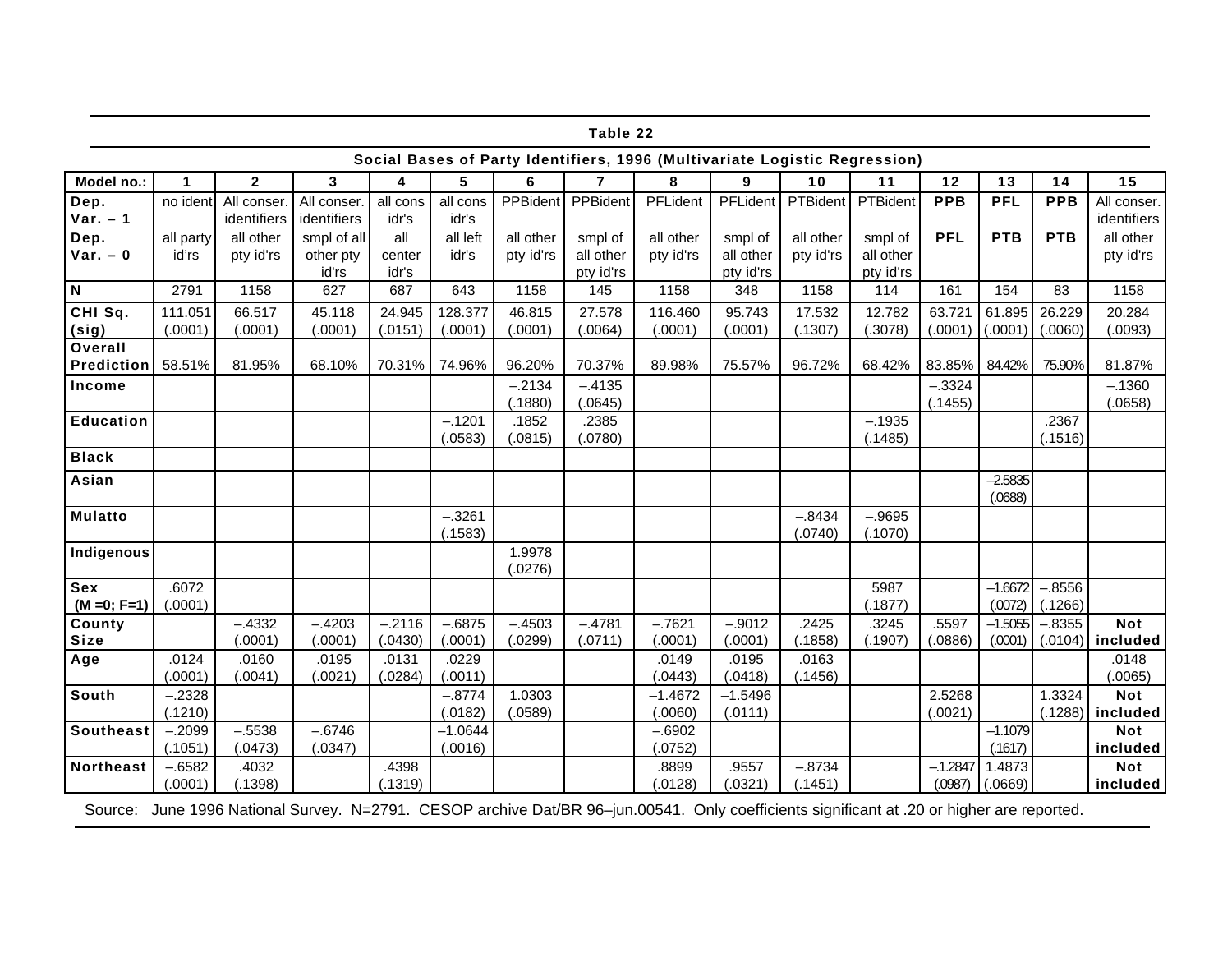**Table 22**

**Social Bases of Party Identifiers, 1996 (Multivariate Logistic Regression)**

| Model no.: | 1 | 2 | 3 | 4 | 5 | 6 | 7 | 8 | 9 | 10 | 11 | 12 | 13 | 14 | 15 |
|---|---|---|---|---|---|---|---|---|---|---|---|---|---|---|---|
| **Dep. Var. – 1** | no ident | All conser. identifiers | All conser. identifiers | all cons idr's | all cons idr's | PPBident | PPBident | PFLident | PFLident | PTBident | PTBident | **PPB** | **PFL** | **PPB** | All conser. identifiers |
| **Dep. Var. – 0** | all party id'rs | all other pty id'rs | smpl of all other pty id'rs | all center idr's | all left idr's | all other pty id'rs | smpl of all other pty id'rs | all other pty id'rs | smpl of all other pty id'rs | all other pty id'rs | smpl of all other pty id'rs | **PFL** | **PTB** | **PTB** | all other pty id'rs |
| **N** | 2791 | 1158 | 627 | 687 | 643 | 1158 | 145 | 1158 | 348 | 1158 | 114 | 161 | 154 | 83 | 1158 |
| **CHI Sq. (sig)** | 111.051 (.0001) | 66.517 (.0001) | 45.118 (.0001) | 24.945 (.0151) | 128.377 (.0001) | 46.815 (.0001) | 27.578 (.0064) | 116.460 (.0001) | 95.743 (.0001) | 17.532 (.1307) | 12.782 (.3078) | 63.721 (.0001) | 61.895 (.0001) | 26.229 (.0060) | 20.284 (.0093) |
| **Overall Prediction** | 58.51% | 81.95% | 68.10% | 70.31% | 74.96% | 96.20% | 70.37% | 89.98% | 75.57% | 96.72% | 68.42% | 83.85% | 84.42% | 75.90% | 81.87% |
| **Income** | | | | | | –.2134 (.1880) | –.4135 (.0645) | | | | | –.3324 (.1455) | | | –.1360 (.0658) |
| **Education** | | | | | –.1201 (.0583) | .1852 (.0815) | .2385 (.0780) | | | | –.1935 (.1485) | | | .2367 (.1516) | |
| **Black** | | | | | | | | | | | | | | | |
| **Asian** | | | | | | | | | | | | | –2.5835 (.0688) | | |
| **Mulatto** | | | | | –.3261 (.1583) | | | | | –.8434 (.0740) | –.9695 (.1070) | | | | |
| **Indigenous** | | | | | | 1.9978 (.0276) | | | | | | | | | |
| **Sex (M =0; F=1)** | .6072 (.0001) | | | | | | | | | | 5987 (.1877) | | –1.6672 (.0072) | –.8556 (.1266) | |
| **County Size** | | –.4332 (.0001) | –.4203 (.0001) | –.2116 (.0430) | –.6875 (.0001) | –.4503 (.0299) | –.4781 (.0711) | –.7621 (.0001) | –.9012 (.0001) | .2425 (.1858) | .3245 (.1907) | .5597 (.0886) | –1.5055 (.0001) | –.8355 (.0104) | **Not included** |
| **Age** | .0124 (.0001) | .0160 (.0041) | .0195 (.0021) | .0131 (.0284) | .0229 (.0011) | | | .0149 (.0443) | .0195 (.0418) | .0163 (.1456) | | | | | .0148 (.0065) |
| **South** | –.2328 (.1210) | | | | –.8774 (.0182) | 1.0303 (.0589) | | –1.4672 (.0060) | –1.5496 (.0111) | | | 2.5268 (.0021) | | 1.3324 (.1288) | **Not included** |
| **Southeast** | –.2099 (.1051) | –.5538 (.0473) | –.6746 (.0347) | | –1.0644 (.0016) | | | –.6902 (.0752) | | | | | –1.1079 (.1617) | | **Not included** |
| **Northeast** | –.6582 (.0001) | .4032 (.1398) | | .4398 (.1319) | | | | .8899 (.0128) | .9557 (.0321) | –.8734 (.1451) | | –1.2847 (.0987) | 1.4873 (.0669) | | **Not included** |

Source: June 1996 National Survey. N=2791. CESOP archive Dat/BR 96–jun.00541. Only coefficients significant at .20 or higher are reported.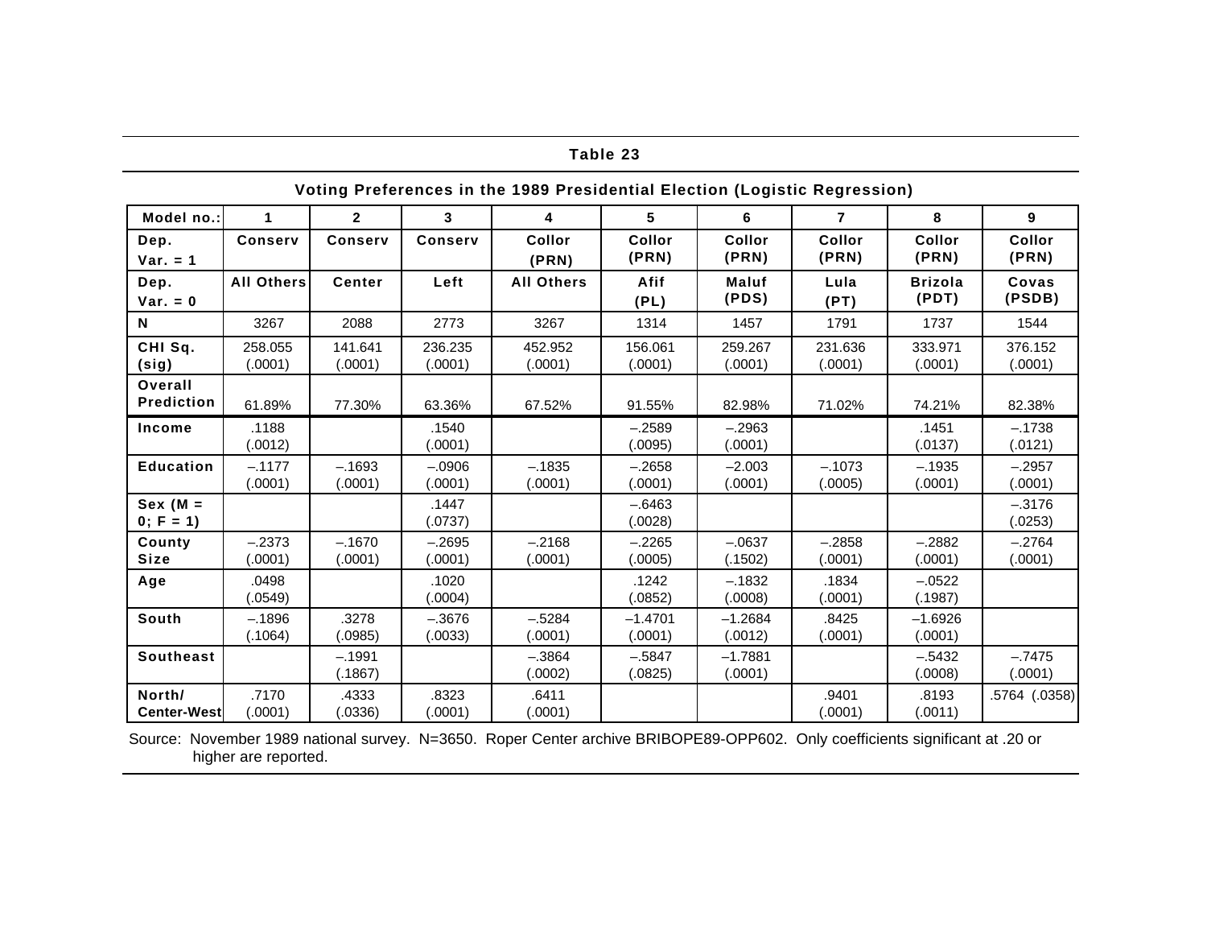**Table 23**

**Voting Preferences in the 1989 Presidential Election (Logistic Regression)**

| Model no.: | 1 | 2 | 3 | 4 | 5 | 6 | 7 | 8 | 9 |
|---|---|---|---|---|---|---|---|---|---|
| Dep. Var. = 1 | Conserv | Conserv | Conserv | Collor (PRN) | Collor (PRN) | Collor (PRN) | Collor (PRN) | Collor (PRN) | Collor (PRN) |
| Dep. Var. = 0 | All Others | Center | Left | All Others | Afif (PL) | Maluf (PDS) | Lula (PT) | Brizola (PDT) | Covas (PSDB) |
| N | 3267 | 2088 | 2773 | 3267 | 1314 | 1457 | 1791 | 1737 | 1544 |
| CHI Sq. (sig) | 258.055 (.0001) | 141.641 (.0001) | 236.235 (.0001) | 452.952 (.0001) | 156.061 (.0001) | 259.267 (.0001) | 231.636 (.0001) | 333.971 (.0001) | 376.152 (.0001) |
| Overall Prediction | 61.89% | 77.30% | 63.36% | 67.52% | 91.55% | 82.98% | 71.02% | 74.21% | 82.38% |
| Income | .1188 (.0012) | | .1540 (.0001) | | –.2589 (.0095) | –.2963 (.0001) | | .1451 (.0137) | –.1738 (.0121) |
| Education | –.1177 (.0001) | –.1693 (.0001) | –.0906 (.0001) | –.1835 (.0001) | –.2658 (.0001) | –2.003 (.0001) | –.1073 (.0005) | –.1935 (.0001) | –.2957 (.0001) |
| Sex (M = 0; F = 1) | | | .1447 (.0737) | | –.6463 (.0028) | | | | –.3176 (.0253) |
| County Size | –.2373 (.0001) | –.1670 (.0001) | –.2695 (.0001) | –.2168 (.0001) | –.2265 (.0005) | –.0637 (.1502) | –.2858 (.0001) | –.2882 (.0001) | –.2764 (.0001) |
| Age | .0498 (.0549) | | .1020 (.0004) | | .1242 (.0852) | –.1832 (.0008) | .1834 (.0001) | –.0522 (.1987) | |
| South | –.1896 (.1064) | .3278 (.0985) | –.3676 (.0033) | –.5284 (.0001) | –1.4701 (.0001) | –1.2684 (.0012) | .8425 (.0001) | –1.6926 (.0001) | |
| Southeast | | –.1991 (.1867) | | –.3864 (.0002) | –.5847 (.0825) | –1.7881 (.0001) | | –.5432 (.0008) | –.7475 (.0001) |
| North/ Center-West | .7170 (.0001) | .4333 (.0336) | .8323 (.0001) | .6411 (.0001) | | | .9401 (.0001) | .8193 (.0011) | .5764 (.0358) |

Source: November 1989 national survey. N=3650. Roper Center archive BRIBOPE89-OPP602. Only coefficients significant at .20 or higher are reported.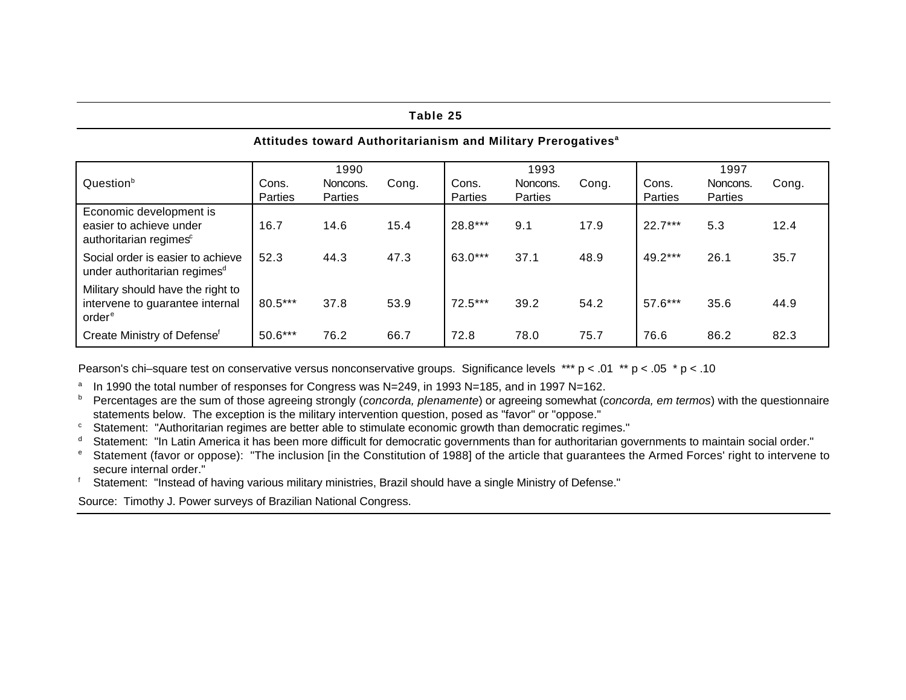**Table 25**

**Attitudes toward Authoritarianism and Military Prerogatives**[a]

| Question[b] | 1990 | | | 1993 | | | 1997 | | |
|---|---|---|---|---|---|---|---|---|---|
| | Cons. Parties | Noncons. Parties | Cong. | Cons. Parties | Noncons. Parties | Cong. | Cons. Parties | Noncons. Parties | Cong. |
| Economic development is easier to achieve under authoritarian regimes[c] | 16.7 | 14.6 | 15.4 | 28.8*** | 9.1 | 17.9 | 22.7*** | 5.3 | 12.4 |
| Social order is easier to achieve under authoritarian regimes[d] | 52.3 | 44.3 | 47.3 | 63.0*** | 37.1 | 48.9 | 49.2*** | 26.1 | 35.7 |
| Military should have the right to intervene to guarantee internal order[e] | 80.5*** | 37.8 | 53.9 | 72.5*** | 39.2 | 54.2 | 57.6*** | 35.6 | 44.9 |
| Create Ministry of Defense[f] | 50.6*** | 76.2 | 66.7 | 72.8 | 78.0 | 75.7 | 76.6 | 86.2 | 82.3 |

Pearson's chi–square test on conservative versus nonconservative groups. Significance levels *** $p < .01$ ** $p < .05$ * $p < .10$

[a] In 1990 the total number of responses for Congress was N=249, in 1993 N=185, and in 1997 N=162.

[b] Percentages are the sum of those agreeing strongly (*concorda, plenamente*) or agreeing somewhat (*concorda, em termos*) with the questionnaire statements below. The exception is the military intervention question, posed as "favor" or "oppose."

[c] Statement: "Authoritarian regimes are better able to stimulate economic growth than democratic regimes."

[d] Statement: "In Latin America it has been more difficult for democratic governments than for authoritarian governments to maintain social order."

[e] Statement (favor or oppose): "The inclusion [in the Constitution of 1988] of the article that guarantees the Armed Forces' right to intervene to secure internal order."

[f] Statement: "Instead of having various military ministries, Brazil should have a single Ministry of Defense."

Source: Timothy J. Power surveys of Brazilian National Congress.